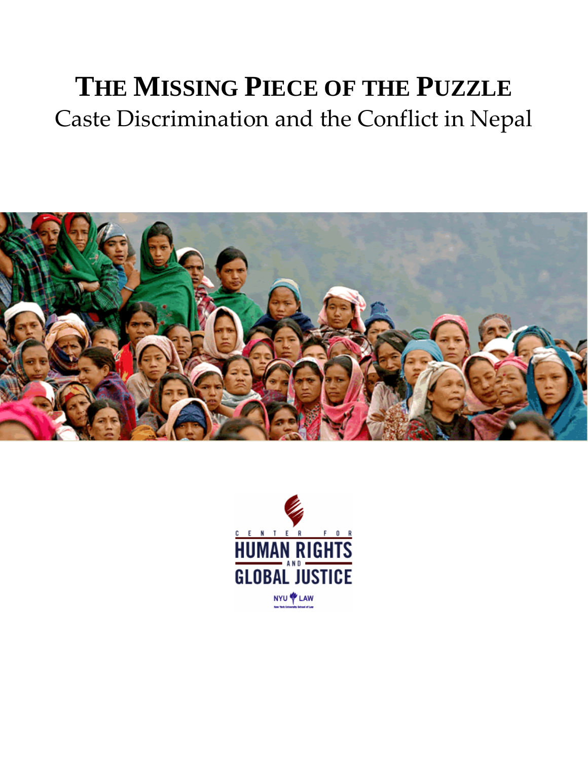# THE MISSING PIECE OF THE PUZZLE

## Caste Discrimination and the Conflict in Nepal

CENTER FOR HUMAN RIGHTS AND GLOBAL JUSTICE

NYU LAW

New York University School of Law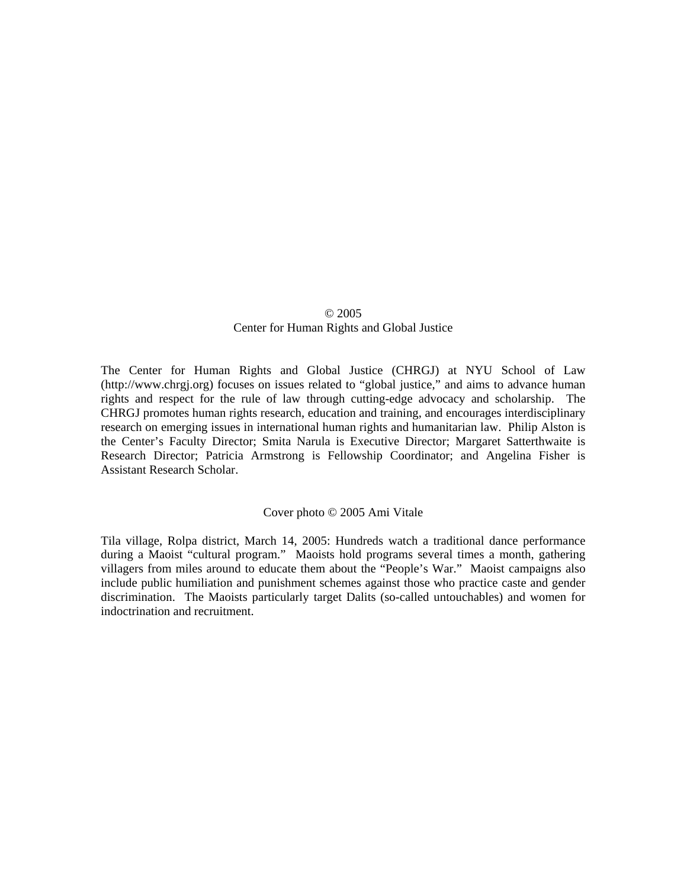© 2005
Center for Human Rights and Global Justice

The Center for Human Rights and Global Justice (CHRGJ) at NYU School of Law (http://www.chrgj.org) focuses on issues related to "global justice," and aims to advance human rights and respect for the rule of law through cutting-edge advocacy and scholarship. The CHRGJ promotes human rights research, education and training, and encourages interdisciplinary research on emerging issues in international human rights and humanitarian law. Philip Alston is the Center's Faculty Director; Smita Narula is Executive Director; Margaret Satterthwaite is Research Director; Patricia Armstrong is Fellowship Coordinator; and Angelina Fisher is Assistant Research Scholar.

Cover photo © 2005 Ami Vitale

Tila village, Rolpa district, March 14, 2005: Hundreds watch a traditional dance performance during a Maoist "cultural program." Maoists hold programs several times a month, gathering villagers from miles around to educate them about the "People's War." Maoist campaigns also include public humiliation and punishment schemes against those who practice caste and gender discrimination. The Maoists particularly target Dalits (so-called untouchables) and women for indoctrination and recruitment.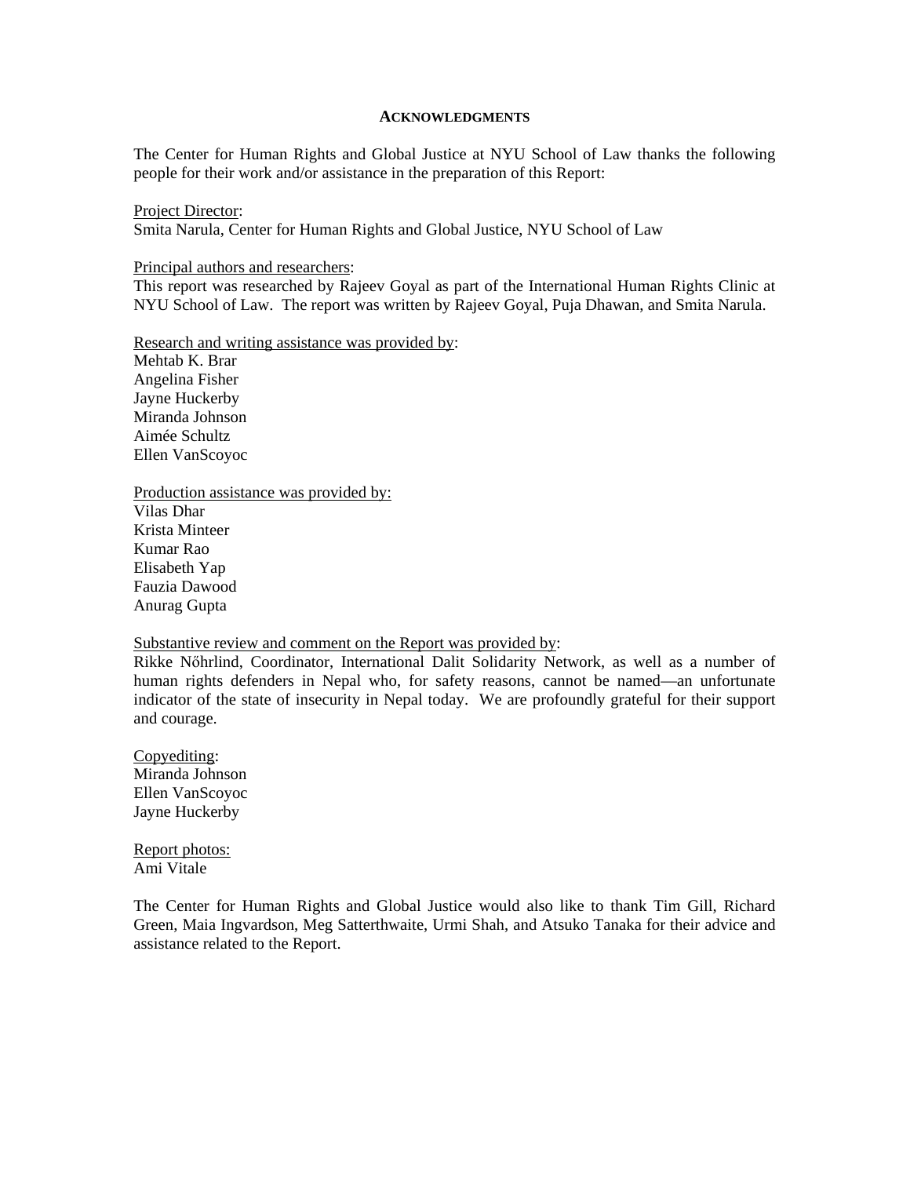## ACKNOWLEDGMENTS

The Center for Human Rights and Global Justice at NYU School of Law thanks the following people for their work and/or assistance in the preparation of this Report:

Project Director:
Smita Narula, Center for Human Rights and Global Justice, NYU School of Law

Principal authors and researchers:
This report was researched by Rajeev Goyal as part of the International Human Rights Clinic at NYU School of Law. The report was written by Rajeev Goyal, Puja Dhawan, and Smita Narula.

Research and writing assistance was provided by:
Mehtab K. Brar
Angelina Fisher
Jayne Huckerby
Miranda Johnson
Aimée Schultz
Ellen VanScoyoc

Production assistance was provided by:
Vilas Dhar
Krista Minteer
Kumar Rao
Elisabeth Yap
Fauzia Dawood
Anurag Gupta

Substantive review and comment on the Report was provided by:
Rikke Nőhrlind, Coordinator, International Dalit Solidarity Network, as well as a number of human rights defenders in Nepal who, for safety reasons, cannot be named—an unfortunate indicator of the state of insecurity in Nepal today. We are profoundly grateful for their support and courage.

Copyediting:
Miranda Johnson
Ellen VanScoyoc
Jayne Huckerby

Report photos:
Ami Vitale

The Center for Human Rights and Global Justice would also like to thank Tim Gill, Richard Green, Maia Ingvardson, Meg Satterthwaite, Urmi Shah, and Atsuko Tanaka for their advice and assistance related to the Report.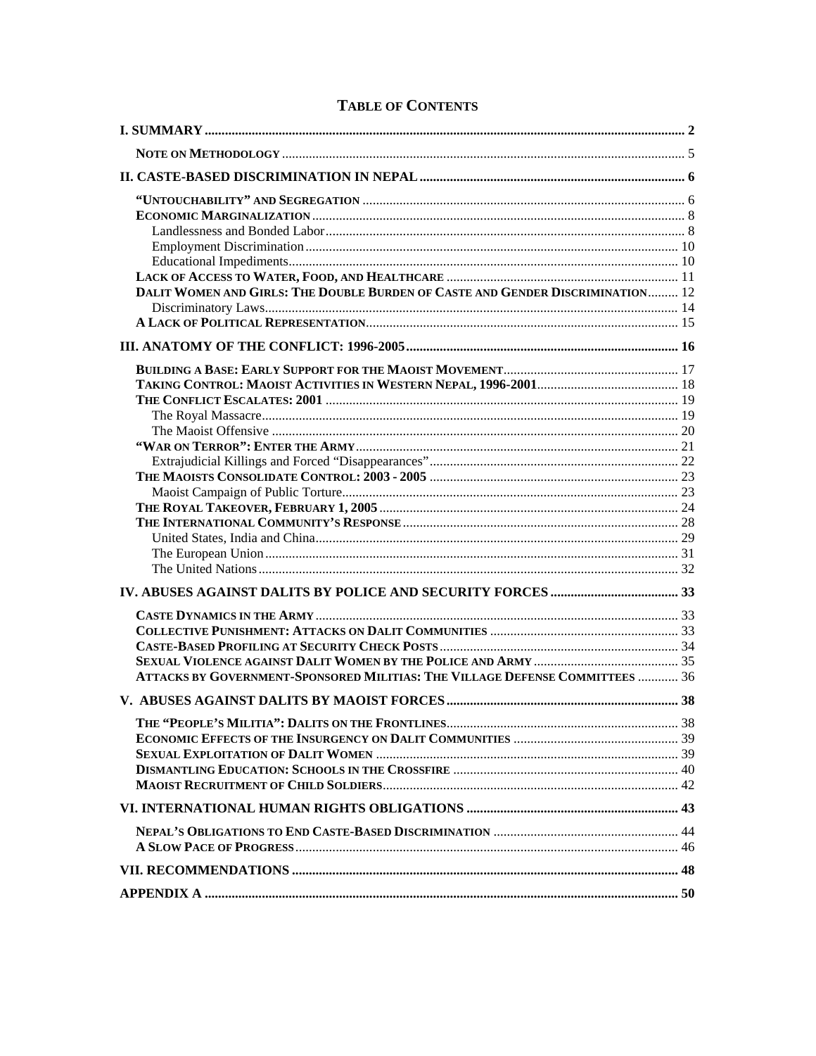# TABLE OF CONTENTS

I. SUMMARY ........................................................................................................................................ 2

NOTE ON METHODOLOGY ....................................................................................................................... 5

II. CASTE-BASED DISCRIMINATION IN NEPAL ........................................................................... 6

"UNTOUCHABILITY" AND SEGREGATION ................................................................................................ 6
ECONOMIC MARGINALIZATION ............................................................................................................. 8
Landlessness and Bonded Labor ............................................................................................................ 8
Employment Discrimination ................................................................................................................ 10
Educational Impediments .................................................................................................................... 10
LACK OF ACCESS TO WATER, FOOD, AND HEALTHCARE ........................................................................ 11
DALIT WOMEN AND GIRLS: THE DOUBLE BURDEN OF CASTE AND GENDER DISCRIMINATION ......... 12
Discriminatory Laws ............................................................................................................................ 14
A LACK OF POLITICAL REPRESENTATION ............................................................................................. 15

III. ANATOMY OF THE CONFLICT: 1996-2005 ............................................................................ 16

BUILDING A BASE: EARLY SUPPORT FOR THE MAOIST MOVEMENT ....................................................... 17
TAKING CONTROL: MAOIST ACTIVITIES IN WESTERN NEPAL, 1996-2001 .............................................. 18
THE CONFLICT ESCALATES: 2001 ......................................................................................................... 19
The Royal Massacre ............................................................................................................................. 19
The Maoist Offensive .......................................................................................................................... 20
"WAR ON TERROR": ENTER THE ARMY ................................................................................................. 21
Extrajudicial Killings and Forced "Disappearances" ............................................................................ 22
THE MAOISTS CONSOLIDATE CONTROL: 2003 - 2005 ............................................................................ 23
Maoist Campaign of Public Torture ...................................................................................................... 23
THE ROYAL TAKEOVER, FEBRUARY 1, 2005 .......................................................................................... 24
THE INTERNATIONAL COMMUNITY'S RESPONSE .................................................................................... 28
United States, India and China ............................................................................................................. 29
The European Union ............................................................................................................................ 31
The United Nations .............................................................................................................................. 32

IV. ABUSES AGAINST DALITS BY POLICE AND SECURITY FORCES ...................................... 33

CASTE DYNAMICS IN THE ARMY ............................................................................................................ 33
COLLECTIVE PUNISHMENT: ATTACKS ON DALIT COMMUNITIES ........................................................... 33
CASTE-BASED PROFILING AT SECURITY CHECK POSTS ......................................................................... 34
SEXUAL VIOLENCE AGAINST DALIT WOMEN BY THE POLICE AND ARMY ............................................ 35
ATTACKS BY GOVERNMENT-SPONSORED MILITIAS: THE VILLAGE DEFENSE COMMITTEES ............ 36

V. ABUSES AGAINST DALITS BY MAOIST FORCES .................................................................... 38

THE "PEOPLE'S MILITIA": DALITS ON THE FRONTLINES ...................................................................... 38
ECONOMIC EFFECTS OF THE INSURGENCY ON DALIT COMMUNITIES ................................................... 39
SEXUAL EXPLOITATION OF DALIT WOMEN ........................................................................................... 39
DISMANTLING EDUCATION: SCHOOLS IN THE CROSSFIRE ..................................................................... 40
MAOIST RECRUITMENT OF CHILD SOLDIERS .......................................................................................... 42

VI. INTERNATIONAL HUMAN RIGHTS OBLIGATIONS ............................................................... 43

NEPAL'S OBLIGATIONS TO END CASTE-BASED DISCRIMINATION ......................................................... 44
A SLOW PACE OF PROGRESS ................................................................................................................... 46

VII. RECOMMENDATIONS ................................................................................................................. 48

APPENDIX A ......................................................................................................................................... 50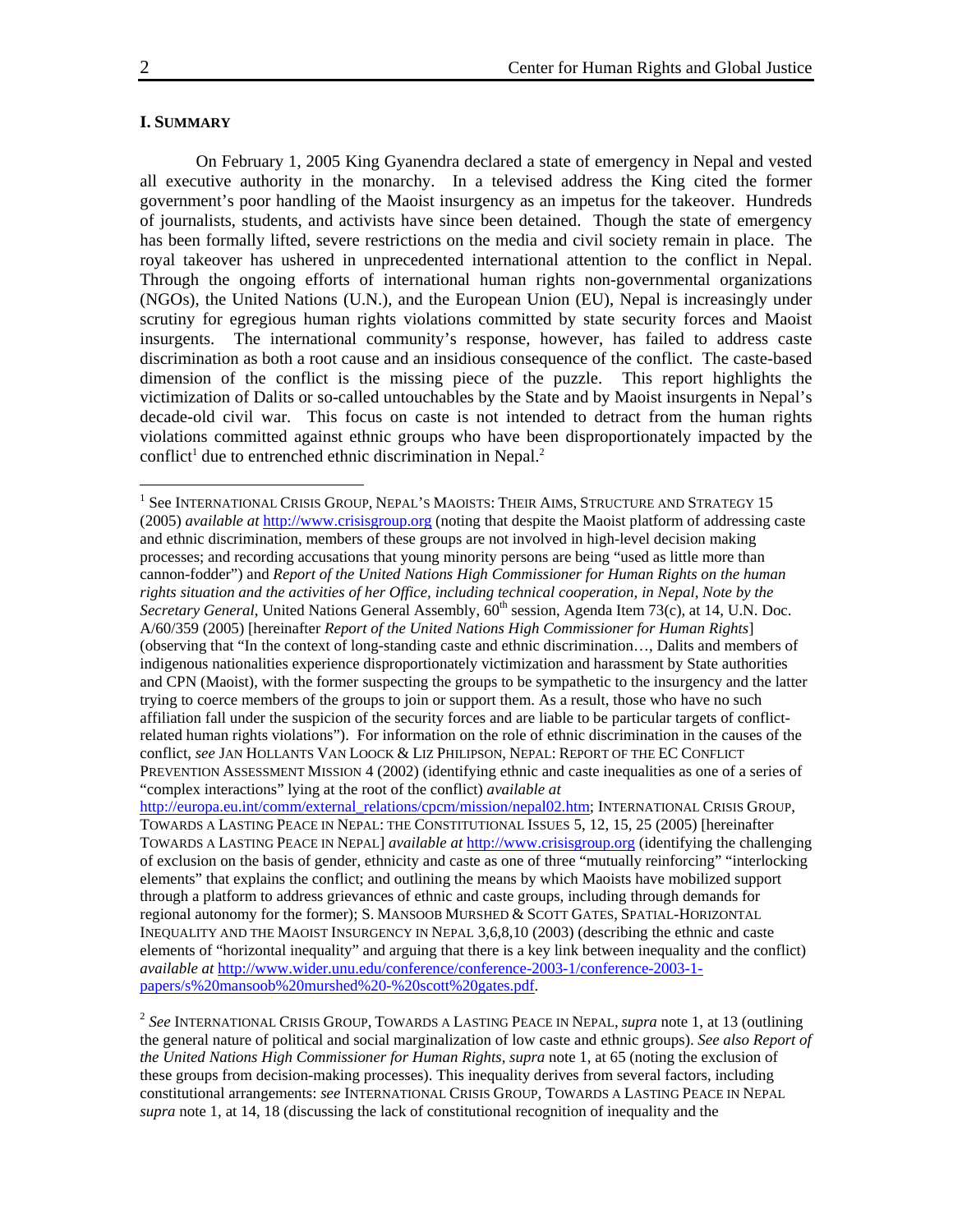## I. SUMMARY

On February 1, 2005 King Gyanendra declared a state of emergency in Nepal and vested all executive authority in the monarchy. In a televised address the King cited the former government's poor handling of the Maoist insurgency as an impetus for the takeover. Hundreds of journalists, students, and activists have since been detained. Though the state of emergency has been formally lifted, severe restrictions on the media and civil society remain in place. The royal takeover has ushered in unprecedented international attention to the conflict in Nepal. Through the ongoing efforts of international human rights non-governmental organizations (NGOs), the United Nations (U.N.), and the European Union (EU), Nepal is increasingly under scrutiny for egregious human rights violations committed by state security forces and Maoist insurgents. The international community's response, however, has failed to address caste discrimination as both a root cause and an insidious consequence of the conflict. The caste-based dimension of the conflict is the missing piece of the puzzle. This report highlights the victimization of Dalits or so-called untouchables by the State and by Maoist insurgents in Nepal's decade-old civil war. This focus on caste is not intended to detract from the human rights violations committed against ethnic groups who have been disproportionately impacted by the conflict[1] due to entrenched ethnic discrimination in Nepal.[2]

---

[1] See INTERNATIONAL CRISIS GROUP, NEPAL'S MAOISTS: THEIR AIMS, STRUCTURE AND STRATEGY 15 (2005) *available at* http://www.crisisgroup.org (noting that despite the Maoist platform of addressing caste and ethnic discrimination, members of these groups are not involved in high-level decision making processes; and recording accusations that young minority persons are being "used as little more than cannon-fodder") and *Report of the United Nations High Commissioner for Human Rights on the human rights situation and the activities of her Office, including technical cooperation, in Nepal, Note by the Secretary General*, United Nations General Assembly, 60th session, Agenda Item 73(c), at 14, U.N. Doc. A/60/359 (2005) [hereinafter *Report of the United Nations High Commissioner for Human Rights*] (observing that "In the context of long-standing caste and ethnic discrimination…, Dalits and members of indigenous nationalities experience disproportionately victimization and harassment by State authorities and CPN (Maoist), with the former suspecting the groups to be sympathetic to the insurgency and the latter trying to coerce members of the groups to join or support them. As a result, those who have no such affiliation fall under the suspicion of the security forces and are liable to be particular targets of conflict-related human rights violations"). For information on the role of ethnic discrimination in the causes of the conflict, *see* JAN HOLLANTS VAN LOOCK & LIZ PHILIPSON, NEPAL: REPORT OF THE EC CONFLICT PREVENTION ASSESSMENT MISSION 4 (2002) (identifying ethnic and caste inequalities as one of a series of "complex interactions" lying at the root of the conflict) *available at* http://europa.eu.int/comm/external_relations/cpcm/mission/nepal02.htm; INTERNATIONAL CRISIS GROUP, TOWARDS A LASTING PEACE IN NEPAL: THE CONSTITUTIONAL ISSUES 5, 12, 15, 25 (2005) [hereinafter TOWARDS A LASTING PEACE IN NEPAL] *available at* http://www.crisisgroup.org (identifying the challenging of exclusion on the basis of gender, ethnicity and caste as one of three "mutually reinforcing" "interlocking elements" that explains the conflict; and outlining the means by which Maoists have mobilized support through a platform to address grievances of ethnic and caste groups, including through demands for regional autonomy for the former); S. MANSOOB MURSHED & SCOTT GATES, SPATIAL-HORIZONTAL INEQUALITY AND THE MAOIST INSURGENCY IN NEPAL 3,6,8,10 (2003) (describing the ethnic and caste elements of "horizontal inequality" and arguing that there is a key link between inequality and the conflict) *available at* http://www.wider.unu.edu/conference/conference-2003-1/conference-2003-1-papers/s%20mansoob%20murshed%20-%20scott%20gates.pdf.

[2] *See* INTERNATIONAL CRISIS GROUP, TOWARDS A LASTING PEACE IN NEPAL, *supra* note 1, at 13 (outlining the general nature of political and social marginalization of low caste and ethnic groups). *See also Report of the United Nations High Commissioner for Human Rights*, *supra* note 1, at 65 (noting the exclusion of these groups from decision-making processes). This inequality derives from several factors, including constitutional arrangements: *see* INTERNATIONAL CRISIS GROUP, TOWARDS A LASTING PEACE IN NEPAL *supra* note 1, at 14, 18 (discussing the lack of constitutional recognition of inequality and the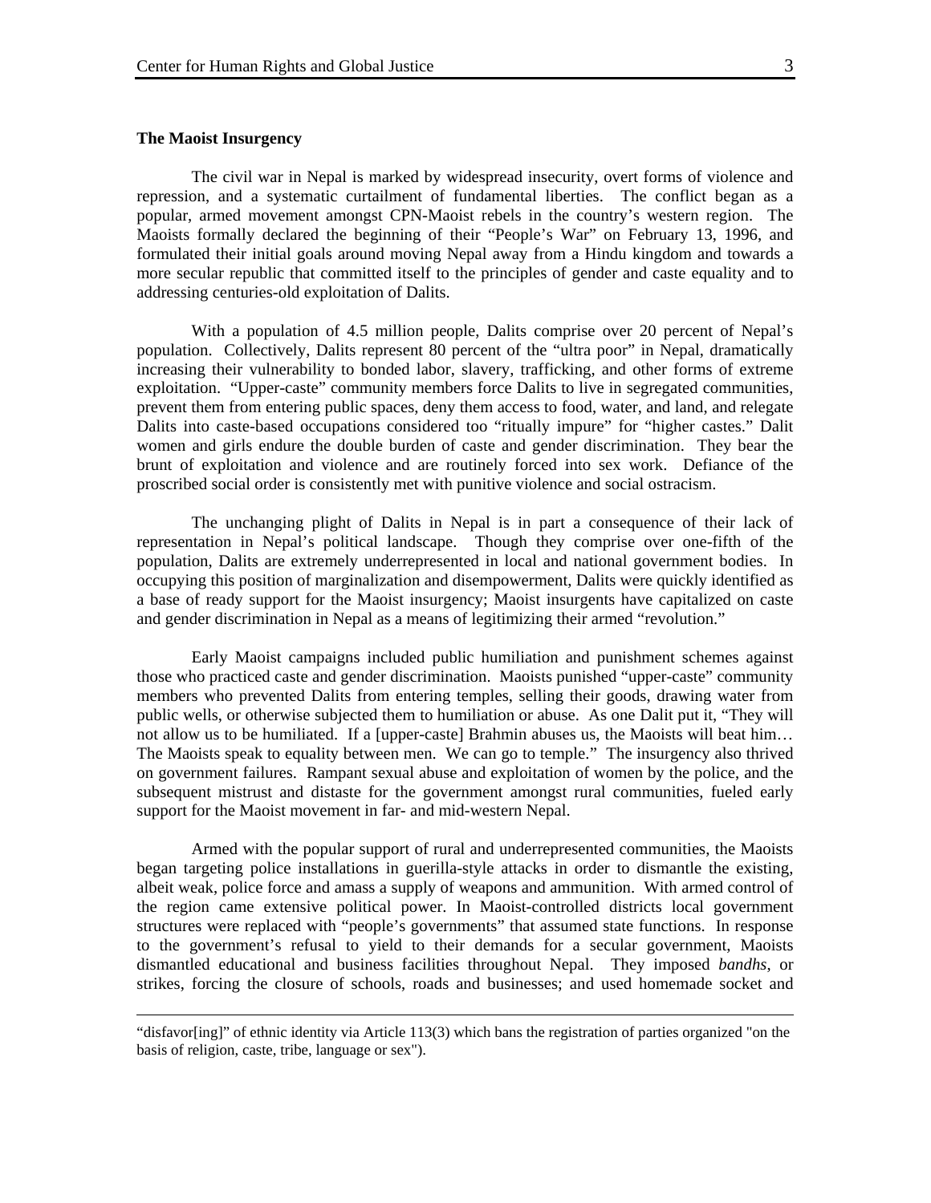**The Maoist Insurgency**

The civil war in Nepal is marked by widespread insecurity, overt forms of violence and repression, and a systematic curtailment of fundamental liberties. The conflict began as a popular, armed movement amongst CPN-Maoist rebels in the country's western region. The Maoists formally declared the beginning of their "People's War" on February 13, 1996, and formulated their initial goals around moving Nepal away from a Hindu kingdom and towards a more secular republic that committed itself to the principles of gender and caste equality and to addressing centuries-old exploitation of Dalits.

With a population of 4.5 million people, Dalits comprise over 20 percent of Nepal's population. Collectively, Dalits represent 80 percent of the "ultra poor" in Nepal, dramatically increasing their vulnerability to bonded labor, slavery, trafficking, and other forms of extreme exploitation. "Upper-caste" community members force Dalits to live in segregated communities, prevent them from entering public spaces, deny them access to food, water, and land, and relegate Dalits into caste-based occupations considered too "ritually impure" for "higher castes." Dalit women and girls endure the double burden of caste and gender discrimination. They bear the brunt of exploitation and violence and are routinely forced into sex work. Defiance of the proscribed social order is consistently met with punitive violence and social ostracism.

The unchanging plight of Dalits in Nepal is in part a consequence of their lack of representation in Nepal's political landscape. Though they comprise over one-fifth of the population, Dalits are extremely underrepresented in local and national government bodies. In occupying this position of marginalization and disempowerment, Dalits were quickly identified as a base of ready support for the Maoist insurgency; Maoist insurgents have capitalized on caste and gender discrimination in Nepal as a means of legitimizing their armed "revolution."

Early Maoist campaigns included public humiliation and punishment schemes against those who practiced caste and gender discrimination. Maoists punished "upper-caste" community members who prevented Dalits from entering temples, selling their goods, drawing water from public wells, or otherwise subjected them to humiliation or abuse. As one Dalit put it, "They will not allow us to be humiliated. If a [upper-caste] Brahmin abuses us, the Maoists will beat him… The Maoists speak to equality between men. We can go to temple." The insurgency also thrived on government failures. Rampant sexual abuse and exploitation of women by the police, and the subsequent mistrust and distaste for the government amongst rural communities, fueled early support for the Maoist movement in far- and mid-western Nepal.

Armed with the popular support of rural and underrepresented communities, the Maoists began targeting police installations in guerilla-style attacks in order to dismantle the existing, albeit weak, police force and amass a supply of weapons and ammunition. With armed control of the region came extensive political power. In Maoist-controlled districts local government structures were replaced with "people's governments" that assumed state functions. In response to the government's refusal to yield to their demands for a secular government, Maoists dismantled educational and business facilities throughout Nepal. They imposed *bandhs*, or strikes, forcing the closure of schools, roads and businesses; and used homemade socket and

---

"disfavor[ing]" of ethnic identity via Article 113(3) which bans the registration of parties organized "on the basis of religion, caste, tribe, language or sex").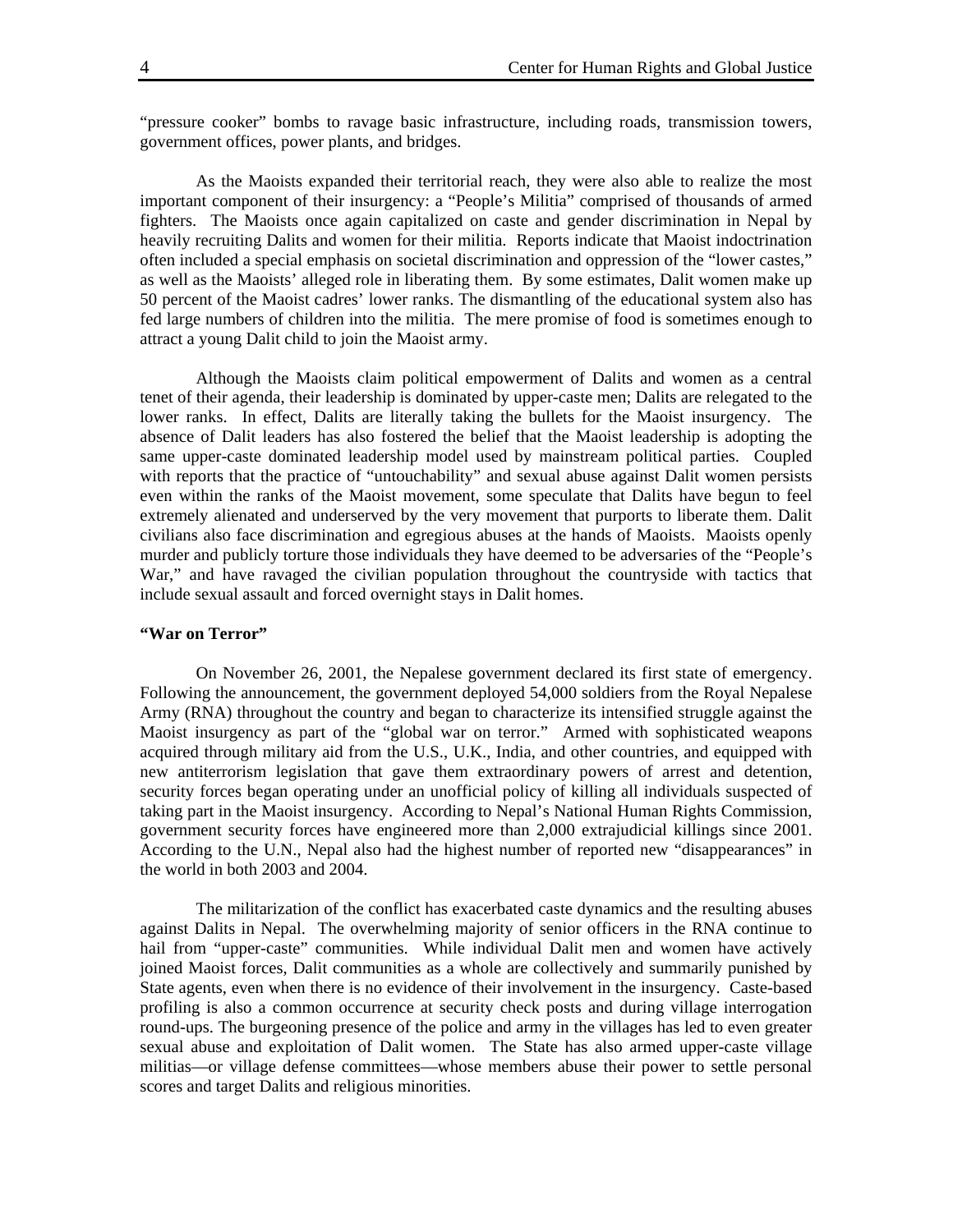"pressure cooker" bombs to ravage basic infrastructure, including roads, transmission towers, government offices, power plants, and bridges.

As the Maoists expanded their territorial reach, they were also able to realize the most important component of their insurgency: a "People's Militia" comprised of thousands of armed fighters. The Maoists once again capitalized on caste and gender discrimination in Nepal by heavily recruiting Dalits and women for their militia. Reports indicate that Maoist indoctrination often included a special emphasis on societal discrimination and oppression of the "lower castes," as well as the Maoists' alleged role in liberating them. By some estimates, Dalit women make up 50 percent of the Maoist cadres' lower ranks. The dismantling of the educational system also has fed large numbers of children into the militia. The mere promise of food is sometimes enough to attract a young Dalit child to join the Maoist army.

Although the Maoists claim political empowerment of Dalits and women as a central tenet of their agenda, their leadership is dominated by upper-caste men; Dalits are relegated to the lower ranks. In effect, Dalits are literally taking the bullets for the Maoist insurgency. The absence of Dalit leaders has also fostered the belief that the Maoist leadership is adopting the same upper-caste dominated leadership model used by mainstream political parties. Coupled with reports that the practice of "untouchability" and sexual abuse against Dalit women persists even within the ranks of the Maoist movement, some speculate that Dalits have begun to feel extremely alienated and underserved by the very movement that purports to liberate them. Dalit civilians also face discrimination and egregious abuses at the hands of Maoists. Maoists openly murder and publicly torture those individuals they have deemed to be adversaries of the "People's War," and have ravaged the civilian population throughout the countryside with tactics that include sexual assault and forced overnight stays in Dalit homes.

**"War on Terror"**

On November 26, 2001, the Nepalese government declared its first state of emergency. Following the announcement, the government deployed 54,000 soldiers from the Royal Nepalese Army (RNA) throughout the country and began to characterize its intensified struggle against the Maoist insurgency as part of the "global war on terror." Armed with sophisticated weapons acquired through military aid from the U.S., U.K., India, and other countries, and equipped with new antiterrorism legislation that gave them extraordinary powers of arrest and detention, security forces began operating under an unofficial policy of killing all individuals suspected of taking part in the Maoist insurgency. According to Nepal's National Human Rights Commission, government security forces have engineered more than 2,000 extrajudicial killings since 2001. According to the U.N., Nepal also had the highest number of reported new "disappearances" in the world in both 2003 and 2004.

The militarization of the conflict has exacerbated caste dynamics and the resulting abuses against Dalits in Nepal. The overwhelming majority of senior officers in the RNA continue to hail from "upper-caste" communities. While individual Dalit men and women have actively joined Maoist forces, Dalit communities as a whole are collectively and summarily punished by State agents, even when there is no evidence of their involvement in the insurgency. Caste-based profiling is also a common occurrence at security check posts and during village interrogation round-ups. The burgeoning presence of the police and army in the villages has led to even greater sexual abuse and exploitation of Dalit women. The State has also armed upper-caste village militias—or village defense committees—whose members abuse their power to settle personal scores and target Dalits and religious minorities.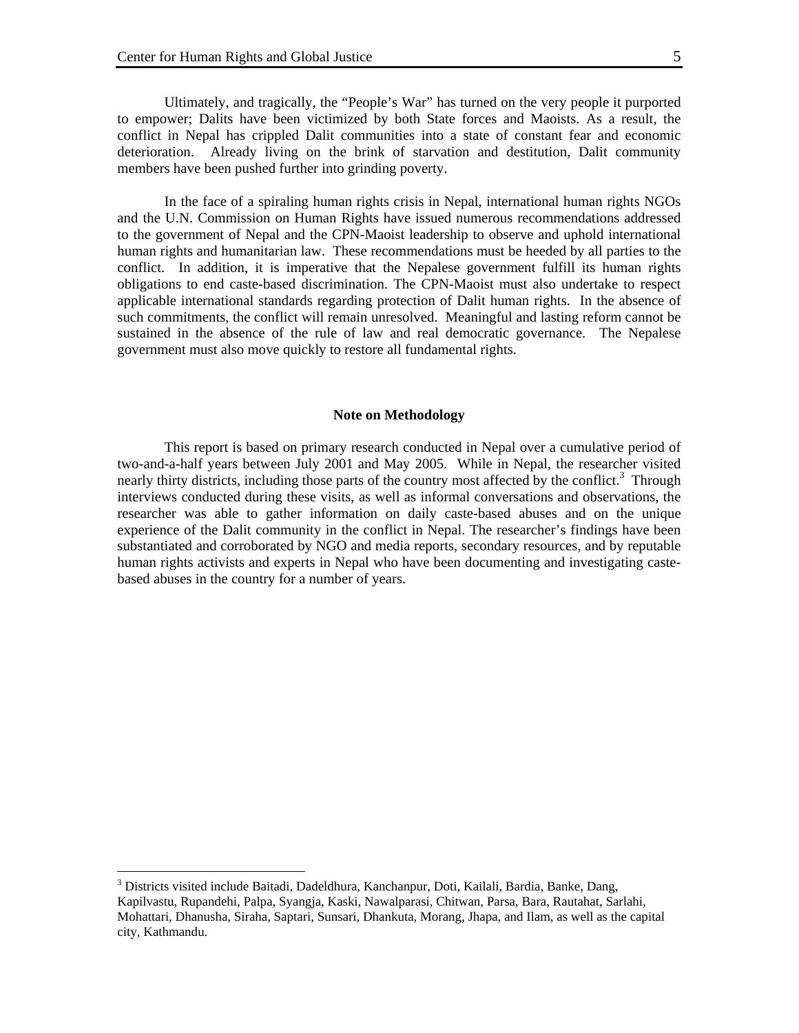Ultimately, and tragically, the "People's War" has turned on the very people it purported to empower; Dalits have been victimized by both State forces and Maoists. As a result, the conflict in Nepal has crippled Dalit communities into a state of constant fear and economic deterioration. Already living on the brink of starvation and destitution, Dalit community members have been pushed further into grinding poverty.

In the face of a spiraling human rights crisis in Nepal, international human rights NGOs and the U.N. Commission on Human Rights have issued numerous recommendations addressed to the government of Nepal and the CPN-Maoist leadership to observe and uphold international human rights and humanitarian law. These recommendations must be heeded by all parties to the conflict. In addition, it is imperative that the Nepalese government fulfill its human rights obligations to end caste-based discrimination. The CPN-Maoist must also undertake to respect applicable international standards regarding protection of Dalit human rights. In the absence of such commitments, the conflict will remain unresolved. Meaningful and lasting reform cannot be sustained in the absence of the rule of law and real democratic governance. The Nepalese government must also move quickly to restore all fundamental rights.

**Note on Methodology**

This report is based on primary research conducted in Nepal over a cumulative period of two-and-a-half years between July 2001 and May 2005. While in Nepal, the researcher visited nearly thirty districts, including those parts of the country most affected by the conflict.[3] Through interviews conducted during these visits, as well as informal conversations and observations, the researcher was able to gather information on daily caste-based abuses and on the unique experience of the Dalit community in the conflict in Nepal. The researcher's findings have been substantiated and corroborated by NGO and media reports, secondary resources, and by reputable human rights activists and experts in Nepal who have been documenting and investigating caste-based abuses in the country for a number of years.

---

[3] Districts visited include Baitadi, Dadeldhura, Kanchanpur, Doti, Kailali, Bardia, Banke, Dang, Kapilvastu, Rupandehi, Palpa, Syangja, Kaski, Nawalparasi, Chitwan, Parsa, Bara, Rautahat, Sarlahi, Mohattari, Dhanusha, Siraha, Saptari, Sunsari, Dhankuta, Morang, Jhapa, and Ilam, as well as the capital city, Kathmandu.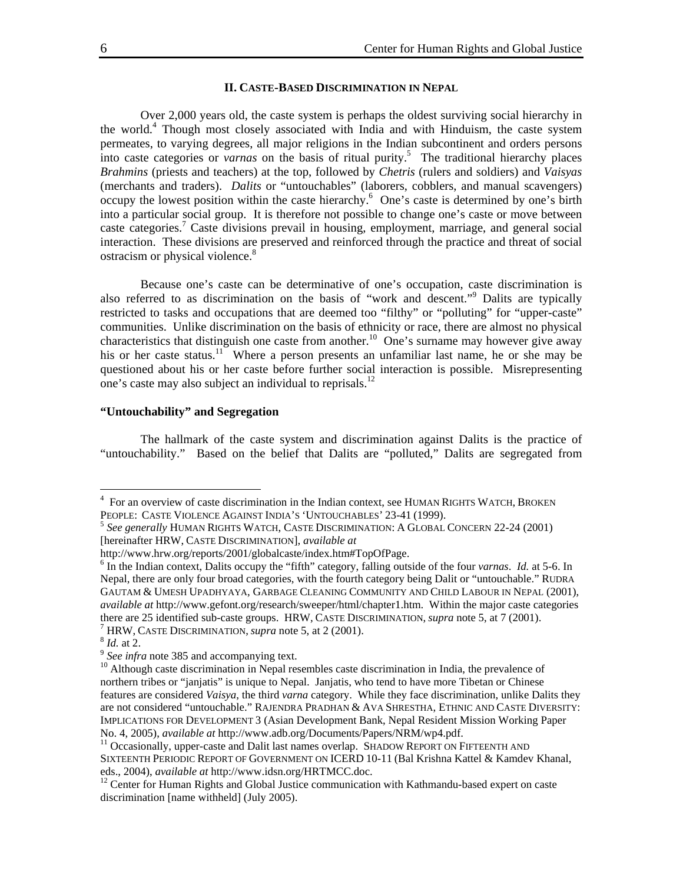## II. CASTE-BASED DISCRIMINATION IN NEPAL

Over 2,000 years old, the caste system is perhaps the oldest surviving social hierarchy in the world.[4] Though most closely associated with India and with Hinduism, the caste system permeates, to varying degrees, all major religions in the Indian subcontinent and orders persons into caste categories or *varnas* on the basis of ritual purity.[5] The traditional hierarchy places *Brahmins* (priests and teachers) at the top, followed by *Chetris* (rulers and soldiers) and *Vaisyas* (merchants and traders). *Dalits* or "untouchables" (laborers, cobblers, and manual scavengers) occupy the lowest position within the caste hierarchy.[6] One's caste is determined by one's birth into a particular social group. It is therefore not possible to change one's caste or move between caste categories.[7] Caste divisions prevail in housing, employment, marriage, and general social interaction. These divisions are preserved and reinforced through the practice and threat of social ostracism or physical violence.[8]

Because one's caste can be determinative of one's occupation, caste discrimination is also referred to as discrimination on the basis of "work and descent."[9] Dalits are typically restricted to tasks and occupations that are deemed too "filthy" or "polluting" for "upper-caste" communities. Unlike discrimination on the basis of ethnicity or race, there are almost no physical characteristics that distinguish one caste from another.[10] One's surname may however give away his or her caste status.[11] Where a person presents an unfamiliar last name, he or she may be questioned about his or her caste before further social interaction is possible. Misrepresenting one's caste may also subject an individual to reprisals.[12]

### "Untouchability" and Segregation

The hallmark of the caste system and discrimination against Dalits is the practice of "untouchability." Based on the belief that Dalits are "polluted," Dalits are segregated from

---

[4] For an overview of caste discrimination in the Indian context, see HUMAN RIGHTS WATCH, BROKEN PEOPLE: CASTE VIOLENCE AGAINST INDIA'S 'UNTOUCHABLES' 23-41 (1999).

[5] *See generally* HUMAN RIGHTS WATCH, CASTE DISCRIMINATION: A GLOBAL CONCERN 22-24 (2001) [hereinafter HRW, CASTE DISCRIMINATION], *available at* http://www.hrw.org/reports/2001/globalcaste/index.htm#TopOfPage.

[6] In the Indian context, Dalits occupy the "fifth" category, falling outside of the four *varnas*. *Id.* at 5-6. In Nepal, there are only four broad categories, with the fourth category being Dalit or "untouchable." RUDRA GAUTAM & UMESH UPADHYAYA, GARBAGE CLEANING COMMUNITY AND CHILD LABOUR IN NEPAL (2001), *available at* http://www.gefont.org/research/sweeper/html/chapter1.htm. Within the major caste categories there are 25 identified sub-caste groups. HRW, CASTE DISCRIMINATION, *supra* note 5, at 7 (2001).

[7] HRW, CASTE DISCRIMINATION, *supra* note 5, at 2 (2001).

[8] *Id.* at 2.

[9] *See infra* note 385 and accompanying text.

[10] Although caste discrimination in Nepal resembles caste discrimination in India, the prevalence of northern tribes or "janjatis" is unique to Nepal. Janjatis, who tend to have more Tibetan or Chinese features are considered *Vaisya*, the third *varna* category. While they face discrimination, unlike Dalits they are not considered "untouchable." RAJENDRA PRADHAN & AVA SHRESTHA, ETHNIC AND CASTE DIVERSITY: IMPLICATIONS FOR DEVELOPMENT 3 (Asian Development Bank, Nepal Resident Mission Working Paper No. 4, 2005), *available at* http://www.adb.org/Documents/Papers/NRM/wp4.pdf.

[11] Occasionally, upper-caste and Dalit last names overlap. SHADOW REPORT ON FIFTEENTH AND SIXTEENTH PERIODIC REPORT OF GOVERNMENT ON ICERD 10-11 (Bal Krishna Kattel & Kamdev Khanal, eds., 2004), *available at* http://www.idsn.org/HRTMCC.doc.

[12] Center for Human Rights and Global Justice communication with Kathmandu-based expert on caste discrimination [name withheld] (July 2005).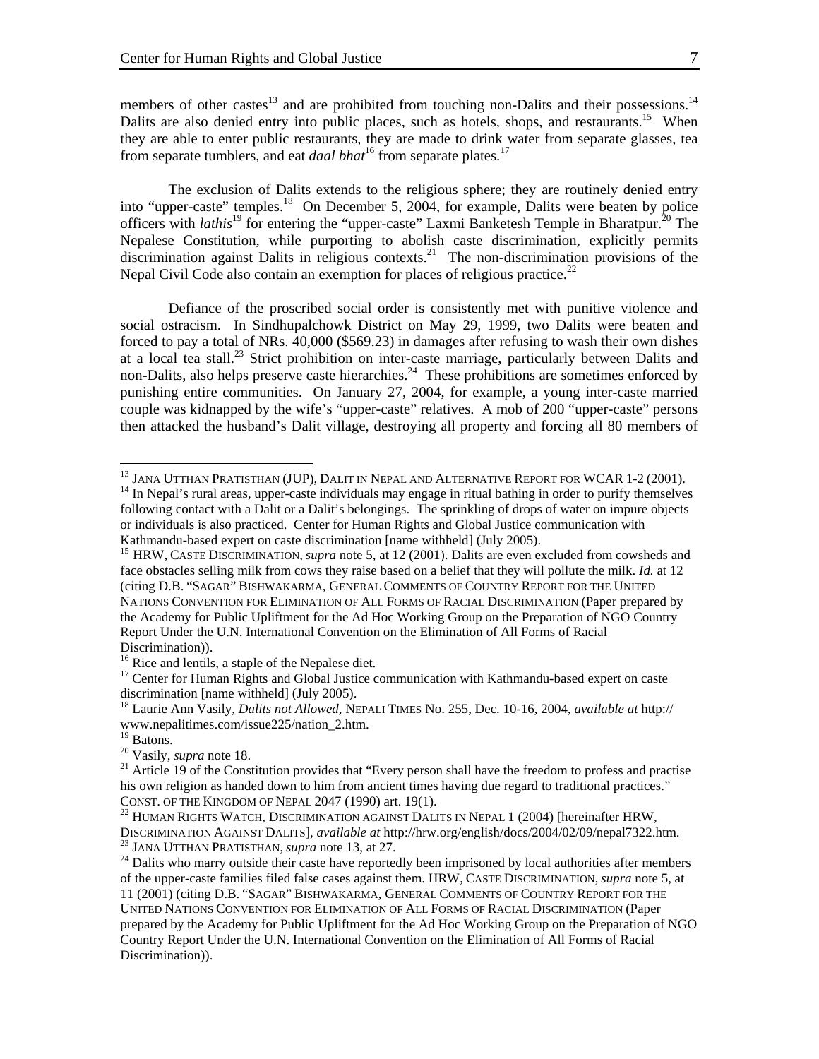members of other castes[13] and are prohibited from touching non-Dalits and their possessions.[14] Dalits are also denied entry into public places, such as hotels, shops, and restaurants.[15] When they are able to enter public restaurants, they are made to drink water from separate glasses, tea from separate tumblers, and eat *daal bhat*[16] from separate plates.[17]

The exclusion of Dalits extends to the religious sphere; they are routinely denied entry into "upper-caste" temples.[18] On December 5, 2004, for example, Dalits were beaten by police officers with *lathis*[19] for entering the "upper-caste" Laxmi Banketesh Temple in Bharatpur.[20] The Nepalese Constitution, while purporting to abolish caste discrimination, explicitly permits discrimination against Dalits in religious contexts.[21] The non-discrimination provisions of the Nepal Civil Code also contain an exemption for places of religious practice.[22]

Defiance of the proscribed social order is consistently met with punitive violence and social ostracism. In Sindhupalchowk District on May 29, 1999, two Dalits were beaten and forced to pay a total of NRs. 40,000 ($569.23) in damages after refusing to wash their own dishes at a local tea stall.[23] Strict prohibition on inter-caste marriage, particularly between Dalits and non-Dalits, also helps preserve caste hierarchies.[24] These prohibitions are sometimes enforced by punishing entire communities. On January 27, 2004, for example, a young inter-caste married couple was kidnapped by the wife's "upper-caste" relatives. A mob of 200 "upper-caste" persons then attacked the husband's Dalit village, destroying all property and forcing all 80 members of

---

[13] JANA UTTHAN PRATISTHAN (JUP), DALIT IN NEPAL AND ALTERNATIVE REPORT FOR WCAR 1-2 (2001).

[14] In Nepal's rural areas, upper-caste individuals may engage in ritual bathing in order to purify themselves following contact with a Dalit or a Dalit's belongings. The sprinkling of drops of water on impure objects or individuals is also practiced. Center for Human Rights and Global Justice communication with Kathmandu-based expert on caste discrimination [name withheld] (July 2005).

[15] HRW, CASTE DISCRIMINATION, *supra* note 5, at 12 (2001). Dalits are even excluded from cowsheds and face obstacles selling milk from cows they raise based on a belief that they will pollute the milk. *Id.* at 12 (citing D.B. "SAGAR" BISHWAKARMA, GENERAL COMMENTS OF COUNTRY REPORT FOR THE UNITED NATIONS CONVENTION FOR ELIMINATION OF ALL FORMS OF RACIAL DISCRIMINATION (Paper prepared by the Academy for Public Upliftment for the Ad Hoc Working Group on the Preparation of NGO Country Report Under the U.N. International Convention on the Elimination of All Forms of Racial Discrimination)).

[16] Rice and lentils, a staple of the Nepalese diet.

[17] Center for Human Rights and Global Justice communication with Kathmandu-based expert on caste discrimination [name withheld] (July 2005).

[18] Laurie Ann Vasily, *Dalits not Allowed*, NEPALI TIMES No. 255, Dec. 10-16, 2004, *available at* http://www.nepalitimes.com/issue225/nation_2.htm.

[19] Batons.

[20] Vasily, *supra* note 18.

[21] Article 19 of the Constitution provides that "Every person shall have the freedom to profess and practise his own religion as handed down to him from ancient times having due regard to traditional practices." CONST. OF THE KINGDOM OF NEPAL 2047 (1990) art. 19(1).

[22] HUMAN RIGHTS WATCH, DISCRIMINATION AGAINST DALITS IN NEPAL 1 (2004) [hereinafter HRW, DISCRIMINATION AGAINST DALITS], *available at* http://hrw.org/english/docs/2004/02/09/nepal7322.htm.

[23] JANA UTTHAN PRATISTHAN, *supra* note 13, at 27.

[24] Dalits who marry outside their caste have reportedly been imprisoned by local authorities after members of the upper-caste families filed false cases against them. HRW, CASTE DISCRIMINATION, *supra* note 5, at 11 (2001) (citing D.B. "SAGAR" BISHWAKARMA, GENERAL COMMENTS OF COUNTRY REPORT FOR THE UNITED NATIONS CONVENTION FOR ELIMINATION OF ALL FORMS OF RACIAL DISCRIMINATION (Paper prepared by the Academy for Public Upliftment for the Ad Hoc Working Group on the Preparation of NGO Country Report Under the U.N. International Convention on the Elimination of All Forms of Racial Discrimination)).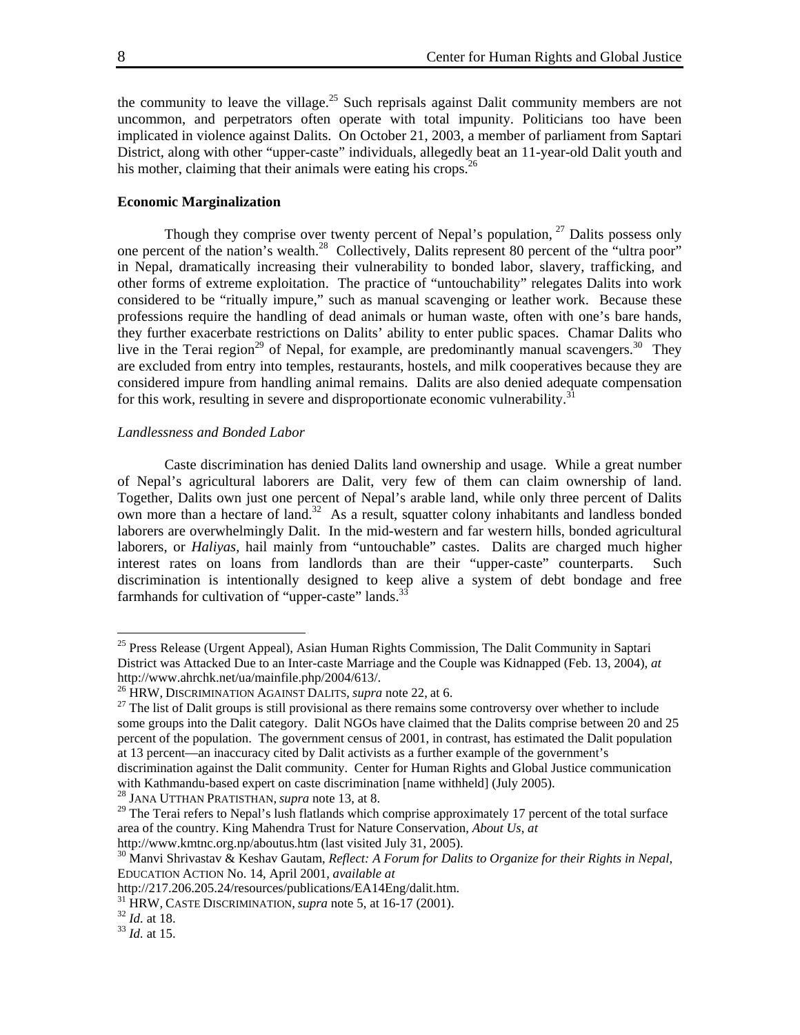the community to leave the village.[25] Such reprisals against Dalit community members are not uncommon, and perpetrators often operate with total impunity. Politicians too have been implicated in violence against Dalits. On October 21, 2003, a member of parliament from Saptari District, along with other "upper-caste" individuals, allegedly beat an 11-year-old Dalit youth and his mother, claiming that their animals were eating his crops.[26]

**Economic Marginalization**

Though they comprise over twenty percent of Nepal's population, [27] Dalits possess only one percent of the nation's wealth.[28] Collectively, Dalits represent 80 percent of the "ultra poor" in Nepal, dramatically increasing their vulnerability to bonded labor, slavery, trafficking, and other forms of extreme exploitation. The practice of "untouchability" relegates Dalits into work considered to be "ritually impure," such as manual scavenging or leather work. Because these professions require the handling of dead animals or human waste, often with one's bare hands, they further exacerbate restrictions on Dalits' ability to enter public spaces. Chamar Dalits who live in the Terai region[29] of Nepal, for example, are predominantly manual scavengers.[30] They are excluded from entry into temples, restaurants, hostels, and milk cooperatives because they are considered impure from handling animal remains. Dalits are also denied adequate compensation for this work, resulting in severe and disproportionate economic vulnerability.[31]

*Landlessness and Bonded Labor*

Caste discrimination has denied Dalits land ownership and usage. While a great number of Nepal's agricultural laborers are Dalit, very few of them can claim ownership of land. Together, Dalits own just one percent of Nepal's arable land, while only three percent of Dalits own more than a hectare of land.[32] As a result, squatter colony inhabitants and landless bonded laborers are overwhelmingly Dalit. In the mid-western and far western hills, bonded agricultural laborers, or *Haliyas*, hail mainly from "untouchable" castes. Dalits are charged much higher interest rates on loans from landlords than are their "upper-caste" counterparts. Such discrimination is intentionally designed to keep alive a system of debt bondage and free farmhands for cultivation of "upper-caste" lands.[33]

---

[25] Press Release (Urgent Appeal), Asian Human Rights Commission, The Dalit Community in Saptari District was Attacked Due to an Inter-caste Marriage and the Couple was Kidnapped (Feb. 13, 2004), *at* http://www.ahrchk.net/ua/mainfile.php/2004/613/.

[26] HRW, DISCRIMINATION AGAINST DALITS, *supra* note 22, at 6.

[27] The list of Dalit groups is still provisional as there remains some controversy over whether to include some groups into the Dalit category. Dalit NGOs have claimed that the Dalits comprise between 20 and 25 percent of the population. The government census of 2001, in contrast, has estimated the Dalit population at 13 percent—an inaccuracy cited by Dalit activists as a further example of the government's discrimination against the Dalit community. Center for Human Rights and Global Justice communication with Kathmandu-based expert on caste discrimination [name withheld] (July 2005).

[28] JANA UTTHAN PRATISTHAN, *supra* note 13, at 8.

[29] The Terai refers to Nepal's lush flatlands which comprise approximately 17 percent of the total surface area of the country. King Mahendra Trust for Nature Conservation, *About Us*, *at* http://www.kmtnc.org.np/aboutus.htm (last visited July 31, 2005).

[30] Manvi Shrivastav & Keshav Gautam, *Reflect: A Forum for Dalits to Organize for their Rights in Nepal*, EDUCATION ACTION No. 14, April 2001, *available at* http://217.206.205.24/resources/publications/EA14Eng/dalit.htm.

[31] HRW, CASTE DISCRIMINATION, *supra* note 5, at 16-17 (2001).

[32] *Id.* at 18.

[33] *Id.* at 15.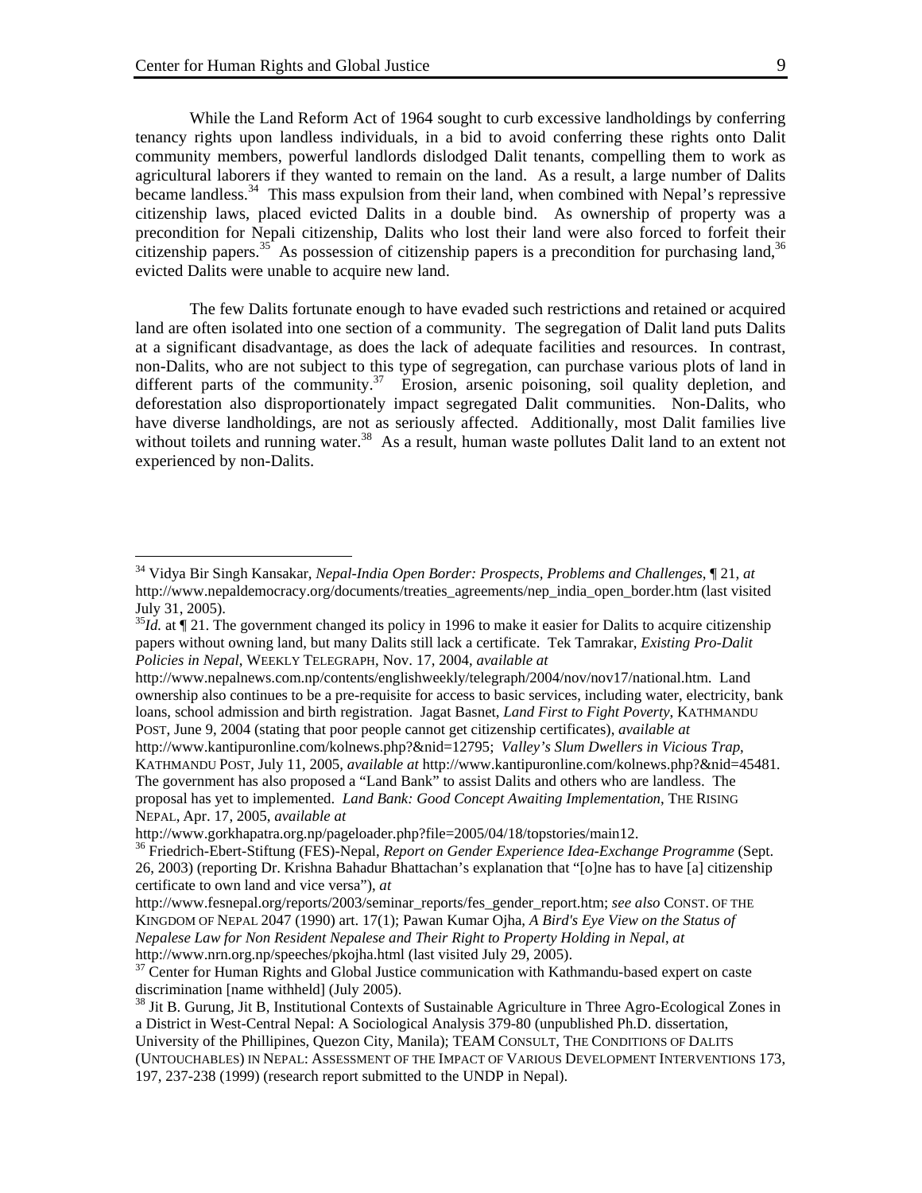While the Land Reform Act of 1964 sought to curb excessive landholdings by conferring tenancy rights upon landless individuals, in a bid to avoid conferring these rights onto Dalit community members, powerful landlords dislodged Dalit tenants, compelling them to work as agricultural laborers if they wanted to remain on the land. As a result, a large number of Dalits became landless.[34] This mass expulsion from their land, when combined with Nepal's repressive citizenship laws, placed evicted Dalits in a double bind. As ownership of property was a precondition for Nepali citizenship, Dalits who lost their land were also forced to forfeit their citizenship papers.[35] As possession of citizenship papers is a precondition for purchasing land,[36] evicted Dalits were unable to acquire new land.

The few Dalits fortunate enough to have evaded such restrictions and retained or acquired land are often isolated into one section of a community. The segregation of Dalit land puts Dalits at a significant disadvantage, as does the lack of adequate facilities and resources. In contrast, non-Dalits, who are not subject to this type of segregation, can purchase various plots of land in different parts of the community.[37] Erosion, arsenic poisoning, soil quality depletion, and deforestation also disproportionately impact segregated Dalit communities. Non-Dalits, who have diverse landholdings, are not as seriously affected. Additionally, most Dalit families live without toilets and running water.[38] As a result, human waste pollutes Dalit land to an extent not experienced by non-Dalits.

---

[34] Vidya Bir Singh Kansakar, *Nepal-India Open Border: Prospects, Problems and Challenges*, ¶ 21, *at* http://www.nepaldemocracy.org/documents/treaties_agreements/nep_india_open_border.htm (last visited July 31, 2005).

[35] *Id.* at ¶ 21. The government changed its policy in 1996 to make it easier for Dalits to acquire citizenship papers without owning land, but many Dalits still lack a certificate. Tek Tamrakar, *Existing Pro-Dalit Policies in Nepal*, WEEKLY TELEGRAPH, Nov. 17, 2004, *available at* http://www.nepalnews.com.np/contents/englishweekly/telegraph/2004/nov/nov17/national.htm. Land ownership also continues to be a pre-requisite for access to basic services, including water, electricity, bank loans, school admission and birth registration. Jagat Basnet, *Land First to Fight Poverty*, KATHMANDU POST, June 9, 2004 (stating that poor people cannot get citizenship certificates), *available at* http://www.kantipuronline.com/kolnews.php?&nid=12795; *Valley's Slum Dwellers in Vicious Trap*, KATHMANDU POST, July 11, 2005, *available at* http://www.kantipuronline.com/kolnews.php?&nid=45481. The government has also proposed a "Land Bank" to assist Dalits and others who are landless. The proposal has yet to implemented. *Land Bank: Good Concept Awaiting Implementation*, THE RISING NEPAL, Apr. 17, 2005, *available at* http://www.gorkhapatra.org.np/pageloader.php?file=2005/04/18/topstories/main12.

[36] Friedrich-Ebert-Stiftung (FES)-Nepal, *Report on Gender Experience Idea-Exchange Programme* (Sept. 26, 2003) (reporting Dr. Krishna Bahadur Bhattachan's explanation that "[o]ne has to have [a] citizenship certificate to own land and vice versa"), *at* http://www.fesnepal.org/reports/2003/seminar_reports/fes_gender_report.htm; *see also* CONST. OF THE KINGDOM OF NEPAL 2047 (1990) art. 17(1); Pawan Kumar Ojha, *A Bird's Eye View on the Status of Nepalese Law for Non Resident Nepalese and Their Right to Property Holding in Nepal*, *at* http://www.nrn.org.np/speeches/pkojha.html (last visited July 29, 2005).

[37] Center for Human Rights and Global Justice communication with Kathmandu-based expert on caste discrimination [name withheld] (July 2005).

[38] Jit B. Gurung, Jit B, Institutional Contexts of Sustainable Agriculture in Three Agro-Ecological Zones in a District in West-Central Nepal: A Sociological Analysis 379-80 (unpublished Ph.D. dissertation, University of the Phillipines, Quezon City, Manila); TEAM CONSULT, THE CONDITIONS OF DALITS (UNTOUCHABLES) IN NEPAL: ASSESSMENT OF THE IMPACT OF VARIOUS DEVELOPMENT INTERVENTIONS 173, 197, 237-238 (1999) (research report submitted to the UNDP in Nepal).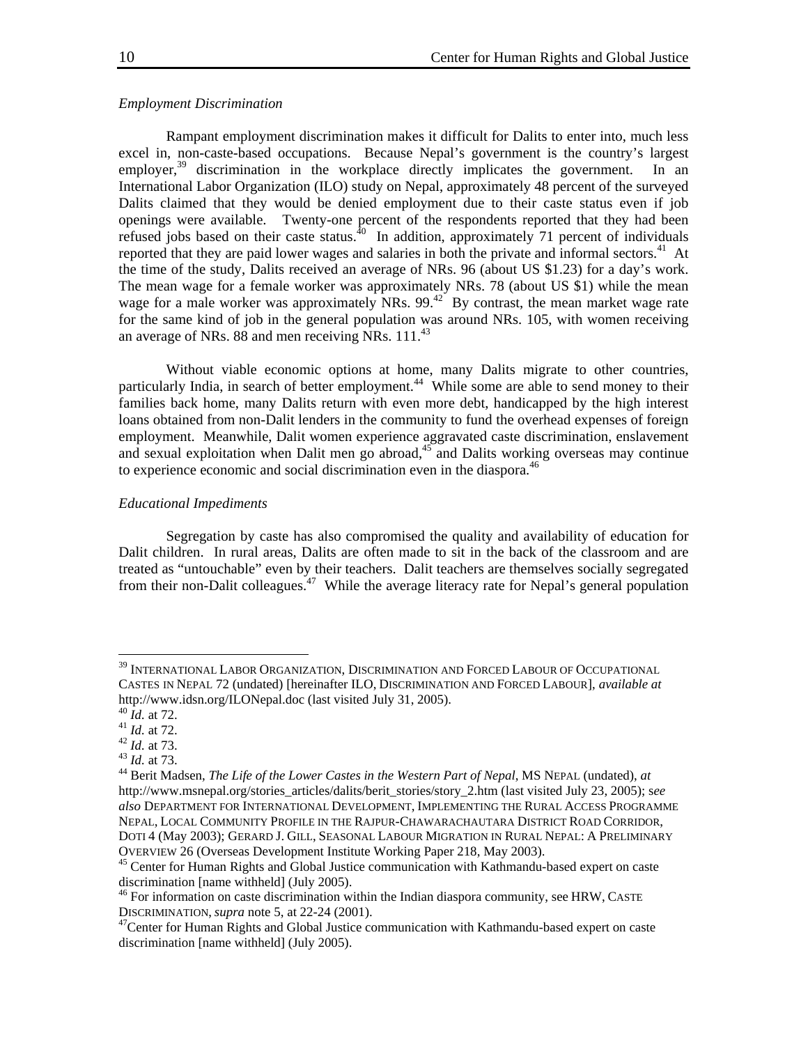*Employment Discrimination*

Rampant employment discrimination makes it difficult for Dalits to enter into, much less excel in, non-caste-based occupations. Because Nepal's government is the country's largest employer,[39] discrimination in the workplace directly implicates the government. In an International Labor Organization (ILO) study on Nepal, approximately 48 percent of the surveyed Dalits claimed that they would be denied employment due to their caste status even if job openings were available. Twenty-one percent of the respondents reported that they had been refused jobs based on their caste status.[40] In addition, approximately 71 percent of individuals reported that they are paid lower wages and salaries in both the private and informal sectors.[41] At the time of the study, Dalits received an average of NRs. 96 (about US $1.23) for a day's work. The mean wage for a female worker was approximately NRs. 78 (about US $1) while the mean wage for a male worker was approximately NRs. 99.[42] By contrast, the mean market wage rate for the same kind of job in the general population was around NRs. 105, with women receiving an average of NRs. 88 and men receiving NRs. 111.[43]

Without viable economic options at home, many Dalits migrate to other countries, particularly India, in search of better employment.[44] While some are able to send money to their families back home, many Dalits return with even more debt, handicapped by the high interest loans obtained from non-Dalit lenders in the community to fund the overhead expenses of foreign employment. Meanwhile, Dalit women experience aggravated caste discrimination, enslavement and sexual exploitation when Dalit men go abroad,[45] and Dalits working overseas may continue to experience economic and social discrimination even in the diaspora.[46]

*Educational Impediments*

Segregation by caste has also compromised the quality and availability of education for Dalit children. In rural areas, Dalits are often made to sit in the back of the classroom and are treated as "untouchable" even by their teachers. Dalit teachers are themselves socially segregated from their non-Dalit colleagues.[47] While the average literacy rate for Nepal's general population

---

[39] INTERNATIONAL LABOR ORGANIZATION, DISCRIMINATION AND FORCED LABOUR OF OCCUPATIONAL CASTES IN NEPAL 72 (undated) [hereinafter ILO, DISCRIMINATION AND FORCED LABOUR], *available at* http://www.idsn.org/ILONepal.doc (last visited July 31, 2005).

[40] *Id*. at 72.

[41] *Id*. at 72.

[42] *Id*. at 73.

[43] *Id*. at 73.

[44] Berit Madsen, *The Life of the Lower Castes in the Western Part of Nepal*, MS NEPAL (undated), *at* http://www.msnepal.org/stories_articles/dalits/berit_stories/story_2.htm (last visited July 23, 2005); *see also* DEPARTMENT FOR INTERNATIONAL DEVELOPMENT, IMPLEMENTING THE RURAL ACCESS PROGRAMME NEPAL, LOCAL COMMUNITY PROFILE IN THE RAJPUR-CHAWARACHAUTARA DISTRICT ROAD CORRIDOR, DOTI 4 (May 2003); GERARD J. GILL, SEASONAL LABOUR MIGRATION IN RURAL NEPAL: A PRELIMINARY OVERVIEW 26 (Overseas Development Institute Working Paper 218, May 2003).

[45] Center for Human Rights and Global Justice communication with Kathmandu-based expert on caste discrimination [name withheld] (July 2005).

[46] For information on caste discrimination within the Indian diaspora community, see HRW, CASTE DISCRIMINATION, *supra* note 5, at 22-24 (2001).

[47] Center for Human Rights and Global Justice communication with Kathmandu-based expert on caste discrimination [name withheld] (July 2005).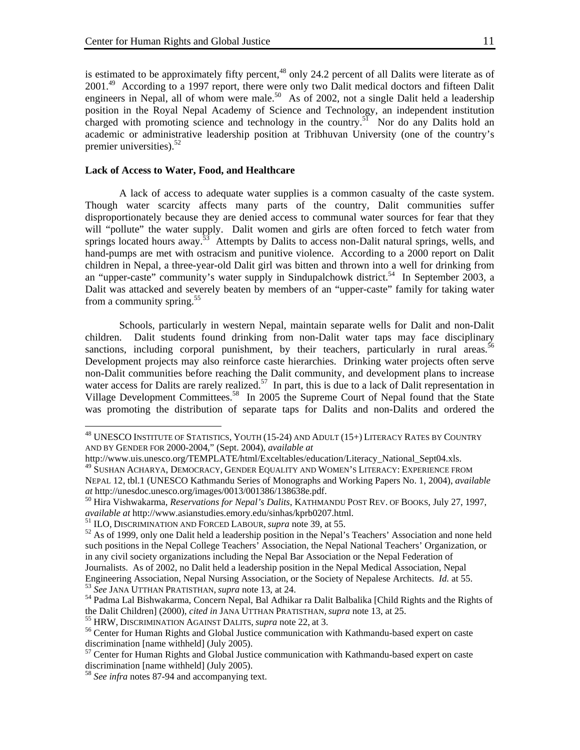is estimated to be approximately fifty percent,[48] only 24.2 percent of all Dalits were literate as of 2001.[49] According to a 1997 report, there were only two Dalit medical doctors and fifteen Dalit engineers in Nepal, all of whom were male.[50] As of 2002, not a single Dalit held a leadership position in the Royal Nepal Academy of Science and Technology, an independent institution charged with promoting science and technology in the country.[51] Nor do any Dalits hold an academic or administrative leadership position at Tribhuvan University (one of the country's premier universities).[52]

**Lack of Access to Water, Food, and Healthcare**

A lack of access to adequate water supplies is a common casualty of the caste system. Though water scarcity affects many parts of the country, Dalit communities suffer disproportionately because they are denied access to communal water sources for fear that they will "pollute" the water supply. Dalit women and girls are often forced to fetch water from springs located hours away.[53] Attempts by Dalits to access non-Dalit natural springs, wells, and hand-pumps are met with ostracism and punitive violence. According to a 2000 report on Dalit children in Nepal, a three-year-old Dalit girl was bitten and thrown into a well for drinking from an "upper-caste" community's water supply in Sindupalchowk district.[54] In September 2003, a Dalit was attacked and severely beaten by members of an "upper-caste" family for taking water from a community spring.[55]

Schools, particularly in western Nepal, maintain separate wells for Dalit and non-Dalit children. Dalit students found drinking from non-Dalit water taps may face disciplinary sanctions, including corporal punishment, by their teachers, particularly in rural areas.[56] Development projects may also reinforce caste hierarchies. Drinking water projects often serve non-Dalit communities before reaching the Dalit community, and development plans to increase water access for Dalits are rarely realized.[57] In part, this is due to a lack of Dalit representation in Village Development Committees.[58] In 2005 the Supreme Court of Nepal found that the State was promoting the distribution of separate taps for Dalits and non-Dalits and ordered the

---

[48] UNESCO Institute of Statistics, Youth (15-24) and Adult (15+) Literacy Rates by Country and by Gender for 2000-2004," (Sept. 2004), *available at* http://www.uis.unesco.org/TEMPLATE/html/Exceltables/education/Literacy_National_Sept04.xls.

[49] Sushan Acharya, Democracy, Gender Equality and Women's Literacy: Experience from Nepal 12, tbl.1 (UNESCO Kathmandu Series of Monographs and Working Papers No. 1, 2004), *available at* http://unesdoc.unesco.org/images/0013/001386/138638e.pdf.

[50] Hira Vishwakarma, *Reservations for Nepal's Dalits*, Kathmandu Post Rev. of Books, July 27, 1997, *available at* http://www.asianstudies.emory.edu/sinhas/kprb0207.html.

[51] ILO, Discrimination and Forced Labour, *supra* note 39, at 55.

[52] As of 1999, only one Dalit held a leadership position in the Nepal's Teachers' Association and none held such positions in the Nepal College Teachers' Association, the Nepal National Teachers' Organization, or in any civil society organizations including the Nepal Bar Association or the Nepal Federation of Journalists. As of 2002, no Dalit held a leadership position in the Nepal Medical Association, Nepal Engineering Association, Nepal Nursing Association, or the Society of Nepalese Architects. *Id.* at 55.

[53] *See* Jana Utthan Pratisthan, *supra* note 13, at 24.

[54] Padma Lal Bishwakarma, Concern Nepal, Bal Adhikar ra Dalit Balbalika [Child Rights and the Rights of the Dalit Children] (2000), *cited in* Jana Utthan Pratisthan, *supra* note 13, at 25.

[55] HRW, Discrimination Against Dalits, *supra* note 22, at 3.

[56] Center for Human Rights and Global Justice communication with Kathmandu-based expert on caste discrimination [name withheld] (July 2005).

[57] Center for Human Rights and Global Justice communication with Kathmandu-based expert on caste discrimination [name withheld] (July 2005).

[58] *See infra* notes 87-94 and accompanying text.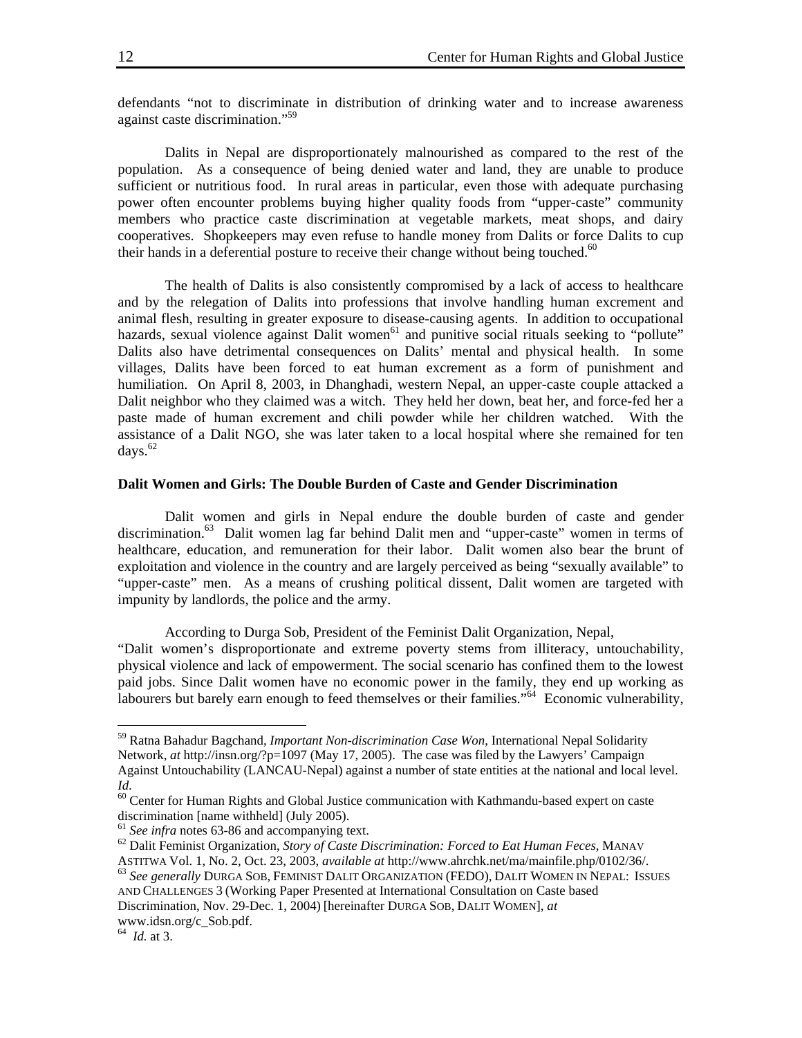defendants "not to discriminate in distribution of drinking water and to increase awareness against caste discrimination."[59]

Dalits in Nepal are disproportionately malnourished as compared to the rest of the population. As a consequence of being denied water and land, they are unable to produce sufficient or nutritious food. In rural areas in particular, even those with adequate purchasing power often encounter problems buying higher quality foods from "upper-caste" community members who practice caste discrimination at vegetable markets, meat shops, and dairy cooperatives. Shopkeepers may even refuse to handle money from Dalits or force Dalits to cup their hands in a deferential posture to receive their change without being touched.[60]

The health of Dalits is also consistently compromised by a lack of access to healthcare and by the relegation of Dalits into professions that involve handling human excrement and animal flesh, resulting in greater exposure to disease-causing agents. In addition to occupational hazards, sexual violence against Dalit women[61] and punitive social rituals seeking to "pollute" Dalits also have detrimental consequences on Dalits' mental and physical health. In some villages, Dalits have been forced to eat human excrement as a form of punishment and humiliation. On April 8, 2003, in Dhanghadi, western Nepal, an upper-caste couple attacked a Dalit neighbor who they claimed was a witch. They held her down, beat her, and force-fed her a paste made of human excrement and chili powder while her children watched. With the assistance of a Dalit NGO, she was later taken to a local hospital where she remained for ten days.[62]

**Dalit Women and Girls: The Double Burden of Caste and Gender Discrimination**

Dalit women and girls in Nepal endure the double burden of caste and gender discrimination.[63] Dalit women lag far behind Dalit men and "upper-caste" women in terms of healthcare, education, and remuneration for their labor. Dalit women also bear the brunt of exploitation and violence in the country and are largely perceived as being "sexually available" to "upper-caste" men. As a means of crushing political dissent, Dalit women are targeted with impunity by landlords, the police and the army.

According to Durga Sob, President of the Feminist Dalit Organization, Nepal, "Dalit women's disproportionate and extreme poverty stems from illiteracy, untouchability, physical violence and lack of empowerment. The social scenario has confined them to the lowest paid jobs. Since Dalit women have no economic power in the family, they end up working as labourers but barely earn enough to feed themselves or their families."[64] Economic vulnerability,

---

[59] Ratna Bahadur Bagchand, *Important Non-discrimination Case Won*, International Nepal Solidarity Network, *at* http://insn.org/?p=1097 (May 17, 2005). The case was filed by the Lawyers' Campaign Against Untouchability (LANCAU-Nepal) against a number of state entities at the national and local level. *Id.*

[60] Center for Human Rights and Global Justice communication with Kathmandu-based expert on caste discrimination [name withheld] (July 2005).

[61] *See infra* notes 63-86 and accompanying text.

[62] Dalit Feminist Organization, *Story of Caste Discrimination: Forced to Eat Human Feces*, MANAV ASTITWA Vol. 1, No. 2, Oct. 23, 2003, *available at* http://www.ahrchk.net/ma/mainfile.php/0102/36/.

[63] *See generally* DURGA SOB, FEMINIST DALIT ORGANIZATION (FEDO), DALIT WOMEN IN NEPAL: ISSUES AND CHALLENGES 3 (Working Paper Presented at International Consultation on Caste based Discrimination, Nov. 29-Dec. 1, 2004) [hereinafter DURGA SOB, DALIT WOMEN], *at* www.idsn.org/c_Sob.pdf.

[64] *Id.* at 3.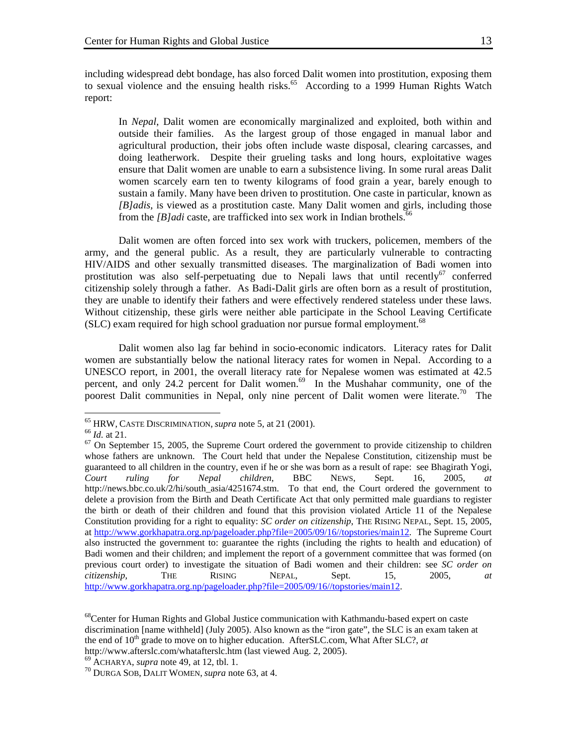including widespread debt bondage, has also forced Dalit women into prostitution, exposing them to sexual violence and the ensuing health risks.[65] According to a 1999 Human Rights Watch report:

> In *Nepal*, Dalit women are economically marginalized and exploited, both within and outside their families. As the largest group of those engaged in manual labor and agricultural production, their jobs often include waste disposal, clearing carcasses, and doing leatherwork. Despite their grueling tasks and long hours, exploitative wages ensure that Dalit women are unable to earn a subsistence living. In some rural areas Dalit women scarcely earn ten to twenty kilograms of food grain a year, barely enough to sustain a family. Many have been driven to prostitution. One caste in particular, known as *[B]adis*, is viewed as a prostitution caste. Many Dalit women and girls, including those from the *[B]adi* caste, are trafficked into sex work in Indian brothels.[66]

Dalit women are often forced into sex work with truckers, policemen, members of the army, and the general public. As a result, they are particularly vulnerable to contracting HIV/AIDS and other sexually transmitted diseases. The marginalization of Badi women into prostitution was also self-perpetuating due to Nepali laws that until recently[67] conferred citizenship solely through a father. As Badi-Dalit girls are often born as a result of prostitution, they are unable to identify their fathers and were effectively rendered stateless under these laws. Without citizenship, these girls were neither able participate in the School Leaving Certificate (SLC) exam required for high school graduation nor pursue formal employment.[68]

Dalit women also lag far behind in socio-economic indicators. Literacy rates for Dalit women are substantially below the national literacy rates for women in Nepal. According to a UNESCO report, in 2001, the overall literacy rate for Nepalese women was estimated at 42.5 percent, and only 24.2 percent for Dalit women.[69] In the Mushahar community, one of the poorest Dalit communities in Nepal, only nine percent of Dalit women were literate.[70] The

---

[65] HRW, CASTE DISCRIMINATION, *supra* note 5, at 21 (2001).

[66] *Id.* at 21.

[67] On September 15, 2005, the Supreme Court ordered the government to provide citizenship to children whose fathers are unknown. The Court held that under the Nepalese Constitution, citizenship must be guaranteed to all children in the country, even if he or she was born as a result of rape: see Bhagirath Yogi, *Court ruling for Nepal children*, BBC NEWS, Sept. 16, 2005, *at* http://news.bbc.co.uk/2/hi/south_asia/4251674.stm. To that end, the Court ordered the government to delete a provision from the Birth and Death Certificate Act that only permitted male guardians to register the birth or death of their children and found that this provision violated Article 11 of the Nepalese Constitution providing for a right to equality: *SC order on citizenship*, THE RISING NEPAL, Sept. 15, 2005, at http://www.gorkhapatra.org.np/pageloader.php?file=2005/09/16//topstories/main12. The Supreme Court also instructed the government to: guarantee the rights (including the rights to health and education) of Badi women and their children; and implement the report of a government committee that was formed (on previous court order) to investigate the situation of Badi women and their children: see *SC order on citizenship*, THE RISING NEPAL, Sept. 15, 2005, *at* http://www.gorkhapatra.org.np/pageloader.php?file=2005/09/16//topstories/main12.

[68] Center for Human Rights and Global Justice communication with Kathmandu-based expert on caste discrimination [name withheld] (July 2005). Also known as the "iron gate", the SLC is an exam taken at the end of 10th grade to move on to higher education. AfterSLC.com, What After SLC?, *at* http://www.afterslc.com/whatafterslc.htm (last viewed Aug. 2, 2005).

[69] ACHARYA, *supra* note 49, at 12, tbl. 1.

[70] DURGA SOB, DALIT WOMEN, *supra* note 63, at 4.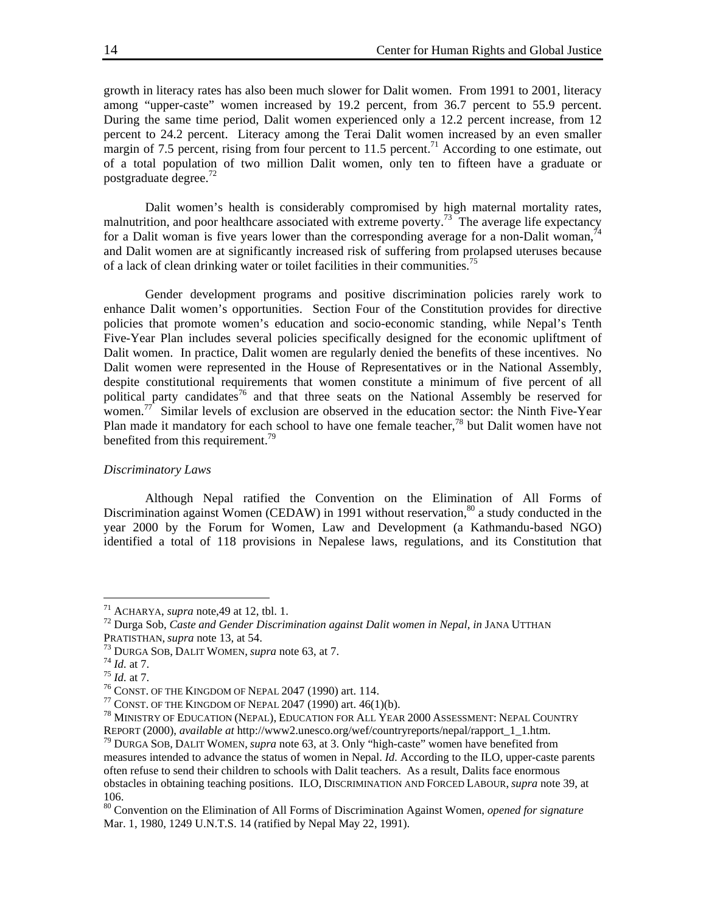growth in literacy rates has also been much slower for Dalit women. From 1991 to 2001, literacy among "upper-caste" women increased by 19.2 percent, from 36.7 percent to 55.9 percent. During the same time period, Dalit women experienced only a 12.2 percent increase, from 12 percent to 24.2 percent. Literacy among the Terai Dalit women increased by an even smaller margin of 7.5 percent, rising from four percent to 11.5 percent.[71] According to one estimate, out of a total population of two million Dalit women, only ten to fifteen have a graduate or postgraduate degree.[72]

Dalit women's health is considerably compromised by high maternal mortality rates, malnutrition, and poor healthcare associated with extreme poverty.[73] The average life expectancy for a Dalit woman is five years lower than the corresponding average for a non-Dalit woman,[74] and Dalit women are at significantly increased risk of suffering from prolapsed uteruses because of a lack of clean drinking water or toilet facilities in their communities.[75]

Gender development programs and positive discrimination policies rarely work to enhance Dalit women's opportunities. Section Four of the Constitution provides for directive policies that promote women's education and socio-economic standing, while Nepal's Tenth Five-Year Plan includes several policies specifically designed for the economic upliftment of Dalit women. In practice, Dalit women are regularly denied the benefits of these incentives. No Dalit women were represented in the House of Representatives or in the National Assembly, despite constitutional requirements that women constitute a minimum of five percent of all political party candidates[76] and that three seats on the National Assembly be reserved for women.[77] Similar levels of exclusion are observed in the education sector: the Ninth Five-Year Plan made it mandatory for each school to have one female teacher,[78] but Dalit women have not benefited from this requirement.[79]

*Discriminatory Laws*

Although Nepal ratified the Convention on the Elimination of All Forms of Discrimination against Women (CEDAW) in 1991 without reservation,[80] a study conducted in the year 2000 by the Forum for Women, Law and Development (a Kathmandu-based NGO) identified a total of 118 provisions in Nepalese laws, regulations, and its Constitution that

---

[71] ACHARYA, *supra* note,49 at 12, tbl. 1.

[72] Durga Sob, *Caste and Gender Discrimination against Dalit women in Nepal*, *in* JANA UTTHAN PRATISTHAN, *supra* note 13, at 54.

[73] DURGA SOB, DALIT WOMEN, *supra* note 63, at 7.

[74] *Id.* at 7.

[75] *Id.* at 7.

[76] CONST. OF THE KINGDOM OF NEPAL 2047 (1990) art. 114.

[77] CONST. OF THE KINGDOM OF NEPAL 2047 (1990) art. 46(1)(b).

[78] MINISTRY OF EDUCATION (NEPAL), EDUCATION FOR ALL YEAR 2000 ASSESSMENT: NEPAL COUNTRY REPORT (2000), *available at* http://www2.unesco.org/wef/countryreports/nepal/rapport_1_1.htm.

[79] DURGA SOB, DALIT WOMEN, *supra* note 63, at 3. Only "high-caste" women have benefited from measures intended to advance the status of women in Nepal. *Id.* According to the ILO, upper-caste parents often refuse to send their children to schools with Dalit teachers. As a result, Dalits face enormous obstacles in obtaining teaching positions. ILO, DISCRIMINATION AND FORCED LABOUR, *supra* note 39, at 106.

[80] Convention on the Elimination of All Forms of Discrimination Against Women, *opened for signature* Mar. 1, 1980, 1249 U.N.T.S. 14 (ratified by Nepal May 22, 1991).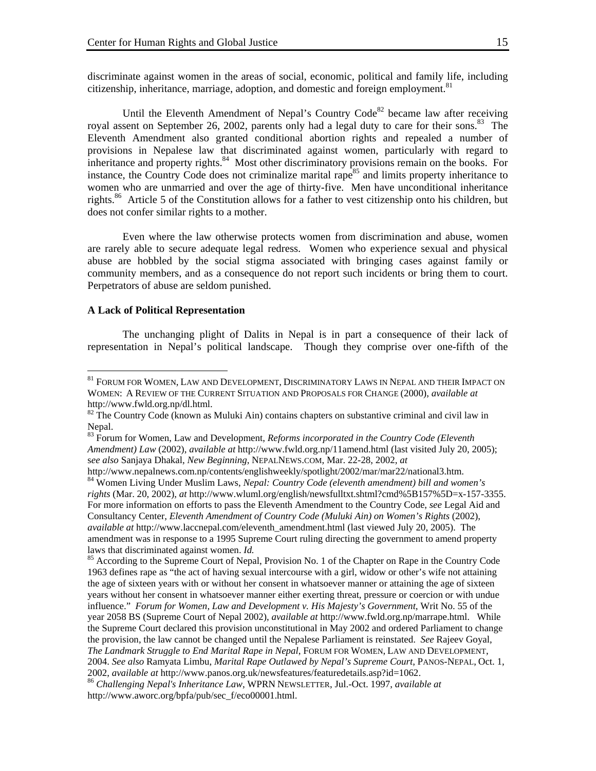discriminate against women in the areas of social, economic, political and family life, including citizenship, inheritance, marriage, adoption, and domestic and foreign employment.[81]

Until the Eleventh Amendment of Nepal's Country Code[82] became law after receiving royal assent on September 26, 2002, parents only had a legal duty to care for their sons.[83] The Eleventh Amendment also granted conditional abortion rights and repealed a number of provisions in Nepalese law that discriminated against women, particularly with regard to inheritance and property rights.[84] Most other discriminatory provisions remain on the books. For instance, the Country Code does not criminalize marital rape[85] and limits property inheritance to women who are unmarried and over the age of thirty-five. Men have unconditional inheritance rights.[86] Article 5 of the Constitution allows for a father to vest citizenship onto his children, but does not confer similar rights to a mother.

Even where the law otherwise protects women from discrimination and abuse, women are rarely able to secure adequate legal redress. Women who experience sexual and physical abuse are hobbled by the social stigma associated with bringing cases against family or community members, and as a consequence do not report such incidents or bring them to court. Perpetrators of abuse are seldom punished.

**A Lack of Political Representation**

The unchanging plight of Dalits in Nepal is in part a consequence of their lack of representation in Nepal's political landscape. Though they comprise over one-fifth of the

---

[81] FORUM FOR WOMEN, LAW AND DEVELOPMENT, DISCRIMINATORY LAWS IN NEPAL AND THEIR IMPACT ON WOMEN: A REVIEW OF THE CURRENT SITUATION AND PROPOSALS FOR CHANGE (2000), *available at* http://www.fwld.org.np/dl.html.

[82] The Country Code (known as Muluki Ain) contains chapters on substantive criminal and civil law in Nepal.

[83] Forum for Women, Law and Development, *Reforms incorporated in the Country Code (Eleventh Amendment) Law* (2002), *available at* http://www.fwld.org.np/11amend.html (last visited July 20, 2005); s*ee also* Sanjaya Dhakal, *New Beginning*, NEPALNEWS.COM, Mar. 22-28, 2002, *at* http://www.nepalnews.com.np/contents/englishweekly/spotlight/2002/mar/mar22/national3.htm.

[84] Women Living Under Muslim Laws, *Nepal: Country Code (eleventh amendment) bill and women's rights* (Mar. 20, 2002), *at* http://www.wluml.org/english/newsfulltxt.shtml?cmd%5B157%5D=x-157-3355. For more information on efforts to pass the Eleventh Amendment to the Country Code, *see* Legal Aid and Consultancy Center, *Eleventh Amendment of Country Code (Muluki Ain) on Women's Rights* (2002), *available at* http://www.laccnepal.com/eleventh_amendment.html (last viewed July 20, 2005). The amendment was in response to a 1995 Supreme Court ruling directing the government to amend property laws that discriminated against women. *Id.*

[85] According to the Supreme Court of Nepal, Provision No. 1 of the Chapter on Rape in the Country Code 1963 defines rape as "the act of having sexual intercourse with a girl, widow or other's wife not attaining the age of sixteen years with or without her consent in whatsoever manner or attaining the age of sixteen years without her consent in whatsoever manner either exerting threat, pressure or coercion or with undue influence." *Forum for Women, Law and Development v. His Majesty's Government*, Writ No. 55 of the year 2058 BS (Supreme Court of Nepal 2002), *available at* http://www.fwld.org.np/marrape.html. While the Supreme Court declared this provision unconstitutional in May 2002 and ordered Parliament to change the provision, the law cannot be changed until the Nepalese Parliament is reinstated. *See* Rajeev Goyal, *The Landmark Struggle to End Marital Rape in Nepal*, FORUM FOR WOMEN, LAW AND DEVELOPMENT, 2004. *See also* Ramyata Limbu, *Marital Rape Outlawed by Nepal's Supreme Court*, PANOS-NEPAL, Oct. 1, 2002, *available at* http://www.panos.org.uk/newsfeatures/featuredetails.asp?id=1062.

[86] *Challenging Nepal's Inheritance Law*, WPRN NEWSLETTER, Jul.-Oct. 1997, *available at* http://www.aworc.org/bpfa/pub/sec_f/eco00001.html.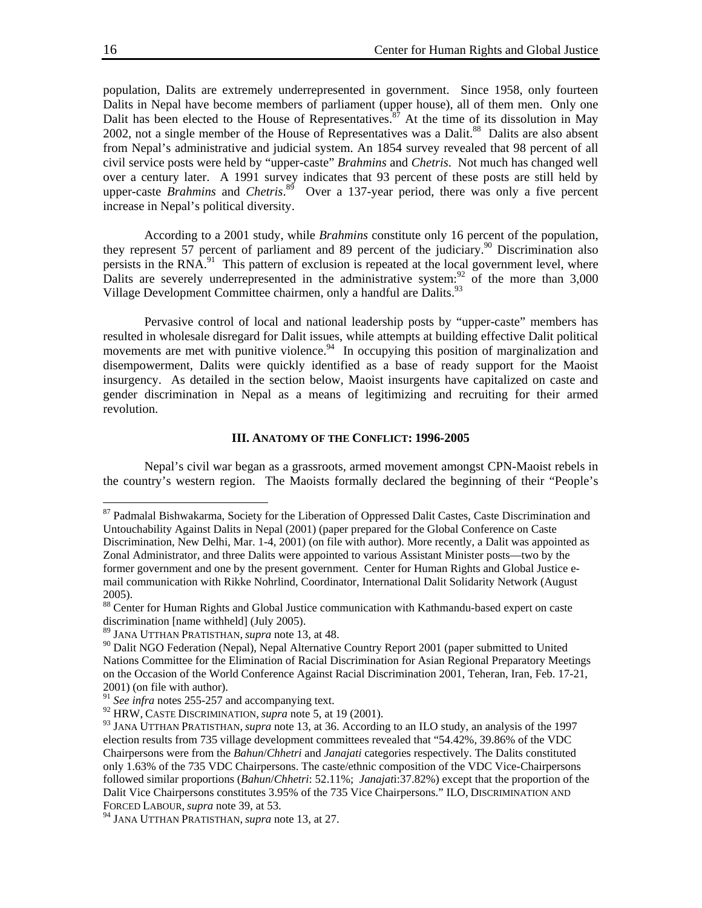population, Dalits are extremely underrepresented in government. Since 1958, only fourteen Dalits in Nepal have become members of parliament (upper house), all of them men. Only one Dalit has been elected to the House of Representatives.[87] At the time of its dissolution in May 2002, not a single member of the House of Representatives was a Dalit.[88] Dalits are also absent from Nepal's administrative and judicial system. An 1854 survey revealed that 98 percent of all civil service posts were held by "upper-caste" *Brahmins* and *Chetris*. Not much has changed well over a century later. A 1991 survey indicates that 93 percent of these posts are still held by upper-caste *Brahmins* and *Chetris*.[89] Over a 137-year period, there was only a five percent increase in Nepal's political diversity.

According to a 2001 study, while *Brahmins* constitute only 16 percent of the population, they represent 57 percent of parliament and 89 percent of the judiciary.[90] Discrimination also persists in the RNA.[91] This pattern of exclusion is repeated at the local government level, where Dalits are severely underrepresented in the administrative system:[92] of the more than 3,000 Village Development Committee chairmen, only a handful are Dalits.[93]

Pervasive control of local and national leadership posts by "upper-caste" members has resulted in wholesale disregard for Dalit issues, while attempts at building effective Dalit political movements are met with punitive violence.[94] In occupying this position of marginalization and disempowerment, Dalits were quickly identified as a base of ready support for the Maoist insurgency. As detailed in the section below, Maoist insurgents have capitalized on caste and gender discrimination in Nepal as a means of legitimizing and recruiting for their armed revolution.

## III. Anatomy of the Conflict: 1996-2005

Nepal's civil war began as a grassroots, armed movement amongst CPN-Maoist rebels in the country's western region. The Maoists formally declared the beginning of their "People's

---

[87] Padmalal Bishwakarma, Society for the Liberation of Oppressed Dalit Castes, Caste Discrimination and Untouchability Against Dalits in Nepal (2001) (paper prepared for the Global Conference on Caste Discrimination, New Delhi, Mar. 1-4, 2001) (on file with author). More recently, a Dalit was appointed as Zonal Administrator, and three Dalits were appointed to various Assistant Minister posts—two by the former government and one by the present government. Center for Human Rights and Global Justice e-mail communication with Rikke Nohrlind, Coordinator, International Dalit Solidarity Network (August 2005).

[88] Center for Human Rights and Global Justice communication with Kathmandu-based expert on caste discrimination [name withheld] (July 2005).

[89] Jana Utthan Pratisthan, *supra* note 13, at 48.

[90] Dalit NGO Federation (Nepal), Nepal Alternative Country Report 2001 (paper submitted to United Nations Committee for the Elimination of Racial Discrimination for Asian Regional Preparatory Meetings on the Occasion of the World Conference Against Racial Discrimination 2001, Teheran, Iran, Feb. 17-21, 2001) (on file with author).

[91] *See infra* notes 255-257 and accompanying text.

[92] HRW, Caste Discrimination, *supra* note 5, at 19 (2001).

[93] Jana Utthan Pratisthan, *supra* note 13, at 36. According to an ILO study, an analysis of the 1997 election results from 735 village development committees revealed that "54.42%, 39.86% of the VDC Chairpersons were from the *Bahun*/*Chhetri* and *Janajati* categories respectively. The Dalits constituted only 1.63% of the 735 VDC Chairpersons. The caste/ethnic composition of the VDC Vice-Chairpersons followed similar proportions (*Bahun*/*Chhetri*: 52.11%; *Janajat*i:37.82%) except that the proportion of the Dalit Vice Chairpersons constitutes 3.95% of the 735 Vice Chairpersons." ILO, Discrimination and Forced Labour, *supra* note 39, at 53.

[94] Jana Utthan Pratisthan, *supra* note 13, at 27.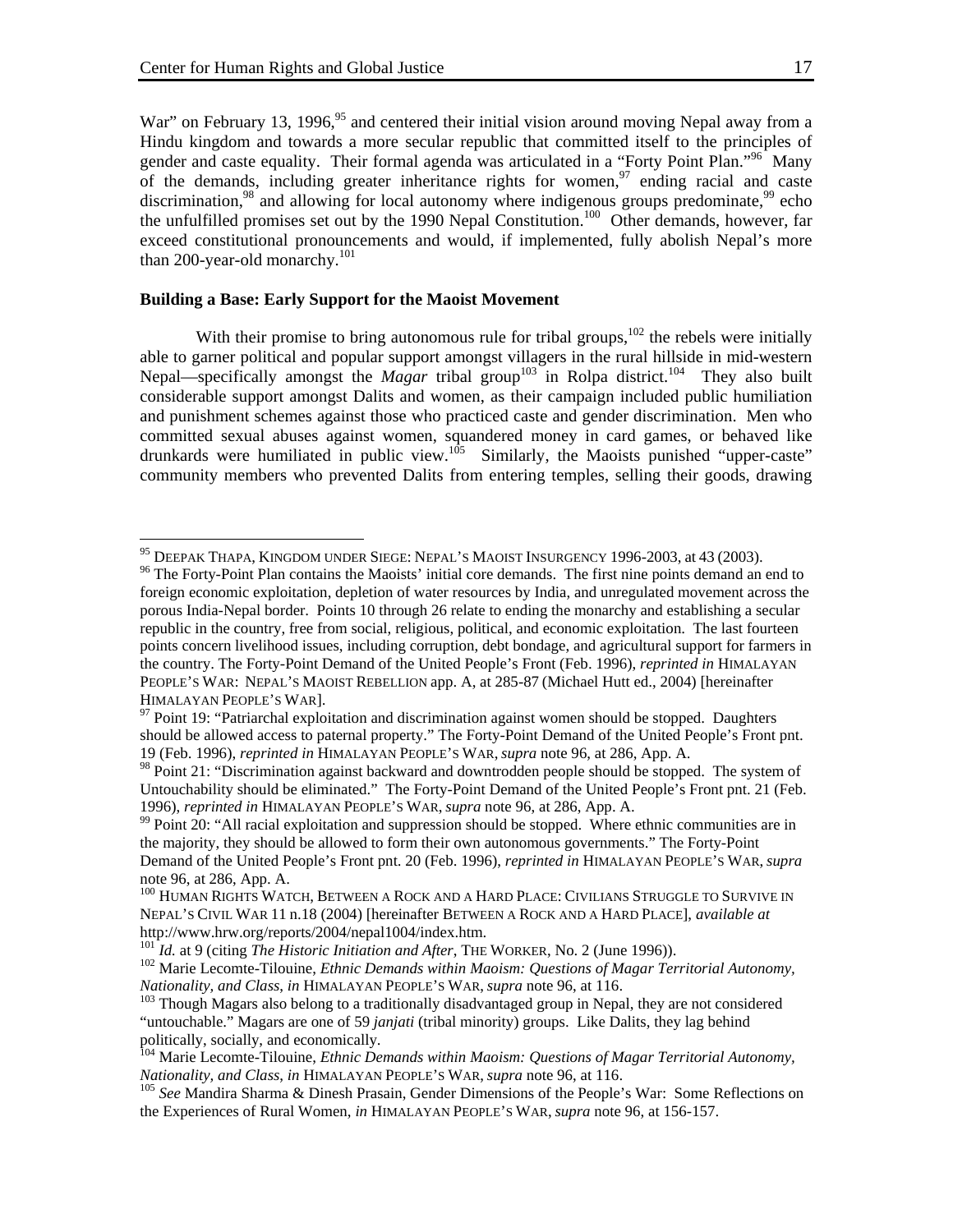War" on February 13, 1996,[95] and centered their initial vision around moving Nepal away from a Hindu kingdom and towards a more secular republic that committed itself to the principles of gender and caste equality. Their formal agenda was articulated in a "Forty Point Plan."[96] Many of the demands, including greater inheritance rights for women,[97] ending racial and caste discrimination,[98] and allowing for local autonomy where indigenous groups predominate,[99] echo the unfulfilled promises set out by the 1990 Nepal Constitution.[100] Other demands, however, far exceed constitutional pronouncements and would, if implemented, fully abolish Nepal's more than 200-year-old monarchy.[101]

**Building a Base: Early Support for the Maoist Movement**

With their promise to bring autonomous rule for tribal groups,[102] the rebels were initially able to garner political and popular support amongst villagers in the rural hillside in mid-western Nepal—specifically amongst the *Magar* tribal group[103] in Rolpa district.[104] They also built considerable support amongst Dalits and women, as their campaign included public humiliation and punishment schemes against those who practiced caste and gender discrimination. Men who committed sexual abuses against women, squandered money in card games, or behaved like drunkards were humiliated in public view.[105] Similarly, the Maoists punished "upper-caste" community members who prevented Dalits from entering temples, selling their goods, drawing

---

[95] DEEPAK THAPA, KINGDOM UNDER SIEGE: NEPAL'S MAOIST INSURGENCY 1996-2003, at 43 (2003).

[96] The Forty-Point Plan contains the Maoists' initial core demands. The first nine points demand an end to foreign economic exploitation, depletion of water resources by India, and unregulated movement across the porous India-Nepal border. Points 10 through 26 relate to ending the monarchy and establishing a secular republic in the country, free from social, religious, political, and economic exploitation. The last fourteen points concern livelihood issues, including corruption, debt bondage, and agricultural support for farmers in the country. The Forty-Point Demand of the United People's Front (Feb. 1996), *reprinted in* HIMALAYAN PEOPLE'S WAR: NEPAL'S MAOIST REBELLION app. A, at 285-87 (Michael Hutt ed., 2004) [hereinafter HIMALAYAN PEOPLE'S WAR].

[97] Point 19: "Patriarchal exploitation and discrimination against women should be stopped. Daughters should be allowed access to paternal property." The Forty-Point Demand of the United People's Front pnt. 19 (Feb. 1996), *reprinted in* HIMALAYAN PEOPLE'S WAR, *supra* note 96, at 286, App. A.

[98] Point 21: "Discrimination against backward and downtrodden people should be stopped. The system of Untouchability should be eliminated." The Forty-Point Demand of the United People's Front pnt. 21 (Feb. 1996), *reprinted in* HIMALAYAN PEOPLE'S WAR, *supra* note 96, at 286, App. A.

[99] Point 20: "All racial exploitation and suppression should be stopped. Where ethnic communities are in the majority, they should be allowed to form their own autonomous governments." The Forty-Point Demand of the United People's Front pnt. 20 (Feb. 1996), *reprinted in* HIMALAYAN PEOPLE'S WAR, *supra* note 96, at 286, App. A.

[100] HUMAN RIGHTS WATCH, BETWEEN A ROCK AND A HARD PLACE: CIVILIANS STRUGGLE TO SURVIVE IN NEPAL'S CIVIL WAR 11 n.18 (2004) [hereinafter BETWEEN A ROCK AND A HARD PLACE], *available at* http://www.hrw.org/reports/2004/nepal1004/index.htm.

[101] *Id.* at 9 (citing *The Historic Initiation and After*, THE WORKER, No. 2 (June 1996)).

[102] Marie Lecomte-Tilouine, *Ethnic Demands within Maoism: Questions of Magar Territorial Autonomy, Nationality, and Class*, *in* HIMALAYAN PEOPLE'S WAR, *supra* note 96, at 116.

[103] Though Magars also belong to a traditionally disadvantaged group in Nepal, they are not considered "untouchable." Magars are one of 59 *janjati* (tribal minority) groups. Like Dalits, they lag behind politically, socially, and economically.

[104] Marie Lecomte-Tilouine, *Ethnic Demands within Maoism: Questions of Magar Territorial Autonomy, Nationality, and Class*, *in* HIMALAYAN PEOPLE'S WAR, *supra* note 96, at 116.

[105] *See* Mandira Sharma & Dinesh Prasain, Gender Dimensions of the People's War: Some Reflections on the Experiences of Rural Women, *in* HIMALAYAN PEOPLE'S WAR, *supra* note 96, at 156-157.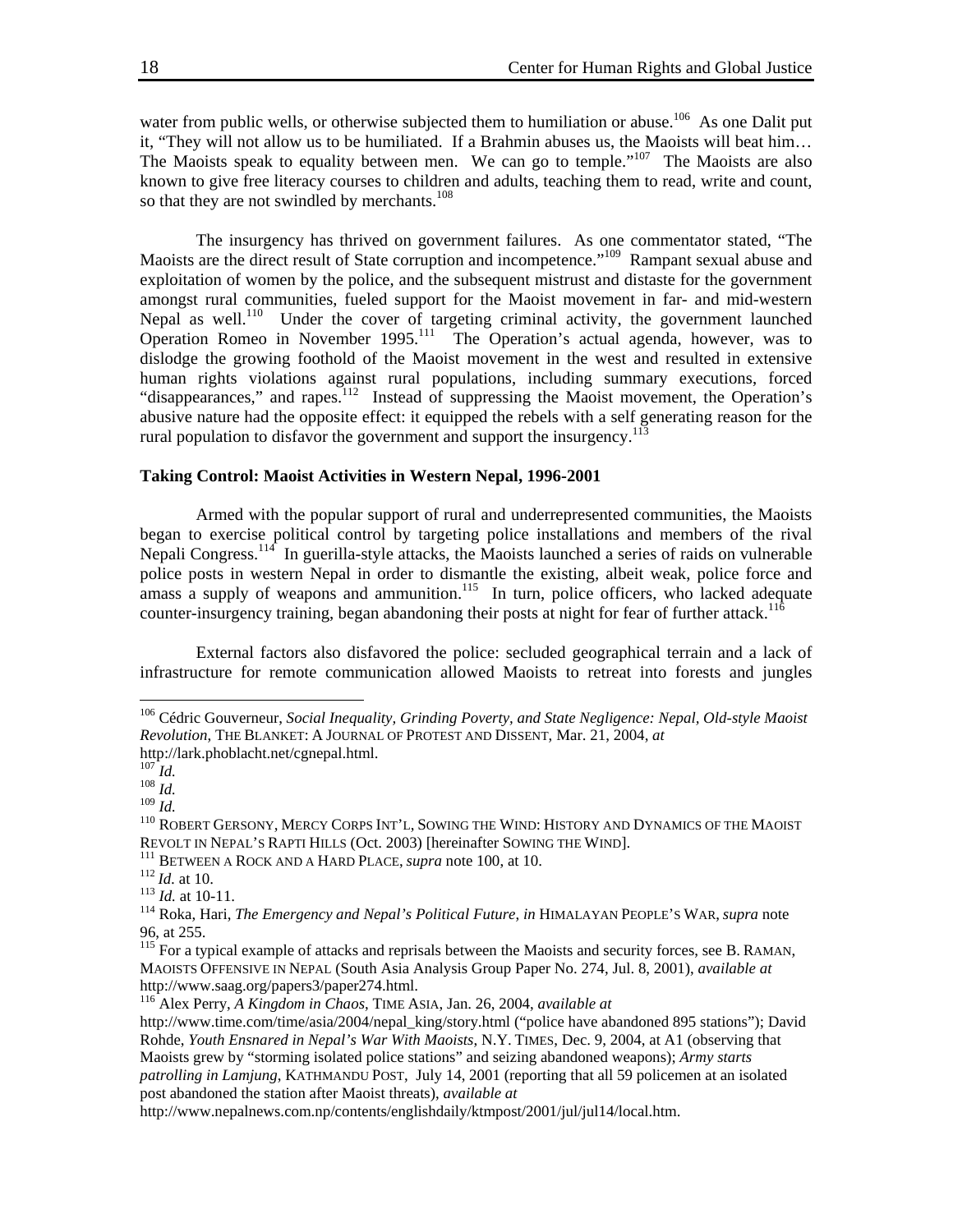water from public wells, or otherwise subjected them to humiliation or abuse.[106] As one Dalit put it, "They will not allow us to be humiliated. If a Brahmin abuses us, the Maoists will beat him… The Maoists speak to equality between men. We can go to temple."[107] The Maoists are also known to give free literacy courses to children and adults, teaching them to read, write and count, so that they are not swindled by merchants.[108]

The insurgency has thrived on government failures. As one commentator stated, "The Maoists are the direct result of State corruption and incompetence."[109] Rampant sexual abuse and exploitation of women by the police, and the subsequent mistrust and distaste for the government amongst rural communities, fueled support for the Maoist movement in far- and mid-western Nepal as well.[110] Under the cover of targeting criminal activity, the government launched Operation Romeo in November 1995.[111] The Operation's actual agenda, however, was to dislodge the growing foothold of the Maoist movement in the west and resulted in extensive human rights violations against rural populations, including summary executions, forced "disappearances," and rapes.[112] Instead of suppressing the Maoist movement, the Operation's abusive nature had the opposite effect: it equipped the rebels with a self generating reason for the rural population to disfavor the government and support the insurgency.[113]

**Taking Control: Maoist Activities in Western Nepal, 1996-2001**

Armed with the popular support of rural and underrepresented communities, the Maoists began to exercise political control by targeting police installations and members of the rival Nepali Congress.[114] In guerilla-style attacks, the Maoists launched a series of raids on vulnerable police posts in western Nepal in order to dismantle the existing, albeit weak, police force and amass a supply of weapons and ammunition.[115] In turn, police officers, who lacked adequate counter-insurgency training, began abandoning their posts at night for fear of further attack.[116]

External factors also disfavored the police: secluded geographical terrain and a lack of infrastructure for remote communication allowed Maoists to retreat into forests and jungles

---

[106] Cédric Gouverneur, *Social Inequality, Grinding Poverty, and State Negligence: Nepal, Old-style Maoist Revolution*, THE BLANKET: A JOURNAL OF PROTEST AND DISSENT, Mar. 21, 2004, *at* http://lark.phoblacht.net/cgnepal.html.

[107] *Id.*

[108] *Id.*

[109] *Id.*

[110] ROBERT GERSONY, MERCY CORPS INT'L, SOWING THE WIND: HISTORY AND DYNAMICS OF THE MAOIST REVOLT IN NEPAL'S RAPTI HILLS (Oct. 2003) [hereinafter SOWING THE WIND].

[111] BETWEEN A ROCK AND A HARD PLACE, *supra* note 100, at 10.

[112] *Id.* at 10.

[113] *Id.* at 10-11.

[114] Roka, Hari, *The Emergency and Nepal's Political Future*, *in* HIMALAYAN PEOPLE'S WAR, *supra* note 96, at 255.

[115] For a typical example of attacks and reprisals between the Maoists and security forces, see B. RAMAN, MAOISTS OFFENSIVE IN NEPAL (South Asia Analysis Group Paper No. 274, Jul. 8, 2001), *available at* http://www.saag.org/papers3/paper274.html.

[116] Alex Perry, *A Kingdom in Chaos*, TIME ASIA, Jan. 26, 2004, *available at* http://www.time.com/time/asia/2004/nepal_king/story.html ("police have abandoned 895 stations"); David Rohde, *Youth Ensnared in Nepal's War With Maoists*, N.Y. TIMES, Dec. 9, 2004, at A1 (observing that Maoists grew by "storming isolated police stations" and seizing abandoned weapons); *Army starts patrolling in Lamjung*, KATHMANDU POST, July 14, 2001 (reporting that all 59 policemen at an isolated post abandoned the station after Maoist threats), *available at* http://www.nepalnews.com.np/contents/englishdaily/ktmpost/2001/jul/jul14/local.htm.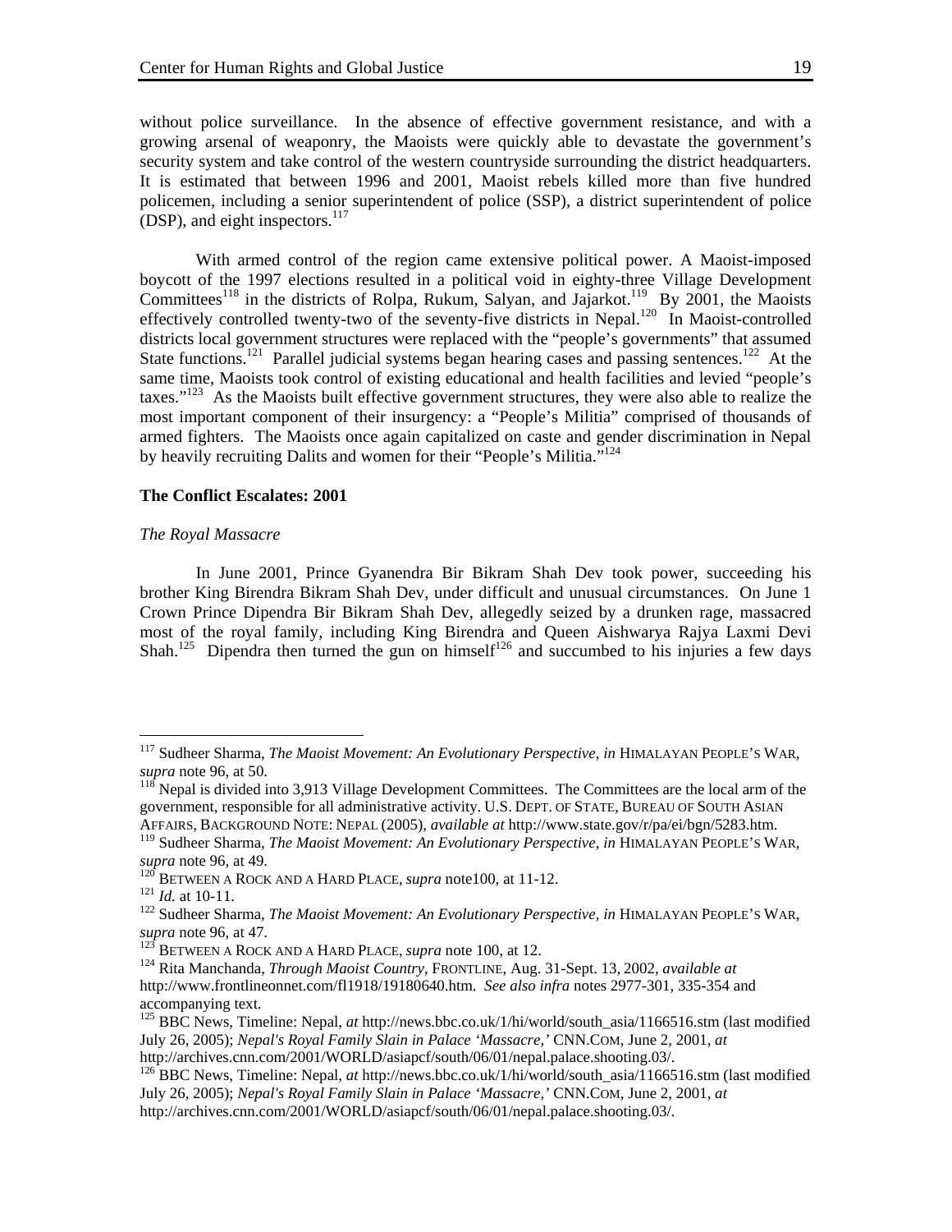without police surveillance. In the absence of effective government resistance, and with a growing arsenal of weaponry, the Maoists were quickly able to devastate the government's security system and take control of the western countryside surrounding the district headquarters. It is estimated that between 1996 and 2001, Maoist rebels killed more than five hundred policemen, including a senior superintendent of police (SSP), a district superintendent of police (DSP), and eight inspectors.[117]

With armed control of the region came extensive political power. A Maoist-imposed boycott of the 1997 elections resulted in a political void in eighty-three Village Development Committees[118] in the districts of Rolpa, Rukum, Salyan, and Jajarkot.[119] By 2001, the Maoists effectively controlled twenty-two of the seventy-five districts in Nepal.[120] In Maoist-controlled districts local government structures were replaced with the "people's governments" that assumed State functions.[121] Parallel judicial systems began hearing cases and passing sentences.[122] At the same time, Maoists took control of existing educational and health facilities and levied "people's taxes."[123] As the Maoists built effective government structures, they were also able to realize the most important component of their insurgency: a "People's Militia" comprised of thousands of armed fighters. The Maoists once again capitalized on caste and gender discrimination in Nepal by heavily recruiting Dalits and women for their "People's Militia."[124]

**The Conflict Escalates: 2001**

*The Royal Massacre*

In June 2001, Prince Gyanendra Bir Bikram Shah Dev took power, succeeding his brother King Birendra Bikram Shah Dev, under difficult and unusual circumstances. On June 1 Crown Prince Dipendra Bir Bikram Shah Dev, allegedly seized by a drunken rage, massacred most of the royal family, including King Birendra and Queen Aishwarya Rajya Laxmi Devi Shah.[125] Dipendra then turned the gun on himself[126] and succumbed to his injuries a few days

---

[117] Sudheer Sharma, *The Maoist Movement: An Evolutionary Perspective*, *in* HIMALAYAN PEOPLE'S WAR, *supra* note 96, at 50.

[118] Nepal is divided into 3,913 Village Development Committees. The Committees are the local arm of the government, responsible for all administrative activity. U.S. DEPT. OF STATE, BUREAU OF SOUTH ASIAN AFFAIRS, BACKGROUND NOTE: NEPAL (2005), *available at* http://www.state.gov/r/pa/ei/bgn/5283.htm.

[119] Sudheer Sharma, *The Maoist Movement: An Evolutionary Perspective*, *in* HIMALAYAN PEOPLE'S WAR, *supra* note 96, at 49.

[120] BETWEEN A ROCK AND A HARD PLACE, *supra* note100, at 11-12.

[121] *Id.* at 10-11.

[122] Sudheer Sharma, *The Maoist Movement: An Evolutionary Perspective*, *in* HIMALAYAN PEOPLE'S WAR, *supra* note 96, at 47.

[123] BETWEEN A ROCK AND A HARD PLACE, *supra* note 100, at 12.

[124] Rita Manchanda, *Through Maoist Country*, FRONTLINE, Aug. 31-Sept. 13, 2002, *available at* http://www.frontlineonnet.com/fl1918/19180640.htm. *See also infra* notes 2977-301, 335-354 and accompanying text.

[125] BBC News, Timeline: Nepal, *at* http://news.bbc.co.uk/1/hi/world/south_asia/1166516.stm (last modified July 26, 2005); *Nepal's Royal Family Slain in Palace 'Massacre,'* CNN.COM, June 2, 2001, *at* http://archives.cnn.com/2001/WORLD/asiapcf/south/06/01/nepal.palace.shooting.03/.

[126] BBC News, Timeline: Nepal, *at* http://news.bbc.co.uk/1/hi/world/south_asia/1166516.stm (last modified July 26, 2005); *Nepal's Royal Family Slain in Palace 'Massacre,'* CNN.COM, June 2, 2001, *at* http://archives.cnn.com/2001/WORLD/asiapcf/south/06/01/nepal.palace.shooting.03/.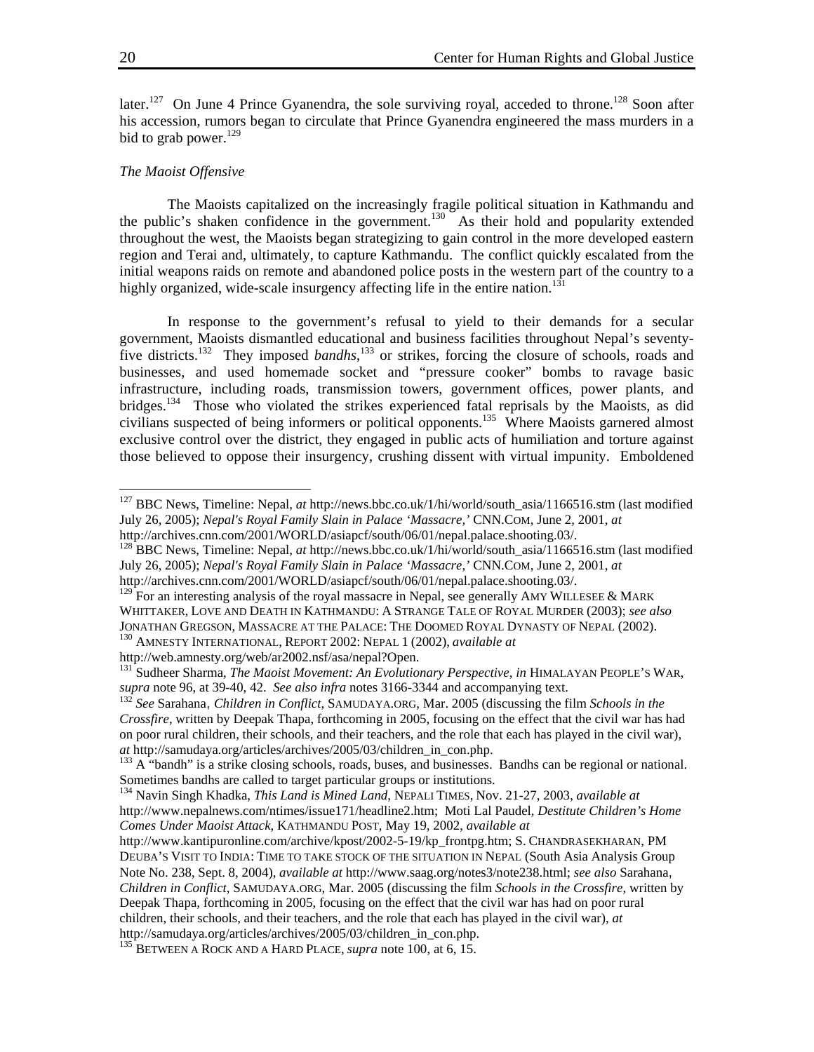later.[127] On June 4 Prince Gyanendra, the sole surviving royal, acceded to throne.[128] Soon after his accession, rumors began to circulate that Prince Gyanendra engineered the mass murders in a bid to grab power.[129]

*The Maoist Offensive*

The Maoists capitalized on the increasingly fragile political situation in Kathmandu and the public's shaken confidence in the government.[130] As their hold and popularity extended throughout the west, the Maoists began strategizing to gain control in the more developed eastern region and Terai and, ultimately, to capture Kathmandu. The conflict quickly escalated from the initial weapons raids on remote and abandoned police posts in the western part of the country to a highly organized, wide-scale insurgency affecting life in the entire nation.[131]

In response to the government's refusal to yield to their demands for a secular government, Maoists dismantled educational and business facilities throughout Nepal's seventy-five districts.[132] They imposed *bandhs*,[133] or strikes, forcing the closure of schools, roads and businesses, and used homemade socket and "pressure cooker" bombs to ravage basic infrastructure, including roads, transmission towers, government offices, power plants, and bridges.[134] Those who violated the strikes experienced fatal reprisals by the Maoists, as did civilians suspected of being informers or political opponents.[135] Where Maoists garnered almost exclusive control over the district, they engaged in public acts of humiliation and torture against those believed to oppose their insurgency, crushing dissent with virtual impunity. Emboldened

---

[127] BBC News, Timeline: Nepal, *at* http://news.bbc.co.uk/1/hi/world/south_asia/1166516.stm (last modified July 26, 2005); *Nepal's Royal Family Slain in Palace 'Massacre,'* CNN.COM, June 2, 2001, *at* http://archives.cnn.com/2001/WORLD/asiapcf/south/06/01/nepal.palace.shooting.03/.

[128] BBC News, Timeline: Nepal, *at* http://news.bbc.co.uk/1/hi/world/south_asia/1166516.stm (last modified July 26, 2005); *Nepal's Royal Family Slain in Palace 'Massacre,'* CNN.COM, June 2, 2001, *at* http://archives.cnn.com/2001/WORLD/asiapcf/south/06/01/nepal.palace.shooting.03/.

[129] For an interesting analysis of the royal massacre in Nepal, see generally AMY WILLESEE & MARK WHITTAKER, LOVE AND DEATH IN KATHMANDU: A STRANGE TALE OF ROYAL MURDER (2003); *see also* JONATHAN GREGSON, MASSACRE AT THE PALACE: THE DOOMED ROYAL DYNASTY OF NEPAL (2002).

[130] AMNESTY INTERNATIONAL, REPORT 2002: NEPAL 1 (2002), *available at* http://web.amnesty.org/web/ar2002.nsf/asa/nepal?Open.

[131] Sudheer Sharma, *The Maoist Movement: An Evolutionary Perspective*, *in* HIMALAYAN PEOPLE'S WAR, *supra* note 96, at 39-40, 42. *See also infra* notes 3166-3344 and accompanying text.

[132] *See* Sarahana, *Children in Conflict*, SAMUDAYA.ORG, Mar. 2005 (discussing the film *Schools in the Crossfire*, written by Deepak Thapa, forthcoming in 2005, focusing on the effect that the civil war has had on poor rural children, their schools, and their teachers, and the role that each has played in the civil war), *at* http://samudaya.org/articles/archives/2005/03/children_in_con.php.

[133] A "bandh" is a strike closing schools, roads, buses, and businesses. Bandhs can be regional or national. Sometimes bandhs are called to target particular groups or institutions.

[134] Navin Singh Khadka, *This Land is Mined Land*, NEPALI TIMES, Nov. 21-27, 2003, *available at* http://www.nepalnews.com/ntimes/issue171/headline2.htm; Moti Lal Paudel, *Destitute Children's Home Comes Under Maoist Attack*, KATHMANDU POST, May 19, 2002, *available at* http://www.kantipuronline.com/archive/kpost/2002-5-19/kp_frontpg.htm; S. CHANDRASEKHARAN, PM DEUBA'S VISIT TO INDIA: TIME TO TAKE STOCK OF THE SITUATION IN NEPAL (South Asia Analysis Group Note No. 238, Sept. 8, 2004), *available at* http://www.saag.org/notes3/note238.html; *see also* Sarahana, *Children in Conflict*, SAMUDAYA.ORG, Mar. 2005 (discussing the film *Schools in the Crossfire*, written by Deepak Thapa, forthcoming in 2005, focusing on the effect that the civil war has had on poor rural children, their schools, and their teachers, and the role that each has played in the civil war), *at* http://samudaya.org/articles/archives/2005/03/children_in_con.php.

[135] BETWEEN A ROCK AND A HARD PLACE, *supra* note 100, at 6, 15.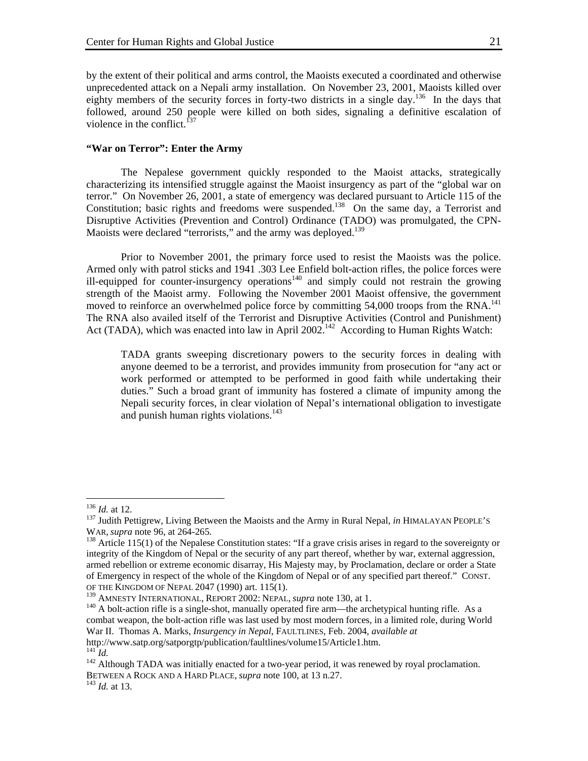by the extent of their political and arms control, the Maoists executed a coordinated and otherwise unprecedented attack on a Nepali army installation. On November 23, 2001, Maoists killed over eighty members of the security forces in forty-two districts in a single day.[136] In the days that followed, around 250 people were killed on both sides, signaling a definitive escalation of violence in the conflict.[137]

**"War on Terror": Enter the Army**

The Nepalese government quickly responded to the Maoist attacks, strategically characterizing its intensified struggle against the Maoist insurgency as part of the "global war on terror." On November 26, 2001, a state of emergency was declared pursuant to Article 115 of the Constitution; basic rights and freedoms were suspended.[138] On the same day, a Terrorist and Disruptive Activities (Prevention and Control) Ordinance (TADO) was promulgated, the CPN-Maoists were declared "terrorists," and the army was deployed.[139]

Prior to November 2001, the primary force used to resist the Maoists was the police. Armed only with patrol sticks and 1941 .303 Lee Enfield bolt-action rifles, the police forces were ill-equipped for counter-insurgency operations[140] and simply could not restrain the growing strength of the Maoist army. Following the November 2001 Maoist offensive, the government moved to reinforce an overwhelmed police force by committing 54,000 troops from the RNA.[141] The RNA also availed itself of the Terrorist and Disruptive Activities (Control and Punishment) Act (TADA), which was enacted into law in April 2002.[142] According to Human Rights Watch:

> TADA grants sweeping discretionary powers to the security forces in dealing with anyone deemed to be a terrorist, and provides immunity from prosecution for "any act or work performed or attempted to be performed in good faith while undertaking their duties." Such a broad grant of immunity has fostered a climate of impunity among the Nepali security forces, in clear violation of Nepal's international obligation to investigate and punish human rights violations.[143]

---

[136] *Id.* at 12.

[137] Judith Pettigrew, Living Between the Maoists and the Army in Rural Nepal, *in* HIMALAYAN PEOPLE'S WAR, *supra* note 96, at 264-265.

[138] Article 115(1) of the Nepalese Constitution states: "If a grave crisis arises in regard to the sovereignty or integrity of the Kingdom of Nepal or the security of any part thereof, whether by war, external aggression, armed rebellion or extreme economic disarray, His Majesty may, by Proclamation, declare or order a State of Emergency in respect of the whole of the Kingdom of Nepal or of any specified part thereof." CONST. OF THE KINGDOM OF NEPAL 2047 (1990) art. 115(1).

[139] AMNESTY INTERNATIONAL, REPORT 2002: NEPAL, *supra* note 130, at 1.

[140] A bolt-action rifle is a single-shot, manually operated fire arm—the archetypical hunting rifle. As a combat weapon, the bolt-action rifle was last used by most modern forces, in a limited role, during World War II. Thomas A. Marks, *Insurgency in Nepal*, FAULTLINES, Feb. 2004, *available at* http://www.satp.org/satporgtp/publication/faultlines/volume15/Article1.htm.

[141] *Id.*

[142] Although TADA was initially enacted for a two-year period, it was renewed by royal proclamation. BETWEEN A ROCK AND A HARD PLACE, *supra* note 100, at 13 n.27.

[143] *Id.* at 13.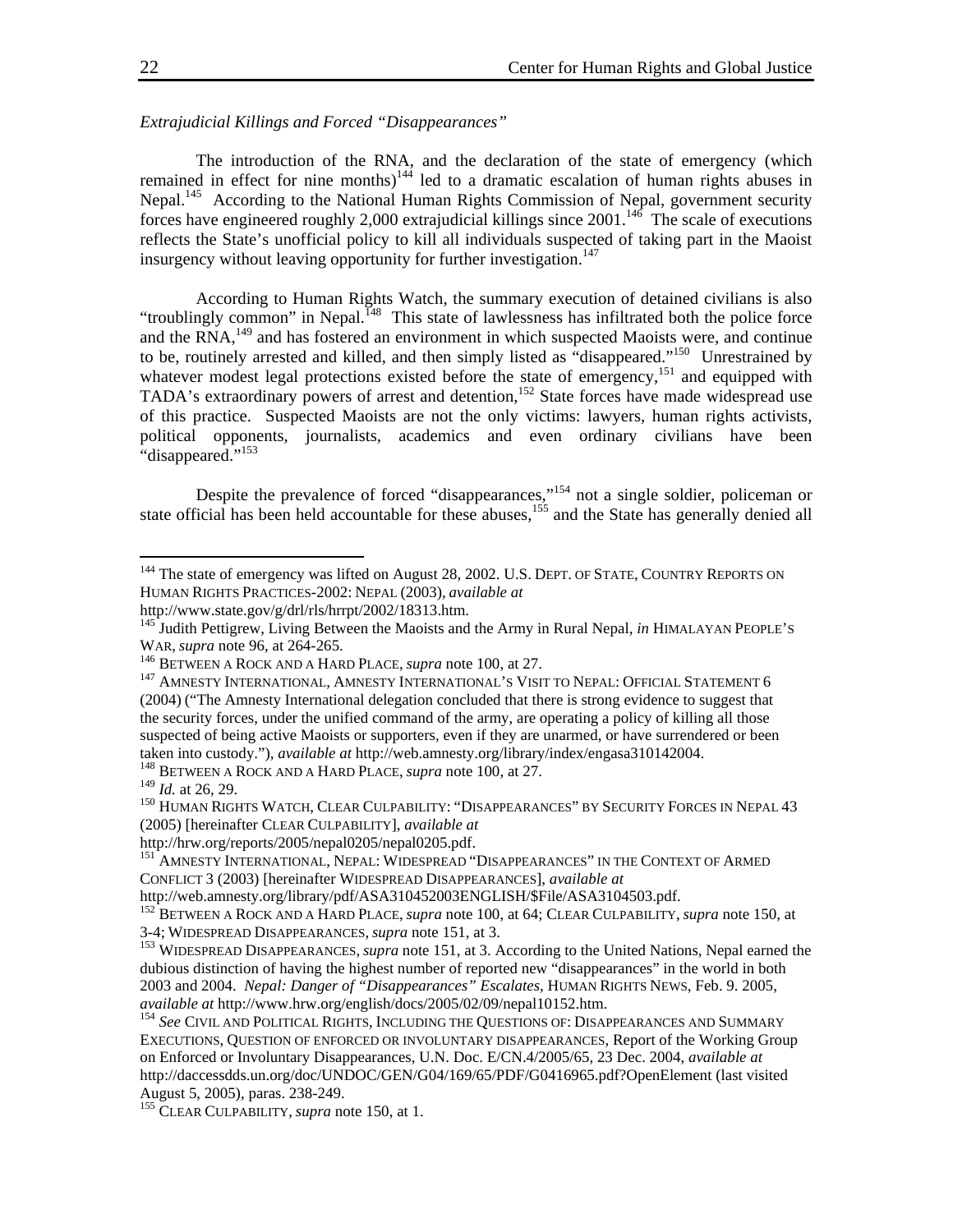*Extrajudicial Killings and Forced "Disappearances"*

The introduction of the RNA, and the declaration of the state of emergency (which remained in effect for nine months)[144] led to a dramatic escalation of human rights abuses in Nepal.[145] According to the National Human Rights Commission of Nepal, government security forces have engineered roughly 2,000 extrajudicial killings since 2001.[146] The scale of executions reflects the State's unofficial policy to kill all individuals suspected of taking part in the Maoist insurgency without leaving opportunity for further investigation.[147]

According to Human Rights Watch, the summary execution of detained civilians is also "troublingly common" in Nepal.[148] This state of lawlessness has infiltrated both the police force and the RNA,[149] and has fostered an environment in which suspected Maoists were, and continue to be, routinely arrested and killed, and then simply listed as "disappeared."[150] Unrestrained by whatever modest legal protections existed before the state of emergency,[151] and equipped with TADA's extraordinary powers of arrest and detention,[152] State forces have made widespread use of this practice. Suspected Maoists are not the only victims: lawyers, human rights activists, political opponents, journalists, academics and even ordinary civilians have been "disappeared."[153]

Despite the prevalence of forced "disappearances,"[154] not a single soldier, policeman or state official has been held accountable for these abuses,[155] and the State has generally denied all

---

[144] The state of emergency was lifted on August 28, 2002. U.S. DEPT. OF STATE, COUNTRY REPORTS ON HUMAN RIGHTS PRACTICES-2002: NEPAL (2003), *available at* http://www.state.gov/g/drl/rls/hrrpt/2002/18313.htm.

[145] Judith Pettigrew, Living Between the Maoists and the Army in Rural Nepal, *in* HIMALAYAN PEOPLE'S WAR, *supra* note 96, at 264-265.

[146] BETWEEN A ROCK AND A HARD PLACE, *supra* note 100, at 27.

[147] AMNESTY INTERNATIONAL, AMNESTY INTERNATIONAL'S VISIT TO NEPAL: OFFICIAL STATEMENT 6 (2004) ("The Amnesty International delegation concluded that there is strong evidence to suggest that the security forces, under the unified command of the army, are operating a policy of killing all those suspected of being active Maoists or supporters, even if they are unarmed, or have surrendered or been taken into custody."), *available at* http://web.amnesty.org/library/index/engasa310142004.

[148] BETWEEN A ROCK AND A HARD PLACE, *supra* note 100, at 27.

[149] *Id.* at 26, 29.

[150] HUMAN RIGHTS WATCH, CLEAR CULPABILITY: "DISAPPEARANCES" BY SECURITY FORCES IN NEPAL 43 (2005) [hereinafter CLEAR CULPABILITY], *available at* http://hrw.org/reports/2005/nepal0205/nepal0205.pdf.

[151] AMNESTY INTERNATIONAL, NEPAL: WIDESPREAD "DISAPPEARANCES" IN THE CONTEXT OF ARMED CONFLICT 3 (2003) [hereinafter WIDESPREAD DISAPPEARANCES], *available at* http://web.amnesty.org/library/pdf/ASA310452003ENGLISH/$File/ASA3104503.pdf.

[152] BETWEEN A ROCK AND A HARD PLACE, *supra* note 100, at 64; CLEAR CULPABILITY, *supra* note 150, at 3-4; WIDESPREAD DISAPPEARANCES, *supra* note 151, at 3.

[153] WIDESPREAD DISAPPEARANCES, *supra* note 151, at 3. According to the United Nations, Nepal earned the dubious distinction of having the highest number of reported new "disappearances" in the world in both 2003 and 2004. *Nepal: Danger of "Disappearances" Escalates*, HUMAN RIGHTS NEWS, Feb. 9. 2005, *available at* http://www.hrw.org/english/docs/2005/02/09/nepal10152.htm.

[154] *See* CIVIL AND POLITICAL RIGHTS, INCLUDING THE QUESTIONS OF: DISAPPEARANCES AND SUMMARY EXECUTIONS, QUESTION OF ENFORCED OR INVOLUNTARY DISAPPEARANCES, Report of the Working Group on Enforced or Involuntary Disappearances, U.N. Doc. E/CN.4/2005/65, 23 Dec. 2004, *available at* http://daccessdds.un.org/doc/UNDOC/GEN/G04/169/65/PDF/G0416965.pdf?OpenElement (last visited August 5, 2005), paras. 238-249.

[155] CLEAR CULPABILITY, *supra* note 150, at 1.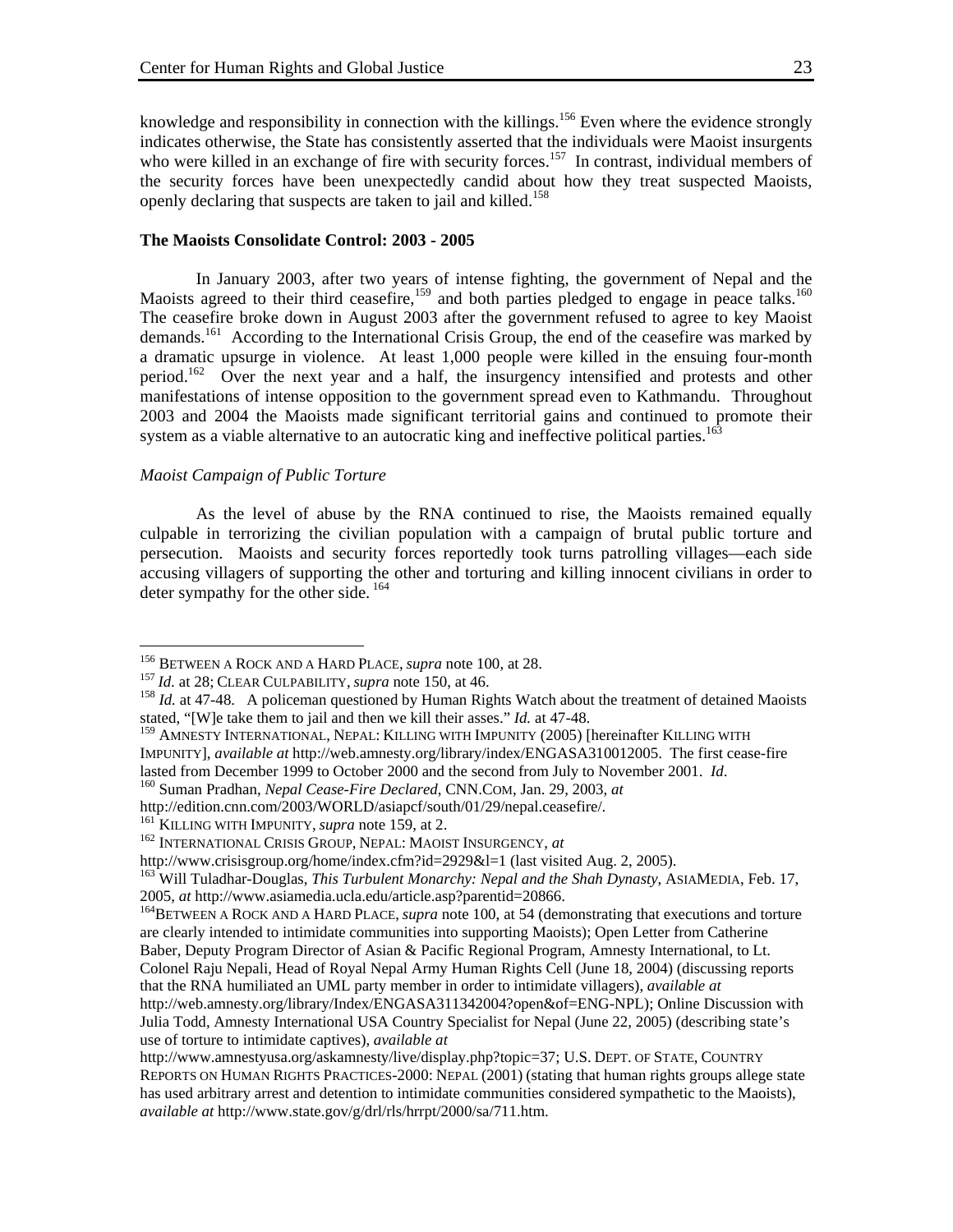knowledge and responsibility in connection with the killings.[156] Even where the evidence strongly indicates otherwise, the State has consistently asserted that the individuals were Maoist insurgents who were killed in an exchange of fire with security forces.[157] In contrast, individual members of the security forces have been unexpectedly candid about how they treat suspected Maoists, openly declaring that suspects are taken to jail and killed.[158]

**The Maoists Consolidate Control: 2003 - 2005**

In January 2003, after two years of intense fighting, the government of Nepal and the Maoists agreed to their third ceasefire,[159] and both parties pledged to engage in peace talks.[160] The ceasefire broke down in August 2003 after the government refused to agree to key Maoist demands.[161] According to the International Crisis Group, the end of the ceasefire was marked by a dramatic upsurge in violence. At least 1,000 people were killed in the ensuing four-month period.[162] Over the next year and a half, the insurgency intensified and protests and other manifestations of intense opposition to the government spread even to Kathmandu. Throughout 2003 and 2004 the Maoists made significant territorial gains and continued to promote their system as a viable alternative to an autocratic king and ineffective political parties.[163]

*Maoist Campaign of Public Torture*

As the level of abuse by the RNA continued to rise, the Maoists remained equally culpable in terrorizing the civilian population with a campaign of brutal public torture and persecution. Maoists and security forces reportedly took turns patrolling villages—each side accusing villagers of supporting the other and torturing and killing innocent civilians in order to deter sympathy for the other side.[164]

---

[156] BETWEEN A ROCK AND A HARD PLACE, *supra* note 100, at 28.

[157] *Id.* at 28; CLEAR CULPABILITY, *supra* note 150, at 46.

[158] *Id.* at 47-48. A policeman questioned by Human Rights Watch about the treatment of detained Maoists stated, "[W]e take them to jail and then we kill their asses." *Id.* at 47-48.

[159] AMNESTY INTERNATIONAL, NEPAL: KILLING WITH IMPUNITY (2005) [hereinafter KILLING WITH IMPUNITY], *available at* http://web.amnesty.org/library/index/ENGASA310012005. The first cease-fire lasted from December 1999 to October 2000 and the second from July to November 2001. *Id*.

[160] Suman Pradhan, *Nepal Cease-Fire Declared*, CNN.COM, Jan. 29, 2003, *at* http://edition.cnn.com/2003/WORLD/asiapcf/south/01/29/nepal.ceasefire/.

[161] KILLING WITH IMPUNITY, *supra* note 159, at 2.

[162] INTERNATIONAL CRISIS GROUP, NEPAL: MAOIST INSURGENCY, *at* http://www.crisisgroup.org/home/index.cfm?id=2929&l=1 (last visited Aug. 2, 2005).

[163] Will Tuladhar-Douglas, *This Turbulent Monarchy: Nepal and the Shah Dynasty*, ASIAMEDIA, Feb. 17, 2005, *at* http://www.asiamedia.ucla.edu/article.asp?parentid=20866.

[164] BETWEEN A ROCK AND A HARD PLACE, *supra* note 100, at 54 (demonstrating that executions and torture are clearly intended to intimidate communities into supporting Maoists); Open Letter from Catherine Baber, Deputy Program Director of Asian & Pacific Regional Program, Amnesty International, to Lt. Colonel Raju Nepali, Head of Royal Nepal Army Human Rights Cell (June 18, 2004) (discussing reports that the RNA humiliated an UML party member in order to intimidate villagers), *available at* http://web.amnesty.org/library/Index/ENGASA311342004?open&of=ENG-NPL); Online Discussion with Julia Todd, Amnesty International USA Country Specialist for Nepal (June 22, 2005) (describing state's use of torture to intimidate captives), *available at* http://www.amnestyusa.org/askamnesty/live/display.php?topic=37; U.S. DEPT. OF STATE, COUNTRY REPORTS ON HUMAN RIGHTS PRACTICES-2000: NEPAL (2001) (stating that human rights groups allege state has used arbitrary arrest and detention to intimidate communities considered sympathetic to the Maoists), *available at* http://www.state.gov/g/drl/rls/hrrpt/2000/sa/711.htm.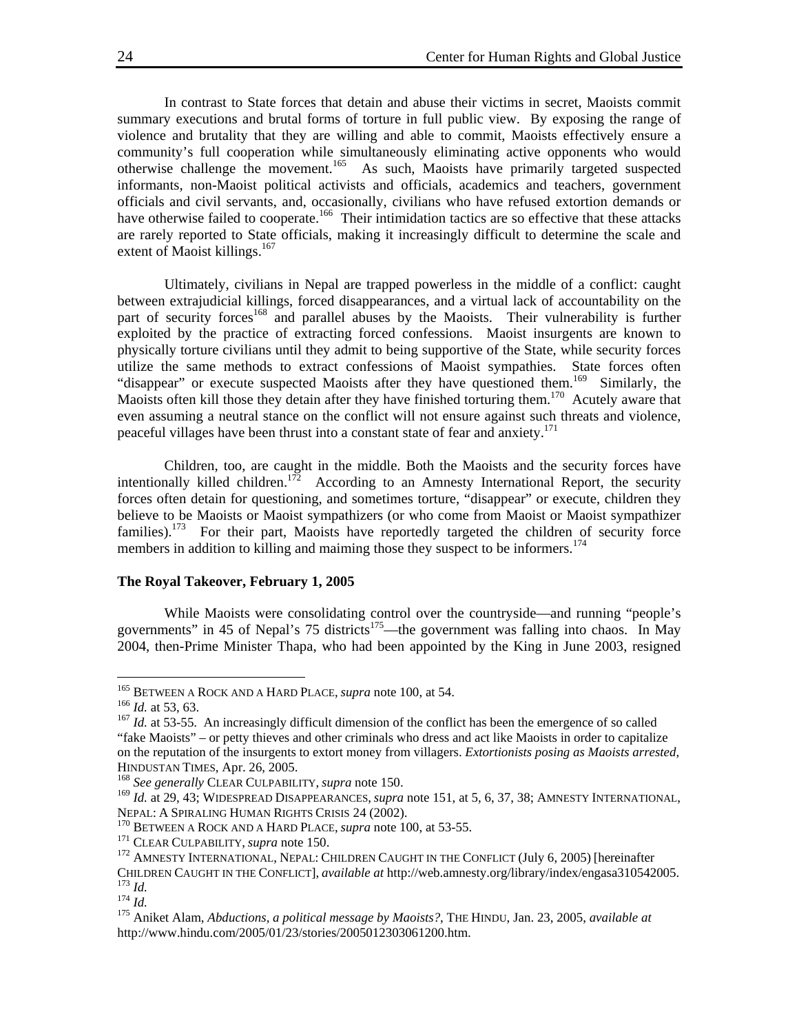In contrast to State forces that detain and abuse their victims in secret, Maoists commit summary executions and brutal forms of torture in full public view. By exposing the range of violence and brutality that they are willing and able to commit, Maoists effectively ensure a community's full cooperation while simultaneously eliminating active opponents who would otherwise challenge the movement.[165] As such, Maoists have primarily targeted suspected informants, non-Maoist political activists and officials, academics and teachers, government officials and civil servants, and, occasionally, civilians who have refused extortion demands or have otherwise failed to cooperate.[166] Their intimidation tactics are so effective that these attacks are rarely reported to State officials, making it increasingly difficult to determine the scale and extent of Maoist killings.[167]

Ultimately, civilians in Nepal are trapped powerless in the middle of a conflict: caught between extrajudicial killings, forced disappearances, and a virtual lack of accountability on the part of security forces[168] and parallel abuses by the Maoists. Their vulnerability is further exploited by the practice of extracting forced confessions. Maoist insurgents are known to physically torture civilians until they admit to being supportive of the State, while security forces utilize the same methods to extract confessions of Maoist sympathies. State forces often "disappear" or execute suspected Maoists after they have questioned them.[169] Similarly, the Maoists often kill those they detain after they have finished torturing them.[170] Acutely aware that even assuming a neutral stance on the conflict will not ensure against such threats and violence, peaceful villages have been thrust into a constant state of fear and anxiety.[171]

Children, too, are caught in the middle. Both the Maoists and the security forces have intentionally killed children.[172] According to an Amnesty International Report, the security forces often detain for questioning, and sometimes torture, "disappear" or execute, children they believe to be Maoists or Maoist sympathizers (or who come from Maoist or Maoist sympathizer families).[173] For their part, Maoists have reportedly targeted the children of security force members in addition to killing and maiming those they suspect to be informers.[174]

**The Royal Takeover, February 1, 2005**

While Maoists were consolidating control over the countryside—and running "people's governments" in 45 of Nepal's 75 districts[175]—the government was falling into chaos. In May 2004, then-Prime Minister Thapa, who had been appointed by the King in June 2003, resigned

---

[165] BETWEEN A ROCK AND A HARD PLACE, *supra* note 100, at 54.

[166] *Id.* at 53, 63.

[167] *Id.* at 53-55. An increasingly difficult dimension of the conflict has been the emergence of so called "fake Maoists" – or petty thieves and other criminals who dress and act like Maoists in order to capitalize on the reputation of the insurgents to extort money from villagers. *Extortionists posing as Maoists arrested*, HINDUSTAN TIMES, Apr. 26, 2005.

[168] *See generally* CLEAR CULPABILITY, *supra* note 150.

[169] *Id.* at 29, 43; WIDESPREAD DISAPPEARANCES, *supra* note 151, at 5, 6, 37, 38; AMNESTY INTERNATIONAL, NEPAL: A SPIRALING HUMAN RIGHTS CRISIS 24 (2002).

[170] BETWEEN A ROCK AND A HARD PLACE, *supra* note 100, at 53-55.

[171] CLEAR CULPABILITY, *supra* note 150.

[172] AMNESTY INTERNATIONAL, NEPAL: CHILDREN CAUGHT IN THE CONFLICT (July 6, 2005) [hereinafter CHILDREN CAUGHT IN THE CONFLICT], *available at* http://web.amnesty.org/library/index/engasa310542005.

[173] *Id.*

[174] *Id.*

[175] Aniket Alam, *Abductions, a political message by Maoists?*, THE HINDU, Jan. 23, 2005, *available at* http://www.hindu.com/2005/01/23/stories/2005012303061200.htm.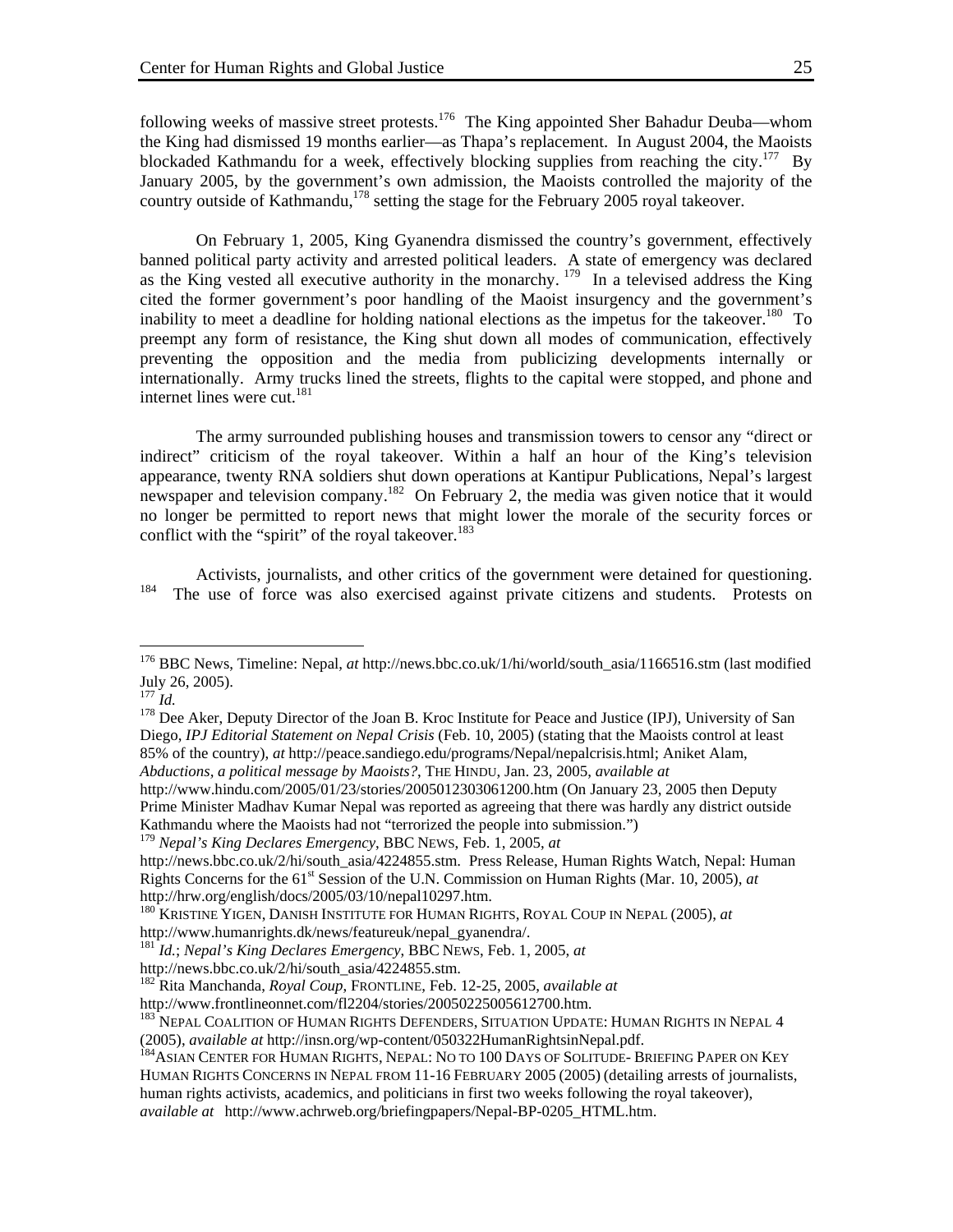following weeks of massive street protests.[176] The King appointed Sher Bahadur Deuba—whom the King had dismissed 19 months earlier—as Thapa's replacement. In August 2004, the Maoists blockaded Kathmandu for a week, effectively blocking supplies from reaching the city.[177] By January 2005, by the government's own admission, the Maoists controlled the majority of the country outside of Kathmandu,[178] setting the stage for the February 2005 royal takeover.

On February 1, 2005, King Gyanendra dismissed the country's government, effectively banned political party activity and arrested political leaders. A state of emergency was declared as the King vested all executive authority in the monarchy.[179] In a televised address the King cited the former government's poor handling of the Maoist insurgency and the government's inability to meet a deadline for holding national elections as the impetus for the takeover.[180] To preempt any form of resistance, the King shut down all modes of communication, effectively preventing the opposition and the media from publicizing developments internally or internationally. Army trucks lined the streets, flights to the capital were stopped, and phone and internet lines were cut.[181]

The army surrounded publishing houses and transmission towers to censor any "direct or indirect" criticism of the royal takeover. Within a half an hour of the King's television appearance, twenty RNA soldiers shut down operations at Kantipur Publications, Nepal's largest newspaper and television company.[182] On February 2, the media was given notice that it would no longer be permitted to report news that might lower the morale of the security forces or conflict with the "spirit" of the royal takeover.[183]

Activists, journalists, and other critics of the government were detained for questioning.[184] The use of force was also exercised against private citizens and students. Protests on

---

[176] BBC News, Timeline: Nepal, *at* http://news.bbc.co.uk/1/hi/world/south_asia/1166516.stm (last modified July 26, 2005).

[177] *Id.*

[178] Dee Aker, Deputy Director of the Joan B. Kroc Institute for Peace and Justice (IPJ), University of San Diego, *IPJ Editorial Statement on Nepal Crisis* (Feb. 10, 2005) (stating that the Maoists control at least 85% of the country), *at* http://peace.sandiego.edu/programs/Nepal/nepalcrisis.html; Aniket Alam, *Abductions, a political message by Maoists?*, THE HINDU, Jan. 23, 2005, *available at* http://www.hindu.com/2005/01/23/stories/2005012303061200.htm (On January 23, 2005 then Deputy Prime Minister Madhav Kumar Nepal was reported as agreeing that there was hardly any district outside Kathmandu where the Maoists had not "terrorized the people into submission.")

[179] *Nepal's King Declares Emergency*, BBC NEWS, Feb. 1, 2005, *at* http://news.bbc.co.uk/2/hi/south_asia/4224855.stm. Press Release, Human Rights Watch, Nepal: Human Rights Concerns for the 61st Session of the U.N. Commission on Human Rights (Mar. 10, 2005), *at* http://hrw.org/english/docs/2005/03/10/nepal10297.htm.

[180] KRISTINE YIGEN, DANISH INSTITUTE FOR HUMAN RIGHTS, ROYAL COUP IN NEPAL (2005), *at* http://www.humanrights.dk/news/featureuk/nepal_gyanendra/.

[181] *Id.*; *Nepal's King Declares Emergency*, BBC NEWS, Feb. 1, 2005, *at* http://news.bbc.co.uk/2/hi/south_asia/4224855.stm.

[182] Rita Manchanda, *Royal Coup*, FRONTLINE, Feb. 12-25, 2005, *available at* http://www.frontlineonnet.com/fl2204/stories/20050225005612700.htm.

[183] NEPAL COALITION OF HUMAN RIGHTS DEFENDERS, SITUATION UPDATE: HUMAN RIGHTS IN NEPAL 4 (2005), *available at* http://insn.org/wp-content/050322HumanRightsinNepal.pdf.

[184] ASIAN CENTER FOR HUMAN RIGHTS, NEPAL: NO TO 100 DAYS OF SOLITUDE- BRIEFING PAPER ON KEY HUMAN RIGHTS CONCERNS IN NEPAL FROM 11-16 FEBRUARY 2005 (2005) (detailing arrests of journalists, human rights activists, academics, and politicians in first two weeks following the royal takeover), *available at* http://www.achrweb.org/briefingpapers/Nepal-BP-0205_HTML.htm.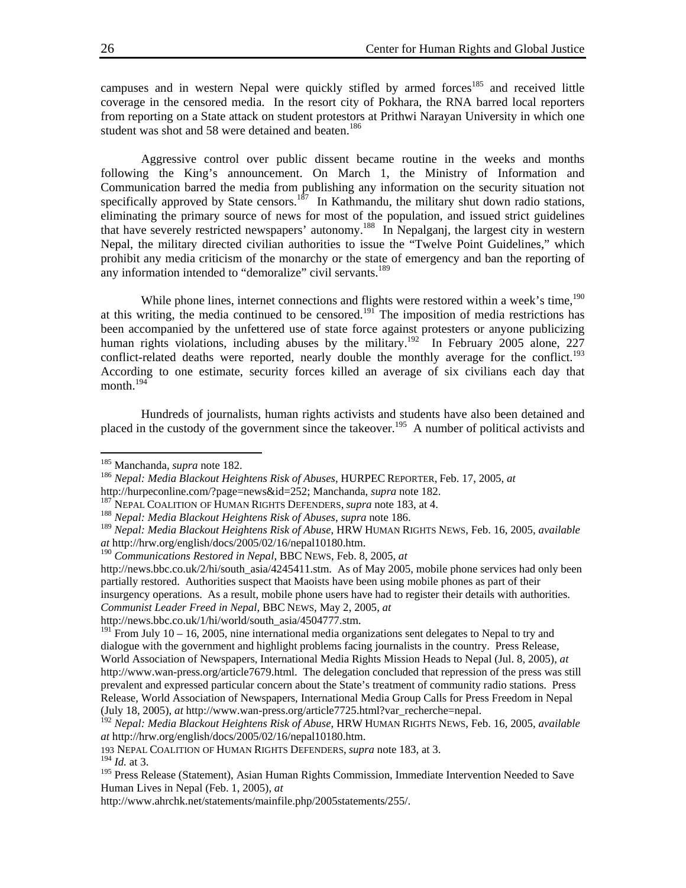campuses and in western Nepal were quickly stifled by armed forces[185] and received little coverage in the censored media. In the resort city of Pokhara, the RNA barred local reporters from reporting on a State attack on student protestors at Prithwi Narayan University in which one student was shot and 58 were detained and beaten.[186]

Aggressive control over public dissent became routine in the weeks and months following the King's announcement. On March 1, the Ministry of Information and Communication barred the media from publishing any information on the security situation not specifically approved by State censors.[187] In Kathmandu, the military shut down radio stations, eliminating the primary source of news for most of the population, and issued strict guidelines that have severely restricted newspapers' autonomy.[188] In Nepalganj, the largest city in western Nepal, the military directed civilian authorities to issue the "Twelve Point Guidelines," which prohibit any media criticism of the monarchy or the state of emergency and ban the reporting of any information intended to "demoralize" civil servants.[189]

While phone lines, internet connections and flights were restored within a week's time,[190] at this writing, the media continued to be censored.[191] The imposition of media restrictions has been accompanied by the unfettered use of state force against protesters or anyone publicizing human rights violations, including abuses by the military.[192] In February 2005 alone, 227 conflict-related deaths were reported, nearly double the monthly average for the conflict.[193] According to one estimate, security forces killed an average of six civilians each day that month.[194]

Hundreds of journalists, human rights activists and students have also been detained and placed in the custody of the government since the takeover.[195] A number of political activists and

---

[185] Manchanda, *supra* note 182.

[186] *Nepal: Media Blackout Heightens Risk of Abuses*, HURPEC REPORTER, Feb. 17, 2005, *at* http://hurpeconline.com/?page=news&id=252; Manchanda, *supra* note 182.

[187] NEPAL COALITION OF HUMAN RIGHTS DEFENDERS, *supra* note 183, at 4.

[188] *Nepal: Media Blackout Heightens Risk of Abuses*, *supra* note 186.

[189] *Nepal: Media Blackout Heightens Risk of Abuse*, HRW HUMAN RIGHTS NEWS, Feb. 16, 2005, *available at* http://hrw.org/english/docs/2005/02/16/nepal10180.htm.

[190] *Communications Restored in Nepal*, BBC NEWS, Feb. 8, 2005, *at* http://news.bbc.co.uk/2/hi/south_asia/4245411.stm. As of May 2005, mobile phone services had only been partially restored. Authorities suspect that Maoists have been using mobile phones as part of their insurgency operations. As a result, mobile phone users have had to register their details with authorities. *Communist Leader Freed in Nepal*, BBC NEWS, May 2, 2005, *at* http://news.bbc.co.uk/1/hi/world/south_asia/4504777.stm.

[191] From July 10 – 16, 2005, nine international media organizations sent delegates to Nepal to try and dialogue with the government and highlight problems facing journalists in the country. Press Release, World Association of Newspapers, International Media Rights Mission Heads to Nepal (Jul. 8, 2005), *at* http://www.wan-press.org/article7679.html. The delegation concluded that repression of the press was still prevalent and expressed particular concern about the State's treatment of community radio stations. Press Release, World Association of Newspapers, International Media Group Calls for Press Freedom in Nepal (July 18, 2005), *at* http://www.wan-press.org/article7725.html?var_recherche=nepal.

[192] *Nepal: Media Blackout Heightens Risk of Abuse*, HRW HUMAN RIGHTS NEWS, Feb. 16, 2005, *available at* http://hrw.org/english/docs/2005/02/16/nepal10180.htm.

[193] NEPAL COALITION OF HUMAN RIGHTS DEFENDERS, *supra* note 183, at 3.

[194] *Id.* at 3.

[195] Press Release (Statement), Asian Human Rights Commission, Immediate Intervention Needed to Save Human Lives in Nepal (Feb. 1, 2005), *at* http://www.ahrchk.net/statements/mainfile.php/2005statements/255/.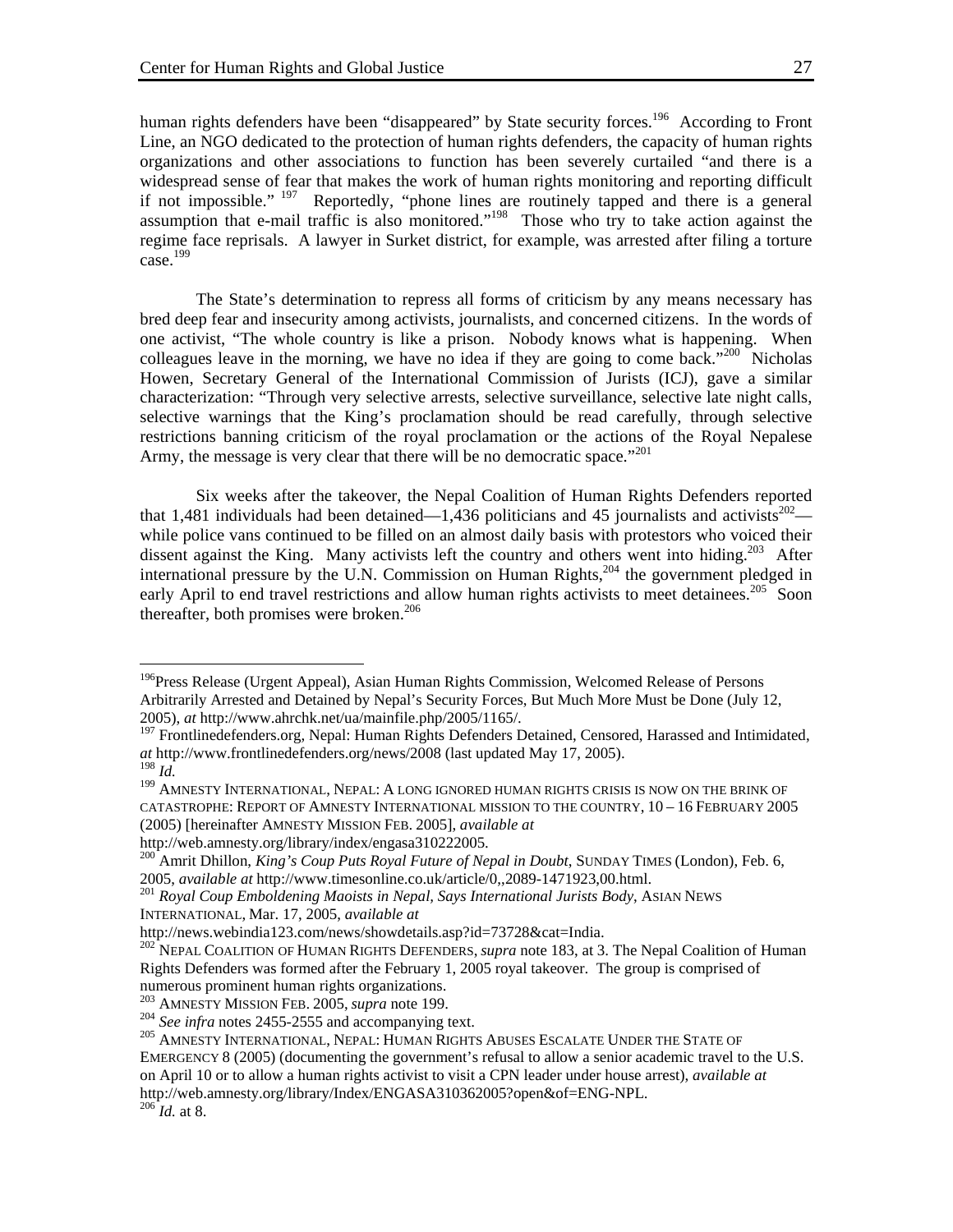human rights defenders have been "disappeared" by State security forces.[196] According to Front Line, an NGO dedicated to the protection of human rights defenders, the capacity of human rights organizations and other associations to function has been severely curtailed "and there is a widespread sense of fear that makes the work of human rights monitoring and reporting difficult if not impossible." [197] Reportedly, "phone lines are routinely tapped and there is a general assumption that e-mail traffic is also monitored."[198] Those who try to take action against the regime face reprisals. A lawyer in Surket district, for example, was arrested after filing a torture case.[199]

The State's determination to repress all forms of criticism by any means necessary has bred deep fear and insecurity among activists, journalists, and concerned citizens. In the words of one activist, "The whole country is like a prison. Nobody knows what is happening. When colleagues leave in the morning, we have no idea if they are going to come back."[200] Nicholas Howen, Secretary General of the International Commission of Jurists (ICJ), gave a similar characterization: "Through very selective arrests, selective surveillance, selective late night calls, selective warnings that the King's proclamation should be read carefully, through selective restrictions banning criticism of the royal proclamation or the actions of the Royal Nepalese Army, the message is very clear that there will be no democratic space."[201]

Six weeks after the takeover, the Nepal Coalition of Human Rights Defenders reported that 1,481 individuals had been detained—1,436 politicians and 45 journalists and activists[202]—while police vans continued to be filled on an almost daily basis with protestors who voiced their dissent against the King. Many activists left the country and others went into hiding.[203] After international pressure by the U.N. Commission on Human Rights,[204] the government pledged in early April to end travel restrictions and allow human rights activists to meet detainees.[205] Soon thereafter, both promises were broken.[206]

---

[196] Press Release (Urgent Appeal), Asian Human Rights Commission, Welcomed Release of Persons Arbitrarily Arrested and Detained by Nepal's Security Forces, But Much More Must be Done (July 12, 2005), *at* http://www.ahrchk.net/ua/mainfile.php/2005/1165/.

[197] Frontlinedefenders.org, Nepal: Human Rights Defenders Detained, Censored, Harassed and Intimidated, *at* http://www.frontlinedefenders.org/news/2008 (last updated May 17, 2005).

[198] *Id.*

[199] AMNESTY INTERNATIONAL, NEPAL: A LONG IGNORED HUMAN RIGHTS CRISIS IS NOW ON THE BRINK OF CATASTROPHE: REPORT OF AMNESTY INTERNATIONAL MISSION TO THE COUNTRY, 10 – 16 FEBRUARY 2005 (2005) [hereinafter AMNESTY MISSION FEB. 2005], *available at* http://web.amnesty.org/library/index/engasa310222005.

[200] Amrit Dhillon, *King's Coup Puts Royal Future of Nepal in Doubt*, SUNDAY TIMES (London), Feb. 6, 2005, *available at* http://www.timesonline.co.uk/article/0,,2089-1471923,00.html.

[201] *Royal Coup Emboldening Maoists in Nepal, Says International Jurists Body*, ASIAN NEWS INTERNATIONAL, Mar. 17, 2005, *available at* http://news.webindia123.com/news/showdetails.asp?id=73728&cat=India.

[202] NEPAL COALITION OF HUMAN RIGHTS DEFENDERS, *supra* note 183, at 3. The Nepal Coalition of Human Rights Defenders was formed after the February 1, 2005 royal takeover. The group is comprised of numerous prominent human rights organizations.

[203] AMNESTY MISSION FEB. 2005, *supra* note 199.

[204] *See infra* notes 2455-2555 and accompanying text.

[205] AMNESTY INTERNATIONAL, NEPAL: HUMAN RIGHTS ABUSES ESCALATE UNDER THE STATE OF EMERGENCY 8 (2005) (documenting the government's refusal to allow a senior academic travel to the U.S. on April 10 or to allow a human rights activist to visit a CPN leader under house arrest), *available at* http://web.amnesty.org/library/Index/ENGASA310362005?open&of=ENG-NPL.

[206] *Id.* at 8.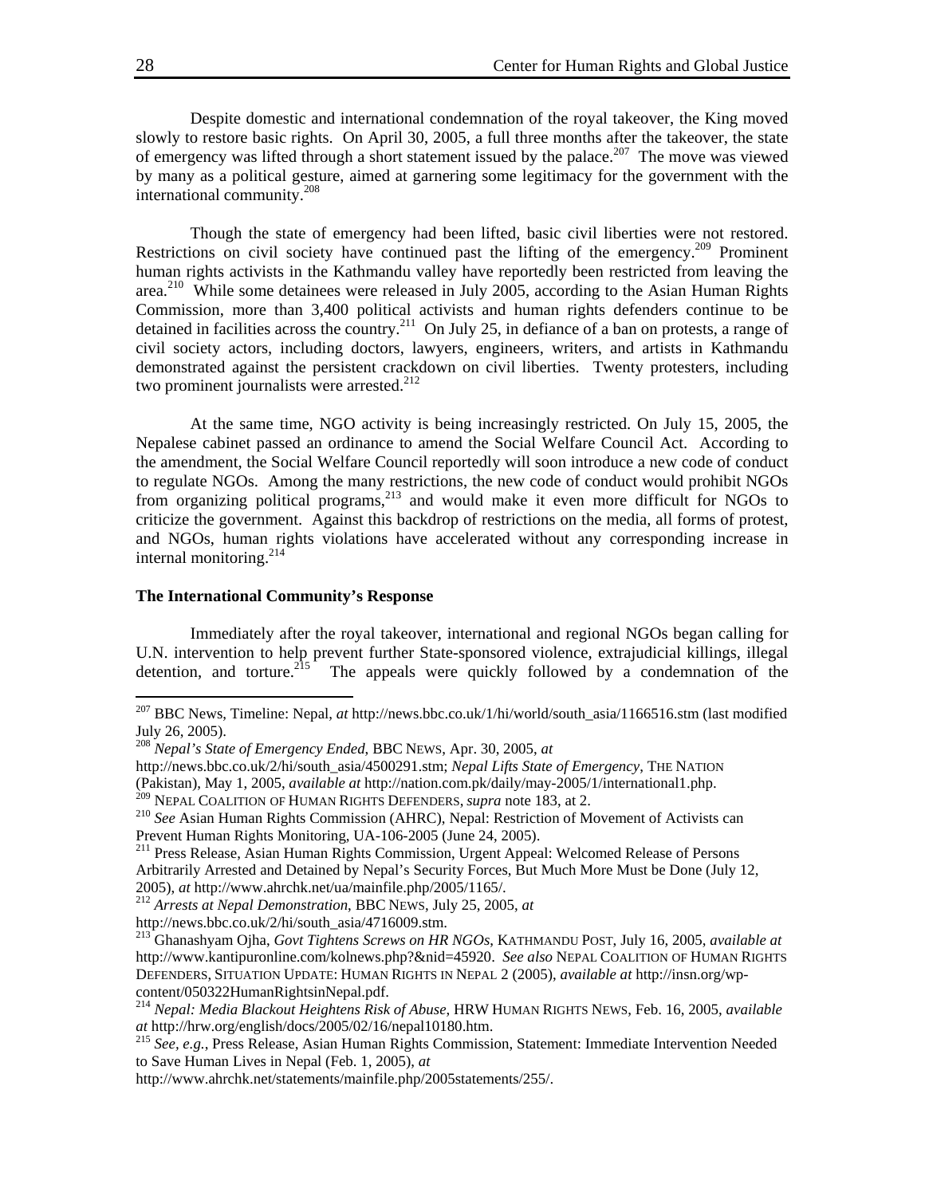Despite domestic and international condemnation of the royal takeover, the King moved slowly to restore basic rights. On April 30, 2005, a full three months after the takeover, the state of emergency was lifted through a short statement issued by the palace.[207] The move was viewed by many as a political gesture, aimed at garnering some legitimacy for the government with the international community.[208]

Though the state of emergency had been lifted, basic civil liberties were not restored. Restrictions on civil society have continued past the lifting of the emergency.[209] Prominent human rights activists in the Kathmandu valley have reportedly been restricted from leaving the area.[210] While some detainees were released in July 2005, according to the Asian Human Rights Commission, more than 3,400 political activists and human rights defenders continue to be detained in facilities across the country.[211] On July 25, in defiance of a ban on protests, a range of civil society actors, including doctors, lawyers, engineers, writers, and artists in Kathmandu demonstrated against the persistent crackdown on civil liberties. Twenty protesters, including two prominent journalists were arrested.[212]

At the same time, NGO activity is being increasingly restricted. On July 15, 2005, the Nepalese cabinet passed an ordinance to amend the Social Welfare Council Act. According to the amendment, the Social Welfare Council reportedly will soon introduce a new code of conduct to regulate NGOs. Among the many restrictions, the new code of conduct would prohibit NGOs from organizing political programs,[213] and would make it even more difficult for NGOs to criticize the government. Against this backdrop of restrictions on the media, all forms of protest, and NGOs, human rights violations have accelerated without any corresponding increase in internal monitoring.[214]

**The International Community's Response**

Immediately after the royal takeover, international and regional NGOs began calling for U.N. intervention to help prevent further State-sponsored violence, extrajudicial killings, illegal detention, and torture.[215] The appeals were quickly followed by a condemnation of the

---

[207] BBC News, Timeline: Nepal, *at* http://news.bbc.co.uk/1/hi/world/south_asia/1166516.stm (last modified July 26, 2005).

[208] *Nepal's State of Emergency Ended*, BBC NEWS, Apr. 30, 2005, *at* http://news.bbc.co.uk/2/hi/south_asia/4500291.stm; *Nepal Lifts State of Emergency*, THE NATION (Pakistan), May 1, 2005, *available at* http://nation.com.pk/daily/may-2005/1/international1.php.

[209] NEPAL COALITION OF HUMAN RIGHTS DEFENDERS, *supra* note 183, at 2.

[210] *See* Asian Human Rights Commission (AHRC), Nepal: Restriction of Movement of Activists can Prevent Human Rights Monitoring, UA-106-2005 (June 24, 2005).

[211] Press Release, Asian Human Rights Commission, Urgent Appeal: Welcomed Release of Persons Arbitrarily Arrested and Detained by Nepal's Security Forces, But Much More Must be Done (July 12, 2005), *at* http://www.ahrchk.net/ua/mainfile.php/2005/1165/.

[212] *Arrests at Nepal Demonstration*, BBC NEWS, July 25, 2005, *at* http://news.bbc.co.uk/2/hi/south_asia/4716009.stm.

[213] Ghanashyam Ojha, *Govt Tightens Screws on HR NGOs*, KATHMANDU POST, July 16, 2005, *available at* http://www.kantipuronline.com/kolnews.php?&nid=45920. *See also* NEPAL COALITION OF HUMAN RIGHTS DEFENDERS, SITUATION UPDATE: HUMAN RIGHTS IN NEPAL 2 (2005), *available at* http://insn.org/wp-content/050322HumanRightsinNepal.pdf.

[214] *Nepal: Media Blackout Heightens Risk of Abuse*, HRW HUMAN RIGHTS NEWS, Feb. 16, 2005, *available at* http://hrw.org/english/docs/2005/02/16/nepal10180.htm.

[215] *See, e.g.*, Press Release, Asian Human Rights Commission, Statement: Immediate Intervention Needed to Save Human Lives in Nepal (Feb. 1, 2005), *at* http://www.ahrchk.net/statements/mainfile.php/2005statements/255/.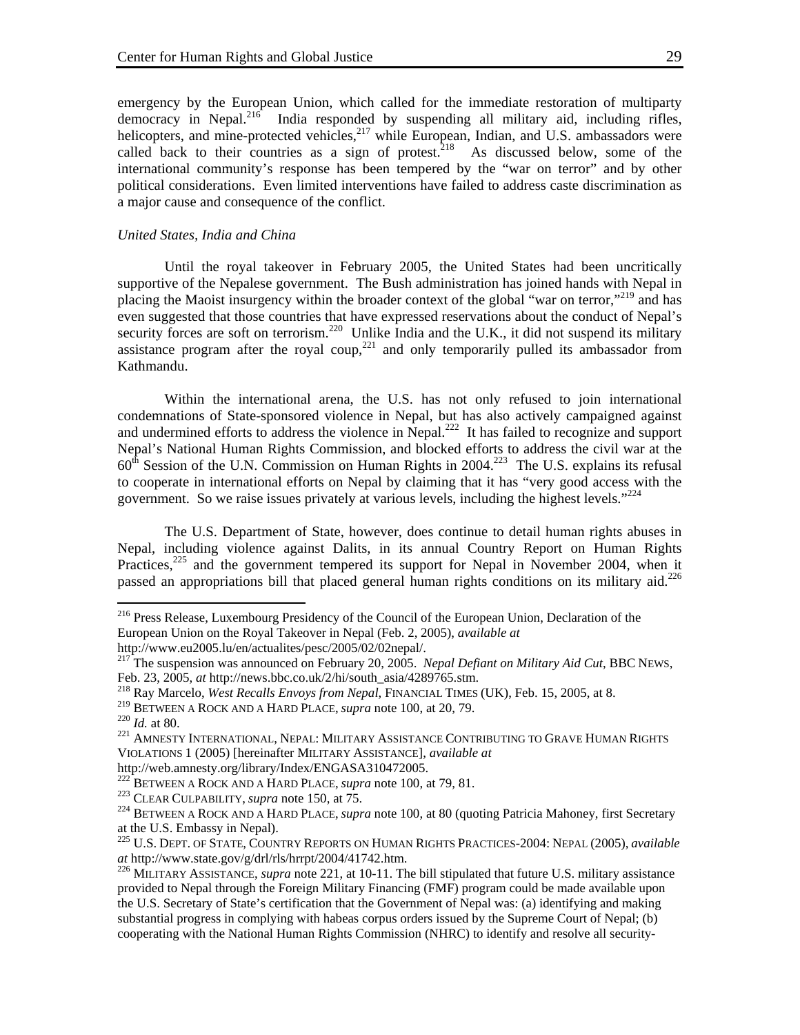emergency by the European Union, which called for the immediate restoration of multiparty democracy in Nepal.[216] India responded by suspending all military aid, including rifles, helicopters, and mine-protected vehicles,[217] while European, Indian, and U.S. ambassadors were called back to their countries as a sign of protest.[218] As discussed below, some of the international community's response has been tempered by the "war on terror" and by other political considerations. Even limited interventions have failed to address caste discrimination as a major cause and consequence of the conflict.

*United States, India and China*

Until the royal takeover in February 2005, the United States had been uncritically supportive of the Nepalese government. The Bush administration has joined hands with Nepal in placing the Maoist insurgency within the broader context of the global "war on terror,"[219] and has even suggested that those countries that have expressed reservations about the conduct of Nepal's security forces are soft on terrorism.[220] Unlike India and the U.K., it did not suspend its military assistance program after the royal coup,[221] and only temporarily pulled its ambassador from Kathmandu.

Within the international arena, the U.S. has not only refused to join international condemnations of State-sponsored violence in Nepal, but has also actively campaigned against and undermined efforts to address the violence in Nepal.[222] It has failed to recognize and support Nepal's National Human Rights Commission, and blocked efforts to address the civil war at the 60th Session of the U.N. Commission on Human Rights in 2004.[223] The U.S. explains its refusal to cooperate in international efforts on Nepal by claiming that it has "very good access with the government. So we raise issues privately at various levels, including the highest levels."[224]

The U.S. Department of State, however, does continue to detail human rights abuses in Nepal, including violence against Dalits, in its annual Country Report on Human Rights Practices,[225] and the government tempered its support for Nepal in November 2004, when it passed an appropriations bill that placed general human rights conditions on its military aid.[226]

---

[216] Press Release, Luxembourg Presidency of the Council of the European Union, Declaration of the European Union on the Royal Takeover in Nepal (Feb. 2, 2005), *available at* http://www.eu2005.lu/en/actualites/pesc/2005/02/02nepal/.

[217] The suspension was announced on February 20, 2005. *Nepal Defiant on Military Aid Cut*, BBC NEWS, Feb. 23, 2005, *at* http://news.bbc.co.uk/2/hi/south_asia/4289765.stm.

[218] Ray Marcelo, *West Recalls Envoys from Nepal*, FINANCIAL TIMES (UK), Feb. 15, 2005, at 8.

[219] BETWEEN A ROCK AND A HARD PLACE, *supra* note 100, at 20, 79.

[220] *Id.* at 80.

[221] AMNESTY INTERNATIONAL, NEPAL: MILITARY ASSISTANCE CONTRIBUTING TO GRAVE HUMAN RIGHTS VIOLATIONS 1 (2005) [hereinafter MILITARY ASSISTANCE], *available at* http://web.amnesty.org/library/Index/ENGASA310472005.

[222] BETWEEN A ROCK AND A HARD PLACE, *supra* note 100, at 79, 81.

[223] CLEAR CULPABILITY, *supra* note 150, at 75.

[224] BETWEEN A ROCK AND A HARD PLACE, *supra* note 100, at 80 (quoting Patricia Mahoney, first Secretary at the U.S. Embassy in Nepal).

[225] U.S. DEPT. OF STATE, COUNTRY REPORTS ON HUMAN RIGHTS PRACTICES-2004: NEPAL (2005), *available at* http://www.state.gov/g/drl/rls/hrrpt/2004/41742.htm.

[226] MILITARY ASSISTANCE, *supra* note 221, at 10-11. The bill stipulated that future U.S. military assistance provided to Nepal through the Foreign Military Financing (FMF) program could be made available upon the U.S. Secretary of State's certification that the Government of Nepal was: (a) identifying and making substantial progress in complying with habeas corpus orders issued by the Supreme Court of Nepal; (b) cooperating with the National Human Rights Commission (NHRC) to identify and resolve all security-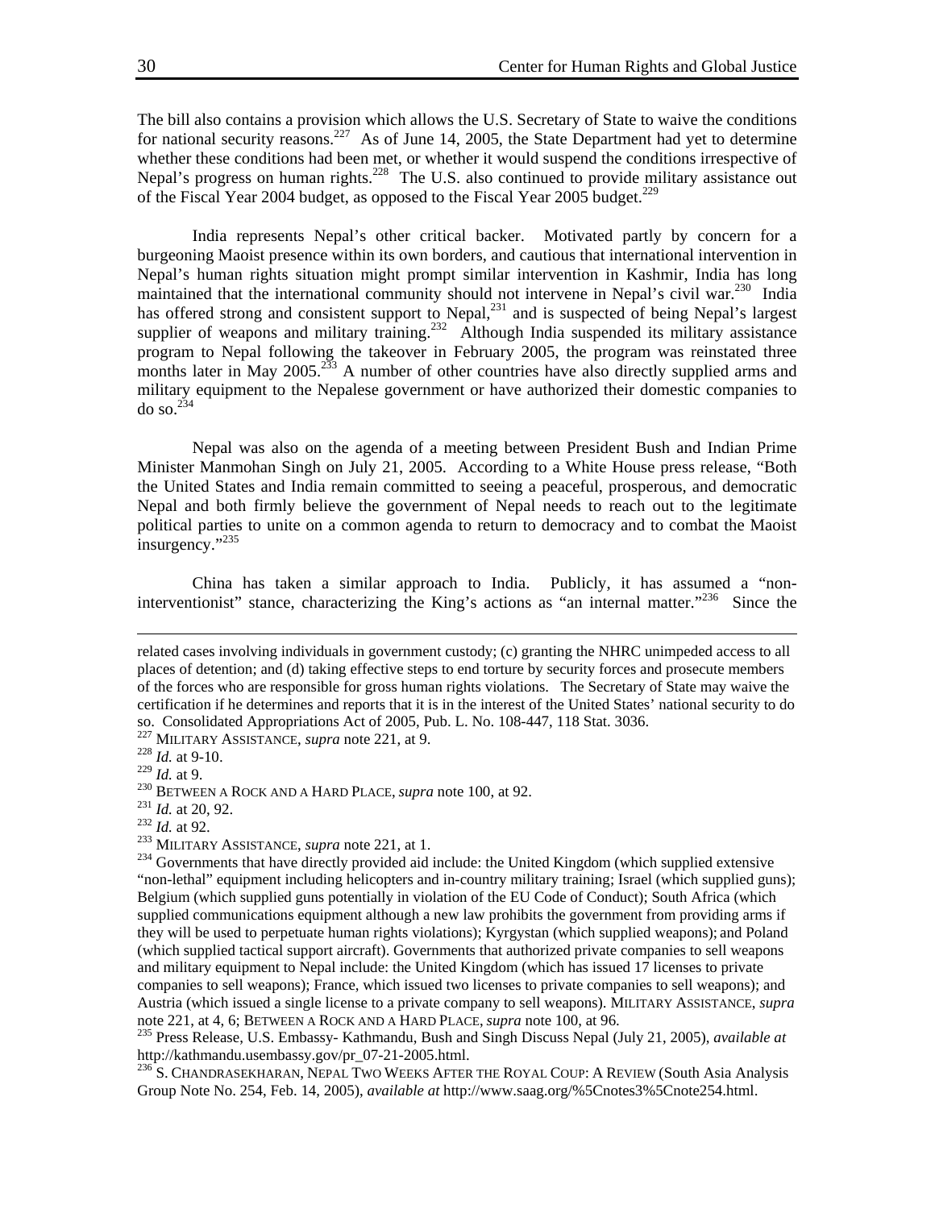The bill also contains a provision which allows the U.S. Secretary of State to waive the conditions for national security reasons.[227] As of June 14, 2005, the State Department had yet to determine whether these conditions had been met, or whether it would suspend the conditions irrespective of Nepal's progress on human rights.[228] The U.S. also continued to provide military assistance out of the Fiscal Year 2004 budget, as opposed to the Fiscal Year 2005 budget.[229]

India represents Nepal's other critical backer. Motivated partly by concern for a burgeoning Maoist presence within its own borders, and cautious that international intervention in Nepal's human rights situation might prompt similar intervention in Kashmir, India has long maintained that the international community should not intervene in Nepal's civil war.[230] India has offered strong and consistent support to Nepal,[231] and is suspected of being Nepal's largest supplier of weapons and military training.[232] Although India suspended its military assistance program to Nepal following the takeover in February 2005, the program was reinstated three months later in May 2005.[233] A number of other countries have also directly supplied arms and military equipment to the Nepalese government or have authorized their domestic companies to do so.[234]

Nepal was also on the agenda of a meeting between President Bush and Indian Prime Minister Manmohan Singh on July 21, 2005. According to a White House press release, "Both the United States and India remain committed to seeing a peaceful, prosperous, and democratic Nepal and both firmly believe the government of Nepal needs to reach out to the legitimate political parties to unite on a common agenda to return to democracy and to combat the Maoist insurgency."[235]

China has taken a similar approach to India. Publicly, it has assumed a "non-interventionist" stance, characterizing the King's actions as "an internal matter."[236] Since the

---

related cases involving individuals in government custody; (c) granting the NHRC unimpeded access to all places of detention; and (d) taking effective steps to end torture by security forces and prosecute members of the forces who are responsible for gross human rights violations. The Secretary of State may waive the certification if he determines and reports that it is in the interest of the United States' national security to do so. Consolidated Appropriations Act of 2005, Pub. L. No. 108-447, 118 Stat. 3036.

[227] MILITARY ASSISTANCE, *supra* note 221, at 9.

[228] *Id.* at 9-10.

[229] *Id.* at 9.

[230] BETWEEN A ROCK AND A HARD PLACE, *supra* note 100, at 92.

[231] *Id.* at 20, 92.

[232] *Id.* at 92.

[233] MILITARY ASSISTANCE, *supra* note 221, at 1.

[234] Governments that have directly provided aid include: the United Kingdom (which supplied extensive "non-lethal" equipment including helicopters and in-country military training; Israel (which supplied guns); Belgium (which supplied guns potentially in violation of the EU Code of Conduct); South Africa (which supplied communications equipment although a new law prohibits the government from providing arms if they will be used to perpetuate human rights violations); Kyrgystan (which supplied weapons); and Poland (which supplied tactical support aircraft). Governments that authorized private companies to sell weapons and military equipment to Nepal include: the United Kingdom (which has issued 17 licenses to private companies to sell weapons); France, which issued two licenses to private companies to sell weapons); and Austria (which issued a single license to a private company to sell weapons). MILITARY ASSISTANCE, *supra* note 221, at 4, 6; BETWEEN A ROCK AND A HARD PLACE, *supra* note 100, at 96.

[235] Press Release, U.S. Embassy- Kathmandu, Bush and Singh Discuss Nepal (July 21, 2005), *available at* http://kathmandu.usembassy.gov/pr_07-21-2005.html.

[236] S. CHANDRASEKHARAN, NEPAL TWO WEEKS AFTER THE ROYAL COUP: A REVIEW (South Asia Analysis Group Note No. 254, Feb. 14, 2005), *available at* http://www.saag.org/%5Cnotes3%5Cnote254.html.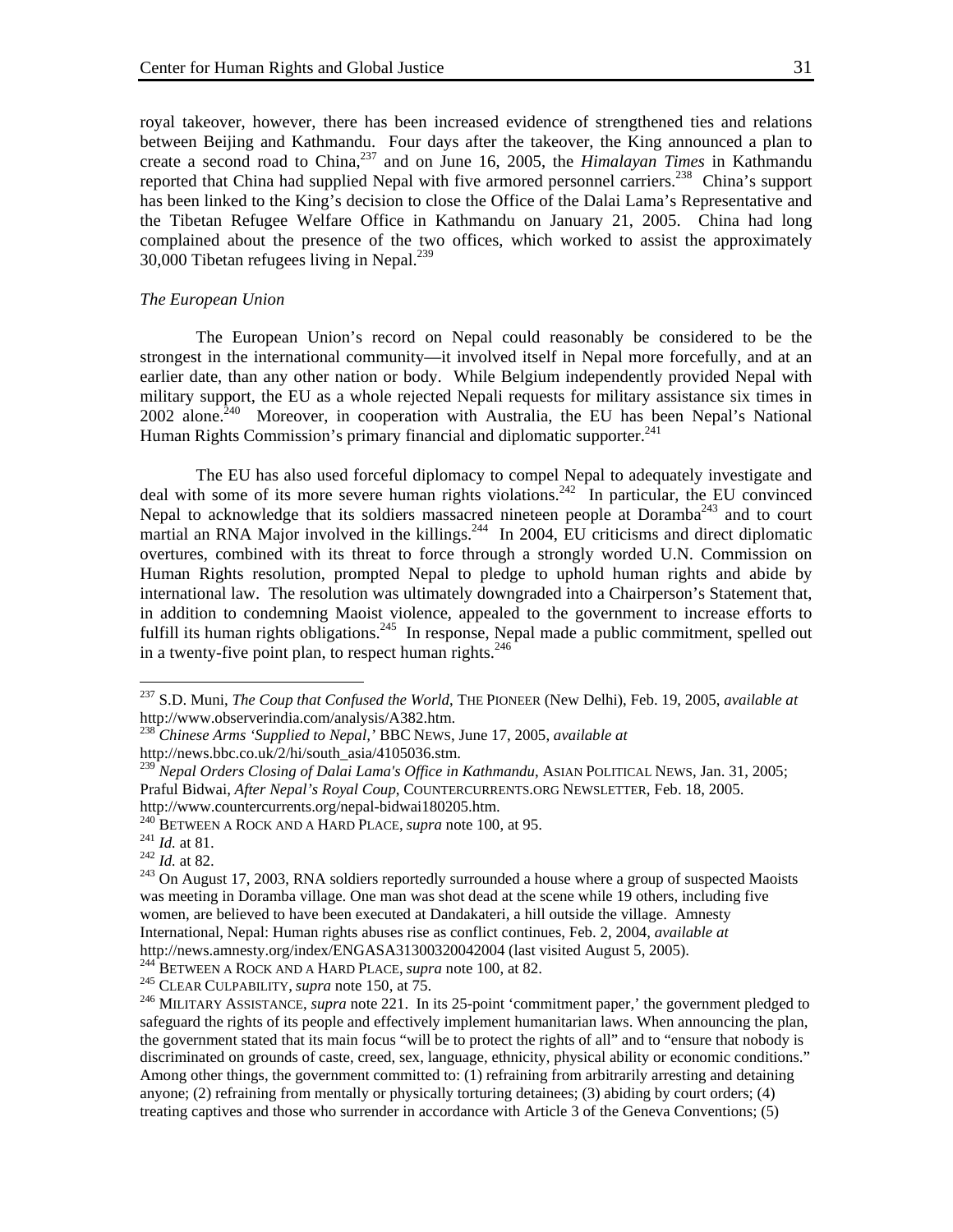royal takeover, however, there has been increased evidence of strengthened ties and relations between Beijing and Kathmandu. Four days after the takeover, the King announced a plan to create a second road to China,[237] and on June 16, 2005, the *Himalayan Times* in Kathmandu reported that China had supplied Nepal with five armored personnel carriers.[238] China's support has been linked to the King's decision to close the Office of the Dalai Lama's Representative and the Tibetan Refugee Welfare Office in Kathmandu on January 21, 2005. China had long complained about the presence of the two offices, which worked to assist the approximately 30,000 Tibetan refugees living in Nepal.[239]

*The European Union*

The European Union's record on Nepal could reasonably be considered to be the strongest in the international community—it involved itself in Nepal more forcefully, and at an earlier date, than any other nation or body. While Belgium independently provided Nepal with military support, the EU as a whole rejected Nepali requests for military assistance six times in 2002 alone.[240] Moreover, in cooperation with Australia, the EU has been Nepal's National Human Rights Commission's primary financial and diplomatic supporter.[241]

The EU has also used forceful diplomacy to compel Nepal to adequately investigate and deal with some of its more severe human rights violations.[242] In particular, the EU convinced Nepal to acknowledge that its soldiers massacred nineteen people at Doramba[243] and to court martial an RNA Major involved in the killings.[244] In 2004, EU criticisms and direct diplomatic overtures, combined with its threat to force through a strongly worded U.N. Commission on Human Rights resolution, prompted Nepal to pledge to uphold human rights and abide by international law. The resolution was ultimately downgraded into a Chairperson's Statement that, in addition to condemning Maoist violence, appealed to the government to increase efforts to fulfill its human rights obligations.[245] In response, Nepal made a public commitment, spelled out in a twenty-five point plan, to respect human rights.[246]

---

[237] S.D. Muni, *The Coup that Confused the World*, THE PIONEER (New Delhi), Feb. 19, 2005, *available at* http://www.observerindia.com/analysis/A382.htm.

[238] *Chinese Arms 'Supplied to Nepal,'* BBC NEWS, June 17, 2005, *available at* http://news.bbc.co.uk/2/hi/south_asia/4105036.stm.

[239] *Nepal Orders Closing of Dalai Lama's Office in Kathmandu*, ASIAN POLITICAL NEWS, Jan. 31, 2005; Praful Bidwai, *After Nepal's Royal Coup*, COUNTERCURRENTS.ORG NEWSLETTER, Feb. 18, 2005. http://www.countercurrents.org/nepal-bidwai180205.htm.

[240] BETWEEN A ROCK AND A HARD PLACE, *supra* note 100, at 95.

[241] *Id.* at 81.

[242] *Id.* at 82.

[243] On August 17, 2003, RNA soldiers reportedly surrounded a house where a group of suspected Maoists was meeting in Doramba village. One man was shot dead at the scene while 19 others, including five women, are believed to have been executed at Dandakateri, a hill outside the village. Amnesty International, Nepal: Human rights abuses rise as conflict continues, Feb. 2, 2004, *available at* http://news.amnesty.org/index/ENGASA31300320042004 (last visited August 5, 2005).

[244] BETWEEN A ROCK AND A HARD PLACE, *supra* note 100, at 82.

[245] CLEAR CULPABILITY, *supra* note 150, at 75.

[246] MILITARY ASSISTANCE, *supra* note 221. In its 25-point 'commitment paper,' the government pledged to safeguard the rights of its people and effectively implement humanitarian laws. When announcing the plan, the government stated that its main focus "will be to protect the rights of all" and to "ensure that nobody is discriminated on grounds of caste, creed, sex, language, ethnicity, physical ability or economic conditions." Among other things, the government committed to: (1) refraining from arbitrarily arresting and detaining anyone; (2) refraining from mentally or physically torturing detainees; (3) abiding by court orders; (4) treating captives and those who surrender in accordance with Article 3 of the Geneva Conventions; (5)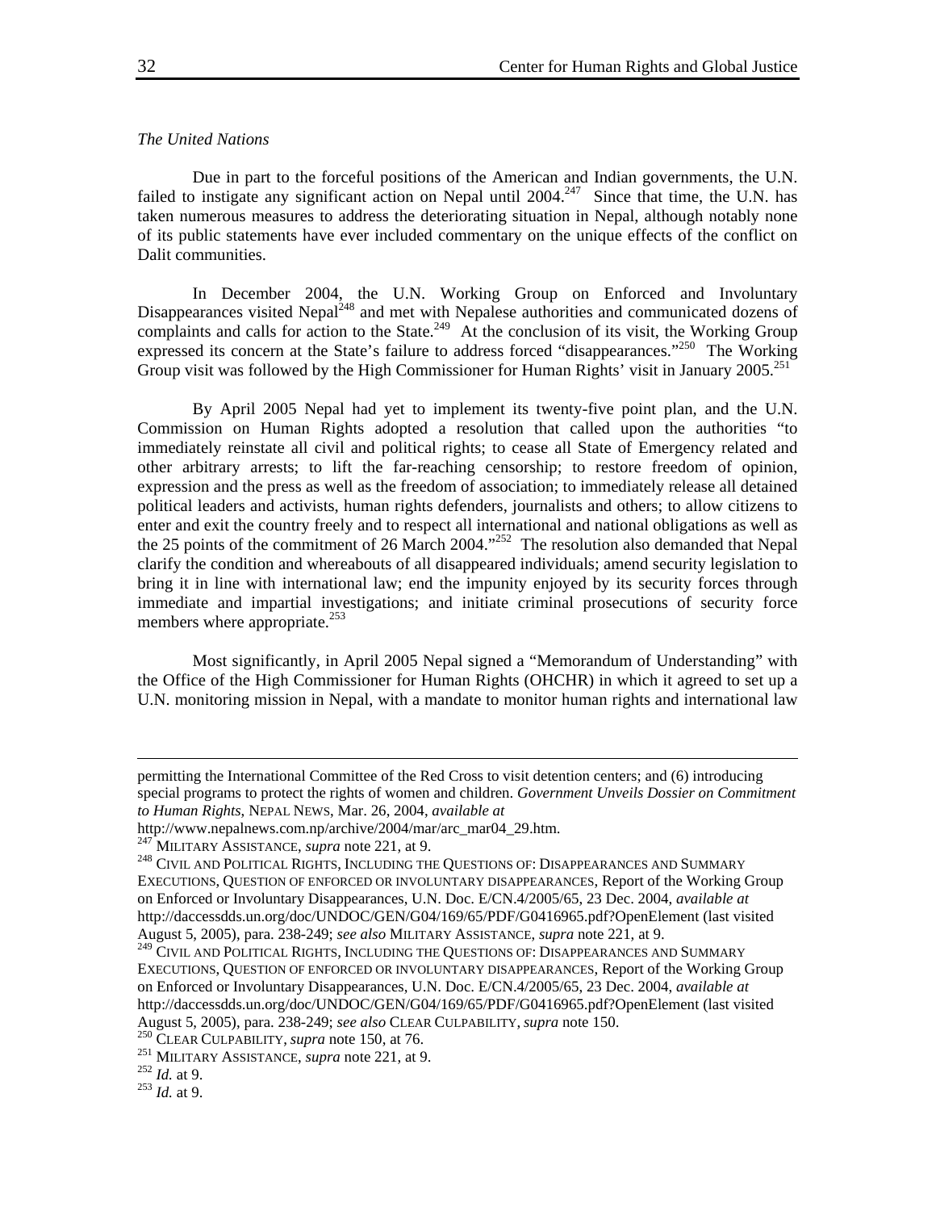*The United Nations*

Due in part to the forceful positions of the American and Indian governments, the U.N. failed to instigate any significant action on Nepal until 2004.[247] Since that time, the U.N. has taken numerous measures to address the deteriorating situation in Nepal, although notably none of its public statements have ever included commentary on the unique effects of the conflict on Dalit communities.

In December 2004, the U.N. Working Group on Enforced and Involuntary Disappearances visited Nepal[248] and met with Nepalese authorities and communicated dozens of complaints and calls for action to the State.[249] At the conclusion of its visit, the Working Group expressed its concern at the State's failure to address forced "disappearances."[250] The Working Group visit was followed by the High Commissioner for Human Rights' visit in January 2005.[251]

By April 2005 Nepal had yet to implement its twenty-five point plan, and the U.N. Commission on Human Rights adopted a resolution that called upon the authorities "to immediately reinstate all civil and political rights; to cease all State of Emergency related and other arbitrary arrests; to lift the far-reaching censorship; to restore freedom of opinion, expression and the press as well as the freedom of association; to immediately release all detained political leaders and activists, human rights defenders, journalists and others; to allow citizens to enter and exit the country freely and to respect all international and national obligations as well as the 25 points of the commitment of 26 March 2004."[252] The resolution also demanded that Nepal clarify the condition and whereabouts of all disappeared individuals; amend security legislation to bring it in line with international law; end the impunity enjoyed by its security forces through immediate and impartial investigations; and initiate criminal prosecutions of security force members where appropriate.[253]

Most significantly, in April 2005 Nepal signed a "Memorandum of Understanding" with the Office of the High Commissioner for Human Rights (OHCHR) in which it agreed to set up a U.N. monitoring mission in Nepal, with a mandate to monitor human rights and international law

---

permitting the International Committee of the Red Cross to visit detention centers; and (6) introducing special programs to protect the rights of women and children. *Government Unveils Dossier on Commitment to Human Rights*, NEPAL NEWS, Mar. 26, 2004, *available at* http://www.nepalnews.com.np/archive/2004/mar/arc_mar04_29.htm.

[247] MILITARY ASSISTANCE, *supra* note 221, at 9.

[248] CIVIL AND POLITICAL RIGHTS, INCLUDING THE QUESTIONS OF: DISAPPEARANCES AND SUMMARY EXECUTIONS, QUESTION OF ENFORCED OR INVOLUNTARY DISAPPEARANCES, Report of the Working Group on Enforced or Involuntary Disappearances, U.N. Doc. E/CN.4/2005/65, 23 Dec. 2004, *available at* http://daccessdds.un.org/doc/UNDOC/GEN/G04/169/65/PDF/G0416965.pdf?OpenElement (last visited August 5, 2005), para. 238-249; *see also* MILITARY ASSISTANCE, *supra* note 221, at 9.

[249] CIVIL AND POLITICAL RIGHTS, INCLUDING THE QUESTIONS OF: DISAPPEARANCES AND SUMMARY EXECUTIONS, QUESTION OF ENFORCED OR INVOLUNTARY DISAPPEARANCES, Report of the Working Group on Enforced or Involuntary Disappearances, U.N. Doc. E/CN.4/2005/65, 23 Dec. 2004, *available at* http://daccessdds.un.org/doc/UNDOC/GEN/G04/169/65/PDF/G0416965.pdf?OpenElement (last visited August 5, 2005), para. 238-249; *see also* CLEAR CULPABILITY, *supra* note 150.

[250] CLEAR CULPABILITY, *supra* note 150, at 76.

[251] MILITARY ASSISTANCE, *supra* note 221, at 9.

[252] *Id.* at 9.

[253] *Id.* at 9.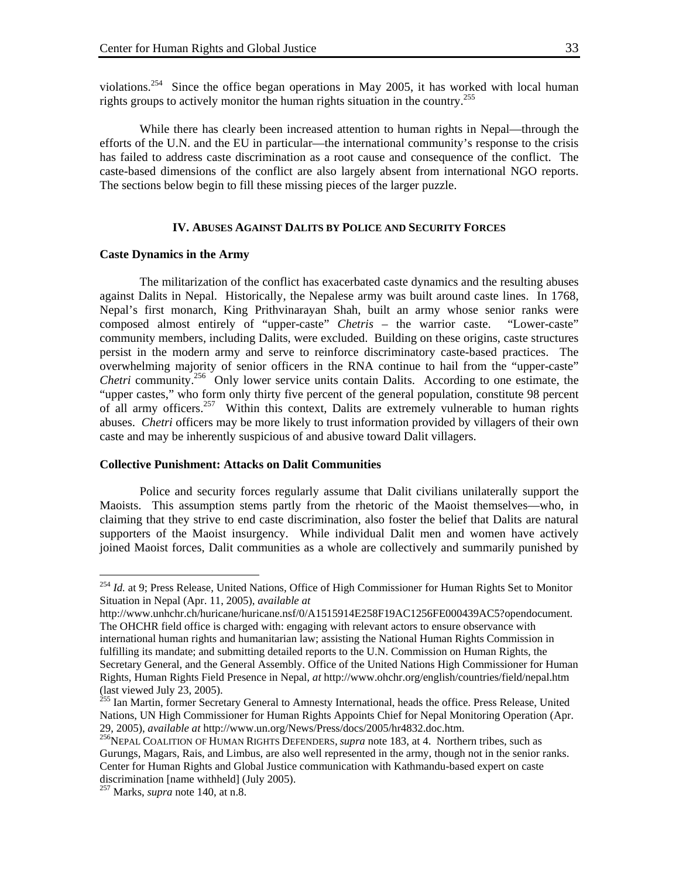violations.[254] Since the office began operations in May 2005, it has worked with local human rights groups to actively monitor the human rights situation in the country.[255]

While there has clearly been increased attention to human rights in Nepal—through the efforts of the U.N. and the EU in particular—the international community's response to the crisis has failed to address caste discrimination as a root cause and consequence of the conflict. The caste-based dimensions of the conflict are also largely absent from international NGO reports. The sections below begin to fill these missing pieces of the larger puzzle.

## IV. Abuses Against Dalits by Police and Security Forces

### Caste Dynamics in the Army

The militarization of the conflict has exacerbated caste dynamics and the resulting abuses against Dalits in Nepal. Historically, the Nepalese army was built around caste lines. In 1768, Nepal's first monarch, King Prithvinarayan Shah, built an army whose senior ranks were composed almost entirely of "upper-caste" *Chetris* – the warrior caste. "Lower-caste" community members, including Dalits, were excluded. Building on these origins, caste structures persist in the modern army and serve to reinforce discriminatory caste-based practices. The overwhelming majority of senior officers in the RNA continue to hail from the "upper-caste" *Chetri* community.[256] Only lower service units contain Dalits. According to one estimate, the "upper castes," who form only thirty five percent of the general population, constitute 98 percent of all army officers.[257] Within this context, Dalits are extremely vulnerable to human rights abuses. *Chetri* officers may be more likely to trust information provided by villagers of their own caste and may be inherently suspicious of and abusive toward Dalit villagers.

### Collective Punishment: Attacks on Dalit Communities

Police and security forces regularly assume that Dalit civilians unilaterally support the Maoists. This assumption stems partly from the rhetoric of the Maoist themselves—who, in claiming that they strive to end caste discrimination, also foster the belief that Dalits are natural supporters of the Maoist insurgency. While individual Dalit men and women have actively joined Maoist forces, Dalit communities as a whole are collectively and summarily punished by

---

[254] *Id.* at 9; Press Release, United Nations, Office of High Commissioner for Human Rights Set to Monitor Situation in Nepal (Apr. 11, 2005), *available at* http://www.unhchr.ch/huricane/huricane.nsf/0/A1515914E258F19AC1256FE000439AC5?opendocument. The OHCHR field office is charged with: engaging with relevant actors to ensure observance with international human rights and humanitarian law; assisting the National Human Rights Commission in fulfilling its mandate; and submitting detailed reports to the U.N. Commission on Human Rights, the Secretary General, and the General Assembly. Office of the United Nations High Commissioner for Human Rights, Human Rights Field Presence in Nepal, *at* http://www.ohchr.org/english/countries/field/nepal.htm (last viewed July 23, 2005).

[255] Ian Martin, former Secretary General to Amnesty International, heads the office. Press Release, United Nations, UN High Commissioner for Human Rights Appoints Chief for Nepal Monitoring Operation (Apr. 29, 2005), *available at* http://www.un.org/News/Press/docs/2005/hr4832.doc.htm.

[256] Nepal Coalition of Human Rights Defenders, *supra* note 183, at 4. Northern tribes, such as Gurungs, Magars, Rais, and Limbus, are also well represented in the army, though not in the senior ranks. Center for Human Rights and Global Justice communication with Kathmandu-based expert on caste discrimination [name withheld] (July 2005).

[257] Marks, *supra* note 140, at n.8.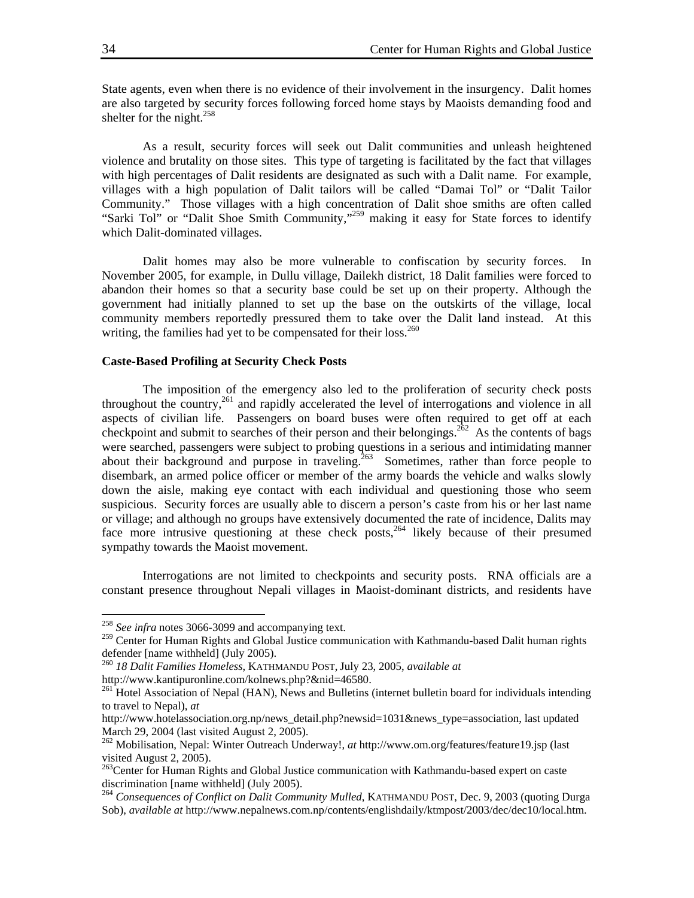State agents, even when there is no evidence of their involvement in the insurgency. Dalit homes are also targeted by security forces following forced home stays by Maoists demanding food and shelter for the night.[258]

As a result, security forces will seek out Dalit communities and unleash heightened violence and brutality on those sites. This type of targeting is facilitated by the fact that villages with high percentages of Dalit residents are designated as such with a Dalit name. For example, villages with a high population of Dalit tailors will be called "Damai Tol" or "Dalit Tailor Community." Those villages with a high concentration of Dalit shoe smiths are often called "Sarki Tol" or "Dalit Shoe Smith Community,"[259] making it easy for State forces to identify which Dalit-dominated villages.

Dalit homes may also be more vulnerable to confiscation by security forces. In November 2005, for example, in Dullu village, Dailekh district, 18 Dalit families were forced to abandon their homes so that a security base could be set up on their property. Although the government had initially planned to set up the base on the outskirts of the village, local community members reportedly pressured them to take over the Dalit land instead. At this writing, the families had yet to be compensated for their loss.[260]

**Caste-Based Profiling at Security Check Posts**

The imposition of the emergency also led to the proliferation of security check posts throughout the country,[261] and rapidly accelerated the level of interrogations and violence in all aspects of civilian life. Passengers on board buses were often required to get off at each checkpoint and submit to searches of their person and their belongings.[262] As the contents of bags were searched, passengers were subject to probing questions in a serious and intimidating manner about their background and purpose in traveling.[263] Sometimes, rather than force people to disembark, an armed police officer or member of the army boards the vehicle and walks slowly down the aisle, making eye contact with each individual and questioning those who seem suspicious. Security forces are usually able to discern a person's caste from his or her last name or village; and although no groups have extensively documented the rate of incidence, Dalits may face more intrusive questioning at these check posts,[264] likely because of their presumed sympathy towards the Maoist movement.

Interrogations are not limited to checkpoints and security posts. RNA officials are a constant presence throughout Nepali villages in Maoist-dominant districts, and residents have

---

[258] *See infra* notes 3066-3099 and accompanying text.

[259] Center for Human Rights and Global Justice communication with Kathmandu-based Dalit human rights defender [name withheld] (July 2005).

[260] *18 Dalit Families Homeless*, KATHMANDU POST, July 23, 2005, *available at* http://www.kantipuronline.com/kolnews.php?&nid=46580.

[261] Hotel Association of Nepal (HAN), News and Bulletins (internet bulletin board for individuals intending to travel to Nepal), *at* http://www.hotelassociation.org.np/news_detail.php?newsid=1031&news_type=association, last updated March 29, 2004 (last visited August 2, 2005).

[262] Mobilisation, Nepal: Winter Outreach Underway!, *at* http://www.om.org/features/feature19.jsp (last visited August 2, 2005).

[263] Center for Human Rights and Global Justice communication with Kathmandu-based expert on caste discrimination [name withheld] (July 2005).

[264] *Consequences of Conflict on Dalit Community Mulled*, KATHMANDU POST, Dec. 9, 2003 (quoting Durga Sob), *available at* http://www.nepalnews.com.np/contents/englishdaily/ktmpost/2003/dec/dec10/local.htm.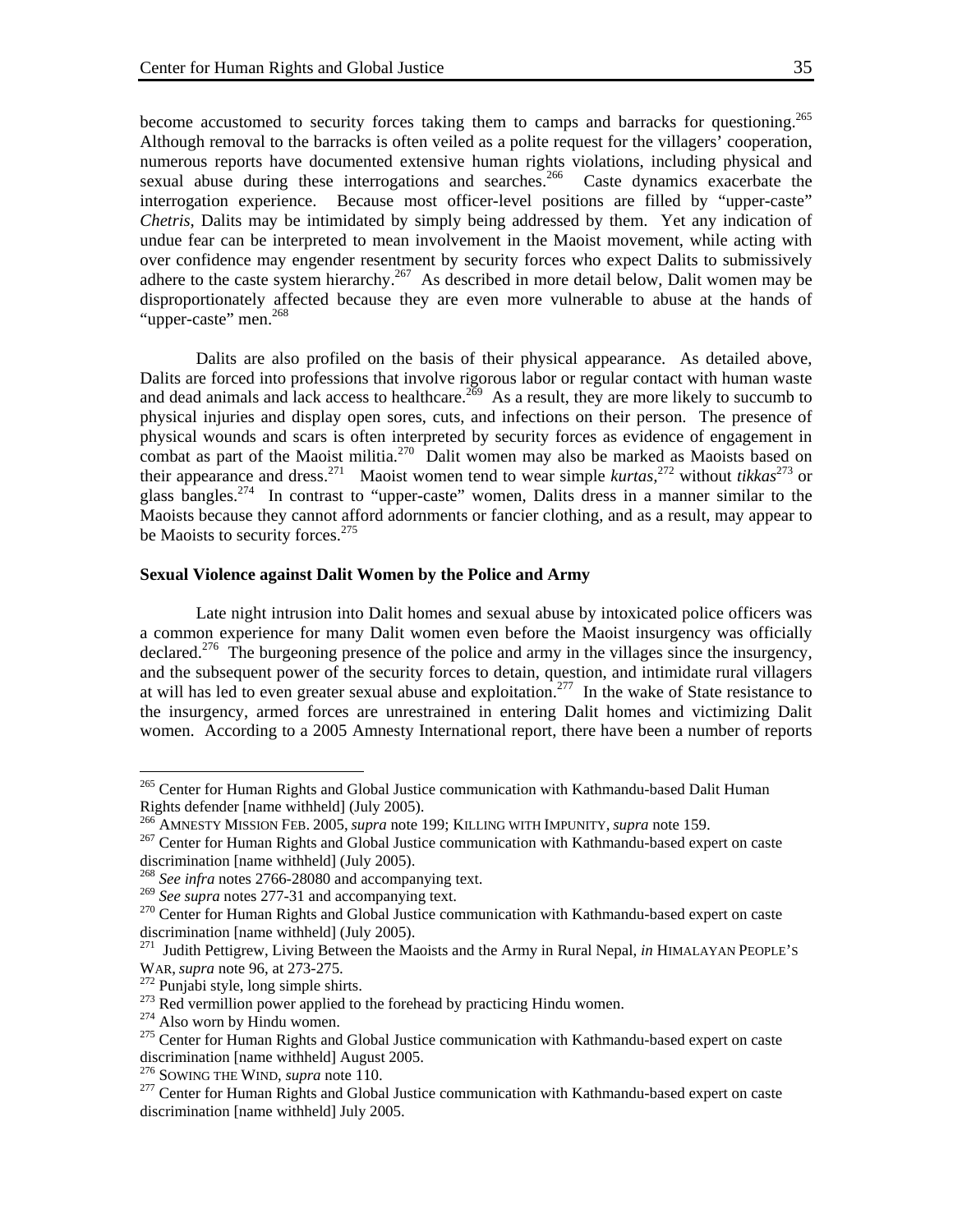become accustomed to security forces taking them to camps and barracks for questioning.[265] Although removal to the barracks is often veiled as a polite request for the villagers' cooperation, numerous reports have documented extensive human rights violations, including physical and sexual abuse during these interrogations and searches.[266] Caste dynamics exacerbate the interrogation experience. Because most officer-level positions are filled by "upper-caste" *Chetris*, Dalits may be intimidated by simply being addressed by them. Yet any indication of undue fear can be interpreted to mean involvement in the Maoist movement, while acting with over confidence may engender resentment by security forces who expect Dalits to submissively adhere to the caste system hierarchy.[267] As described in more detail below, Dalit women may be disproportionately affected because they are even more vulnerable to abuse at the hands of "upper-caste" men.[268]

Dalits are also profiled on the basis of their physical appearance. As detailed above, Dalits are forced into professions that involve rigorous labor or regular contact with human waste and dead animals and lack access to healthcare.[269] As a result, they are more likely to succumb to physical injuries and display open sores, cuts, and infections on their person. The presence of physical wounds and scars is often interpreted by security forces as evidence of engagement in combat as part of the Maoist militia.[270] Dalit women may also be marked as Maoists based on their appearance and dress.[271] Maoist women tend to wear simple *kurtas*,[272] without *tikkas*[273] or glass bangles.[274] In contrast to "upper-caste" women, Dalits dress in a manner similar to the Maoists because they cannot afford adornments or fancier clothing, and as a result, may appear to be Maoists to security forces.[275]

**Sexual Violence against Dalit Women by the Police and Army**

Late night intrusion into Dalit homes and sexual abuse by intoxicated police officers was a common experience for many Dalit women even before the Maoist insurgency was officially declared.[276] The burgeoning presence of the police and army in the villages since the insurgency, and the subsequent power of the security forces to detain, question, and intimidate rural villagers at will has led to even greater sexual abuse and exploitation.[277] In the wake of State resistance to the insurgency, armed forces are unrestrained in entering Dalit homes and victimizing Dalit women. According to a 2005 Amnesty International report, there have been a number of reports

---

[265] Center for Human Rights and Global Justice communication with Kathmandu-based Dalit Human Rights defender [name withheld] (July 2005).

[266] AMNESTY MISSION FEB. 2005, *supra* note 199; KILLING WITH IMPUNITY, *supra* note 159.

[267] Center for Human Rights and Global Justice communication with Kathmandu-based expert on caste discrimination [name withheld] (July 2005).

[268] *See infra* notes 2766-28080 and accompanying text.

[269] *See supra* notes 277-31 and accompanying text.

[270] Center for Human Rights and Global Justice communication with Kathmandu-based expert on caste discrimination [name withheld] (July 2005).

[271] Judith Pettigrew, Living Between the Maoists and the Army in Rural Nepal, *in* HIMALAYAN PEOPLE'S WAR, *supra* note 96, at 273-275.

[272] Punjabi style, long simple shirts.

[273] Red vermillion power applied to the forehead by practicing Hindu women.

[274] Also worn by Hindu women.

[275] Center for Human Rights and Global Justice communication with Kathmandu-based expert on caste discrimination [name withheld] August 2005.

[276] SOWING THE WIND, *supra* note 110.

[277] Center for Human Rights and Global Justice communication with Kathmandu-based expert on caste discrimination [name withheld] July 2005.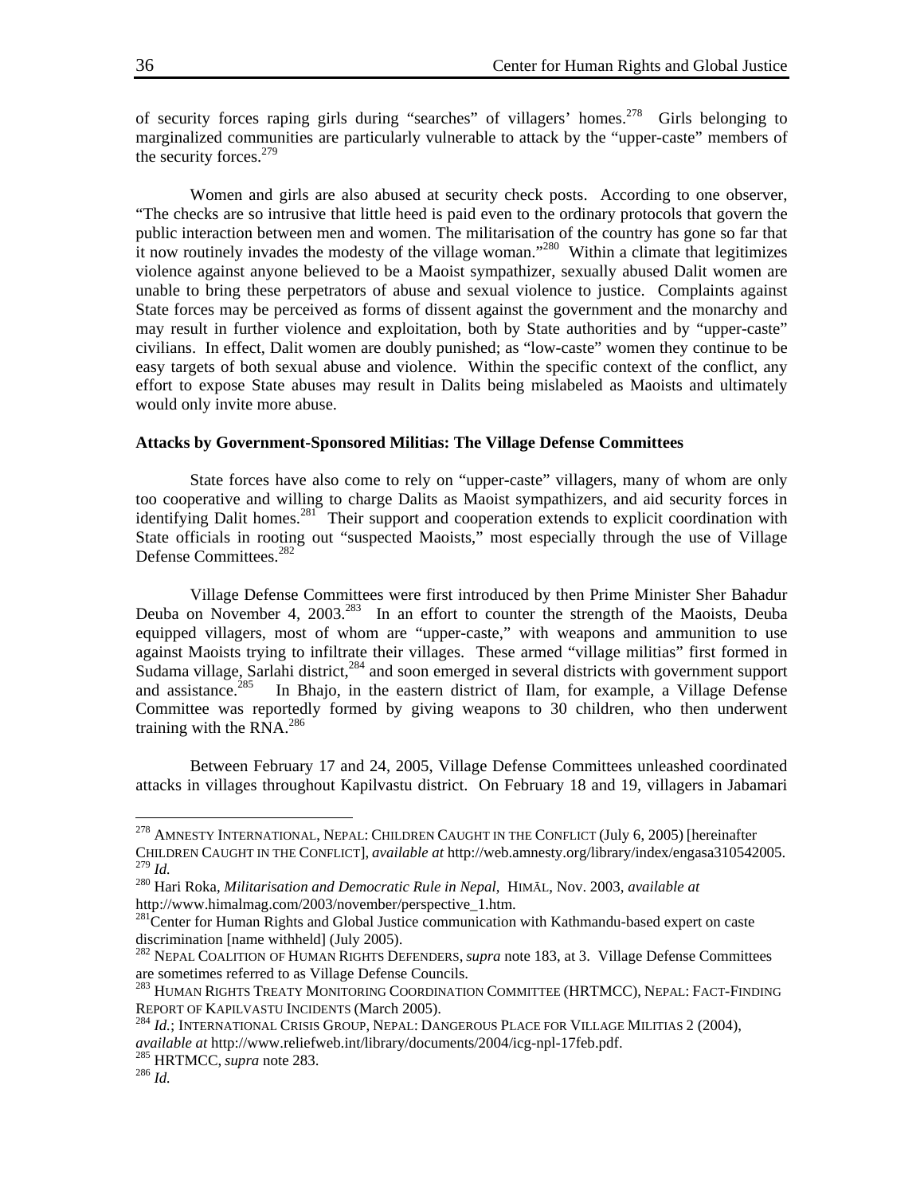of security forces raping girls during "searches" of villagers' homes.[278] Girls belonging to marginalized communities are particularly vulnerable to attack by the "upper-caste" members of the security forces.[279]

Women and girls are also abused at security check posts. According to one observer, "The checks are so intrusive that little heed is paid even to the ordinary protocols that govern the public interaction between men and women. The militarisation of the country has gone so far that it now routinely invades the modesty of the village woman."[280] Within a climate that legitimizes violence against anyone believed to be a Maoist sympathizer, sexually abused Dalit women are unable to bring these perpetrators of abuse and sexual violence to justice. Complaints against State forces may be perceived as forms of dissent against the government and the monarchy and may result in further violence and exploitation, both by State authorities and by "upper-caste" civilians. In effect, Dalit women are doubly punished; as "low-caste" women they continue to be easy targets of both sexual abuse and violence. Within the specific context of the conflict, any effort to expose State abuses may result in Dalits being mislabeled as Maoists and ultimately would only invite more abuse.

**Attacks by Government-Sponsored Militias: The Village Defense Committees**

State forces have also come to rely on "upper-caste" villagers, many of whom are only too cooperative and willing to charge Dalits as Maoist sympathizers, and aid security forces in identifying Dalit homes.[281] Their support and cooperation extends to explicit coordination with State officials in rooting out "suspected Maoists," most especially through the use of Village Defense Committees.[282]

Village Defense Committees were first introduced by then Prime Minister Sher Bahadur Deuba on November 4, 2003.[283] In an effort to counter the strength of the Maoists, Deuba equipped villagers, most of whom are "upper-caste," with weapons and ammunition to use against Maoists trying to infiltrate their villages. These armed "village militias" first formed in Sudama village, Sarlahi district,[284] and soon emerged in several districts with government support and assistance.[285] In Bhajo, in the eastern district of Ilam, for example, a Village Defense Committee was reportedly formed by giving weapons to 30 children, who then underwent training with the RNA.[286]

Between February 17 and 24, 2005, Village Defense Committees unleashed coordinated attacks in villages throughout Kapilvastu district. On February 18 and 19, villagers in Jabamari

---

[278] AMNESTY INTERNATIONAL, NEPAL: CHILDREN CAUGHT IN THE CONFLICT (July 6, 2005) [hereinafter CHILDREN CAUGHT IN THE CONFLICT], *available at* http://web.amnesty.org/library/index/engasa310542005.

[279] *Id.*

[280] Hari Roka, *Militarisation and Democratic Rule in Nepal*, HIMĀL, Nov. 2003, *available at* http://www.himalmag.com/2003/november/perspective_1.htm.

[281] Center for Human Rights and Global Justice communication with Kathmandu-based expert on caste discrimination [name withheld] (July 2005).

[282] NEPAL COALITION OF HUMAN RIGHTS DEFENDERS, *supra* note 183, at 3. Village Defense Committees are sometimes referred to as Village Defense Councils.

[283] HUMAN RIGHTS TREATY MONITORING COORDINATION COMMITTEE (HRTMCC), NEPAL: FACT-FINDING REPORT OF KAPILVASTU INCIDENTS (March 2005).

[284] *Id.*; INTERNATIONAL CRISIS GROUP, NEPAL: DANGEROUS PLACE FOR VILLAGE MILITIAS 2 (2004), *available at* http://www.reliefweb.int/library/documents/2004/icg-npl-17feb.pdf.

[285] HRTMCC, *supra* note 283.

[286] *Id.*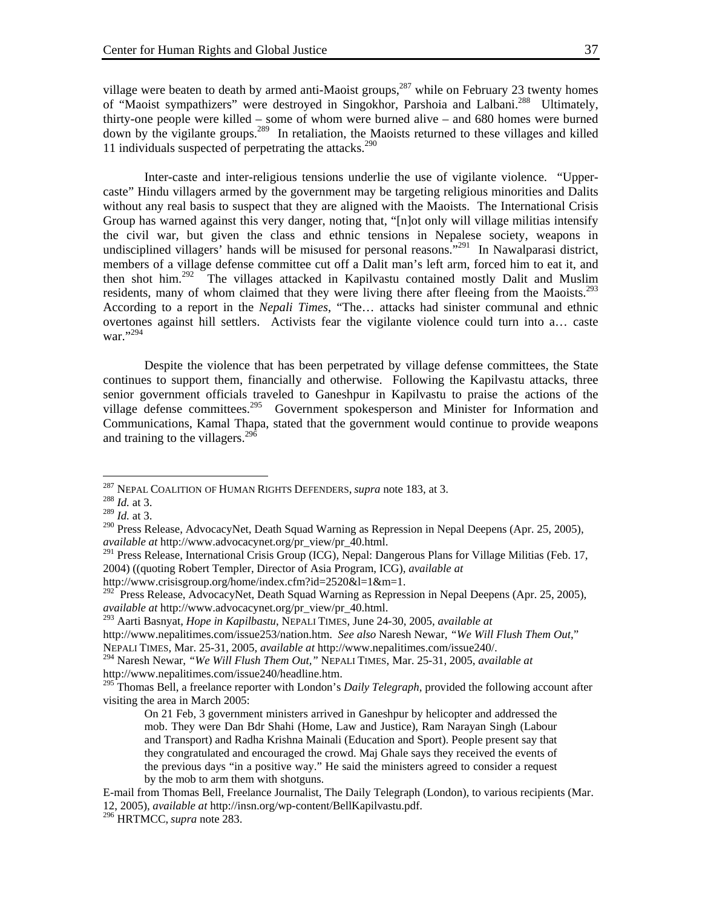village were beaten to death by armed anti-Maoist groups,[287] while on February 23 twenty homes of "Maoist sympathizers" were destroyed in Singokhor, Parshoia and Lalbani.[288] Ultimately, thirty-one people were killed – some of whom were burned alive – and 680 homes were burned down by the vigilante groups.[289] In retaliation, the Maoists returned to these villages and killed 11 individuals suspected of perpetrating the attacks.[290]

Inter-caste and inter-religious tensions underlie the use of vigilante violence. "Upper-caste" Hindu villagers armed by the government may be targeting religious minorities and Dalits without any real basis to suspect that they are aligned with the Maoists. The International Crisis Group has warned against this very danger, noting that, "[n]ot only will village militias intensify the civil war, but given the class and ethnic tensions in Nepalese society, weapons in undisciplined villagers' hands will be misused for personal reasons."[291] In Nawalparasi district, members of a village defense committee cut off a Dalit man's left arm, forced him to eat it, and then shot him.[292] The villages attacked in Kapilvastu contained mostly Dalit and Muslim residents, many of whom claimed that they were living there after fleeing from the Maoists.[293] According to a report in the *Nepali Times*, "The… attacks had sinister communal and ethnic overtones against hill settlers. Activists fear the vigilante violence could turn into a… caste war."[294]

Despite the violence that has been perpetrated by village defense committees, the State continues to support them, financially and otherwise. Following the Kapilvastu attacks, three senior government officials traveled to Ganeshpur in Kapilvastu to praise the actions of the village defense committees.[295] Government spokesperson and Minister for Information and Communications, Kamal Thapa, stated that the government would continue to provide weapons and training to the villagers.[296]

---

[287] NEPAL COALITION OF HUMAN RIGHTS DEFENDERS, *supra* note 183, at 3.

[288] *Id.* at 3.

[289] *Id.* at 3.

[290] Press Release, AdvocacyNet, Death Squad Warning as Repression in Nepal Deepens (Apr. 25, 2005), *available at* http://www.advocacynet.org/pr_view/pr_40.html.

[291] Press Release, International Crisis Group (ICG), Nepal: Dangerous Plans for Village Militias (Feb. 17, 2004) ((quoting Robert Templer, Director of Asia Program, ICG), *available at* http://www.crisisgroup.org/home/index.cfm?id=2520&l=1&m=1.

[292] Press Release, AdvocacyNet, Death Squad Warning as Repression in Nepal Deepens (Apr. 25, 2005), *available at* http://www.advocacynet.org/pr_view/pr_40.html.

[293] Aarti Basnyat, *Hope in Kapilbastu*, NEPALI TIMES, June 24-30, 2005, *available at* http://www.nepalitimes.com/issue253/nation.htm. *See also* Naresh Newar, *"We Will Flush Them Out*," NEPALI TIMES, Mar. 25-31, 2005, *available at* http://www.nepalitimes.com/issue240/.

[294] Naresh Newar, *"We Will Flush Them Out,"* NEPALI TIMES, Mar. 25-31, 2005, *available at* http://www.nepalitimes.com/issue240/headline.htm.

[295] Thomas Bell, a freelance reporter with London's *Daily Telegraph*, provided the following account after visiting the area in March 2005:

> On 21 Feb, 3 government ministers arrived in Ganeshpur by helicopter and addressed the mob. They were Dan Bdr Shahi (Home, Law and Justice), Ram Narayan Singh (Labour and Transport) and Radha Krishna Mainali (Education and Sport). People present say that they congratulated and encouraged the crowd. Maj Ghale says they received the events of the previous days "in a positive way." He said the ministers agreed to consider a request by the mob to arm them with shotguns.

E-mail from Thomas Bell, Freelance Journalist, The Daily Telegraph (London), to various recipients (Mar. 12, 2005), *available at* http://insn.org/wp-content/BellKapilvastu.pdf.

[296] HRTMCC, *supra* note 283.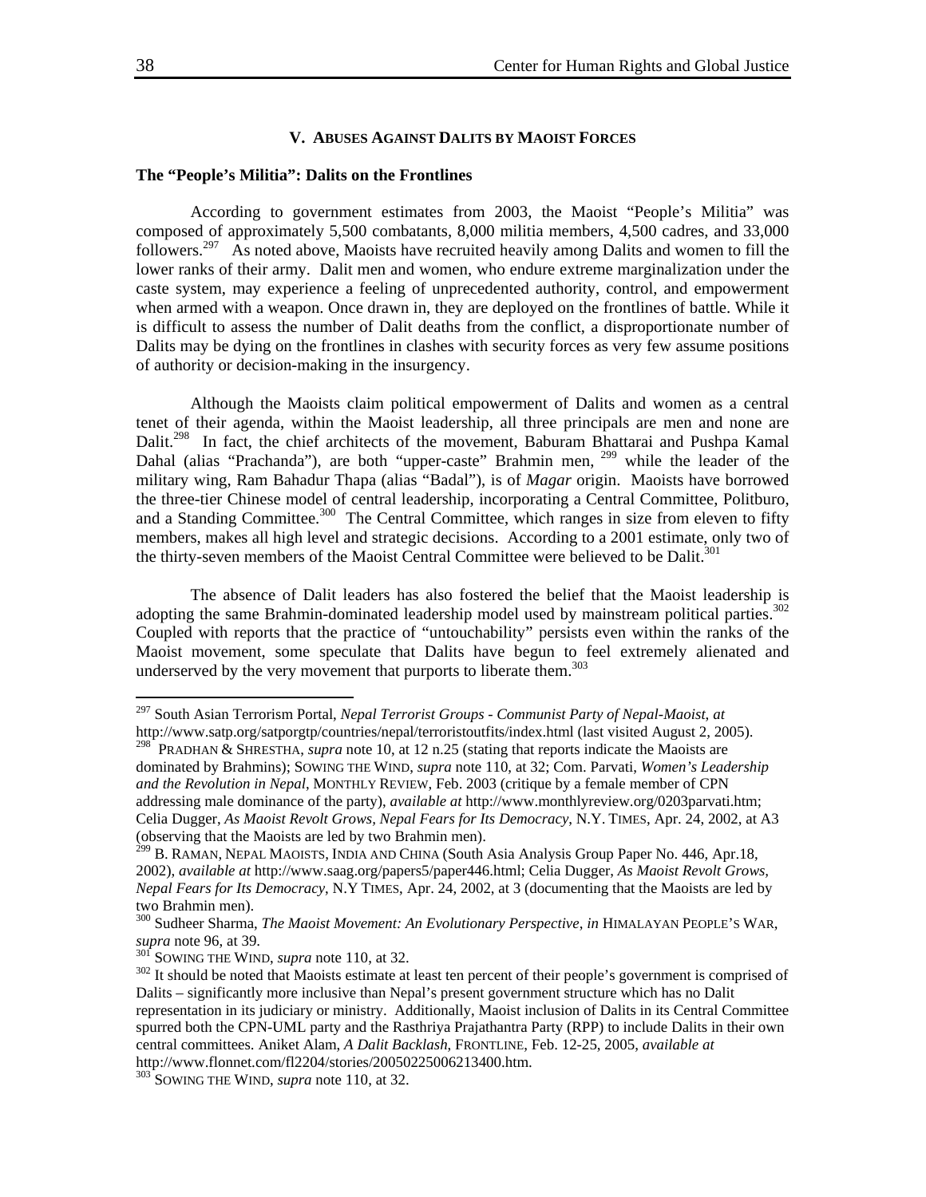## V. Abuses Against Dalits by Maoist Forces

### The "People's Militia": Dalits on the Frontlines

According to government estimates from 2003, the Maoist "People's Militia" was composed of approximately 5,500 combatants, 8,000 militia members, 4,500 cadres, and 33,000 followers.[297] As noted above, Maoists have recruited heavily among Dalits and women to fill the lower ranks of their army. Dalit men and women, who endure extreme marginalization under the caste system, may experience a feeling of unprecedented authority, control, and empowerment when armed with a weapon. Once drawn in, they are deployed on the frontlines of battle. While it is difficult to assess the number of Dalit deaths from the conflict, a disproportionate number of Dalits may be dying on the frontlines in clashes with security forces as very few assume positions of authority or decision-making in the insurgency.

Although the Maoists claim political empowerment of Dalits and women as a central tenet of their agenda, within the Maoist leadership, all three principals are men and none are Dalit.[298] In fact, the chief architects of the movement, Baburam Bhattarai and Pushpa Kamal Dahal (alias "Prachanda"), are both "upper-caste" Brahmin men, [299] while the leader of the military wing, Ram Bahadur Thapa (alias "Badal"), is of *Magar* origin. Maoists have borrowed the three-tier Chinese model of central leadership, incorporating a Central Committee, Politburo, and a Standing Committee.[300] The Central Committee, which ranges in size from eleven to fifty members, makes all high level and strategic decisions. According to a 2001 estimate, only two of the thirty-seven members of the Maoist Central Committee were believed to be Dalit.[301]

The absence of Dalit leaders has also fostered the belief that the Maoist leadership is adopting the same Brahmin-dominated leadership model used by mainstream political parties.[302] Coupled with reports that the practice of "untouchability" persists even within the ranks of the Maoist movement, some speculate that Dalits have begun to feel extremely alienated and underserved by the very movement that purports to liberate them.[303]

---

[297] South Asian Terrorism Portal, *Nepal Terrorist Groups - Communist Party of Nepal-Maoist*, *at* http://www.satp.org/satporgtp/countries/nepal/terroristoutfits/index.html (last visited August 2, 2005).

[298] PRADHAN & SHRESTHA, *supra* note 10, at 12 n.25 (stating that reports indicate the Maoists are dominated by Brahmins); SOWING THE WIND, *supra* note 110, at 32; Com. Parvati, *Women's Leadership and the Revolution in Nepal*, MONTHLY REVIEW, Feb. 2003 (critique by a female member of CPN addressing male dominance of the party), *available at* http://www.monthlyreview.org/0203parvati.htm; Celia Dugger, *As Maoist Revolt Grows, Nepal Fears for Its Democracy*, N.Y. TIMES, Apr. 24, 2002, at A3 (observing that the Maoists are led by two Brahmin men).

[299] B. RAMAN, NEPAL MAOISTS, INDIA AND CHINA (South Asia Analysis Group Paper No. 446, Apr.18, 2002), *available at* http://www.saag.org/papers5/paper446.html; Celia Dugger, *As Maoist Revolt Grows, Nepal Fears for Its Democracy*, N.Y TIMES, Apr. 24, 2002, at 3 (documenting that the Maoists are led by two Brahmin men).

[300] Sudheer Sharma, *The Maoist Movement: An Evolutionary Perspective*, *in* HIMALAYAN PEOPLE'S WAR, *supra* note 96, at 39.

[301] SOWING THE WIND, *supra* note 110, at 32.

[302] It should be noted that Maoists estimate at least ten percent of their people's government is comprised of Dalits – significantly more inclusive than Nepal's present government structure which has no Dalit representation in its judiciary or ministry. Additionally, Maoist inclusion of Dalits in its Central Committee spurred both the CPN-UML party and the Rasthriya Prajathantra Party (RPP) to include Dalits in their own central committees. Aniket Alam, *A Dalit Backlash*, FRONTLINE, Feb. 12-25, 2005, *available at* http://www.flonnet.com/fl2204/stories/20050225006213400.htm.

[303] SOWING THE WIND, *supra* note 110, at 32.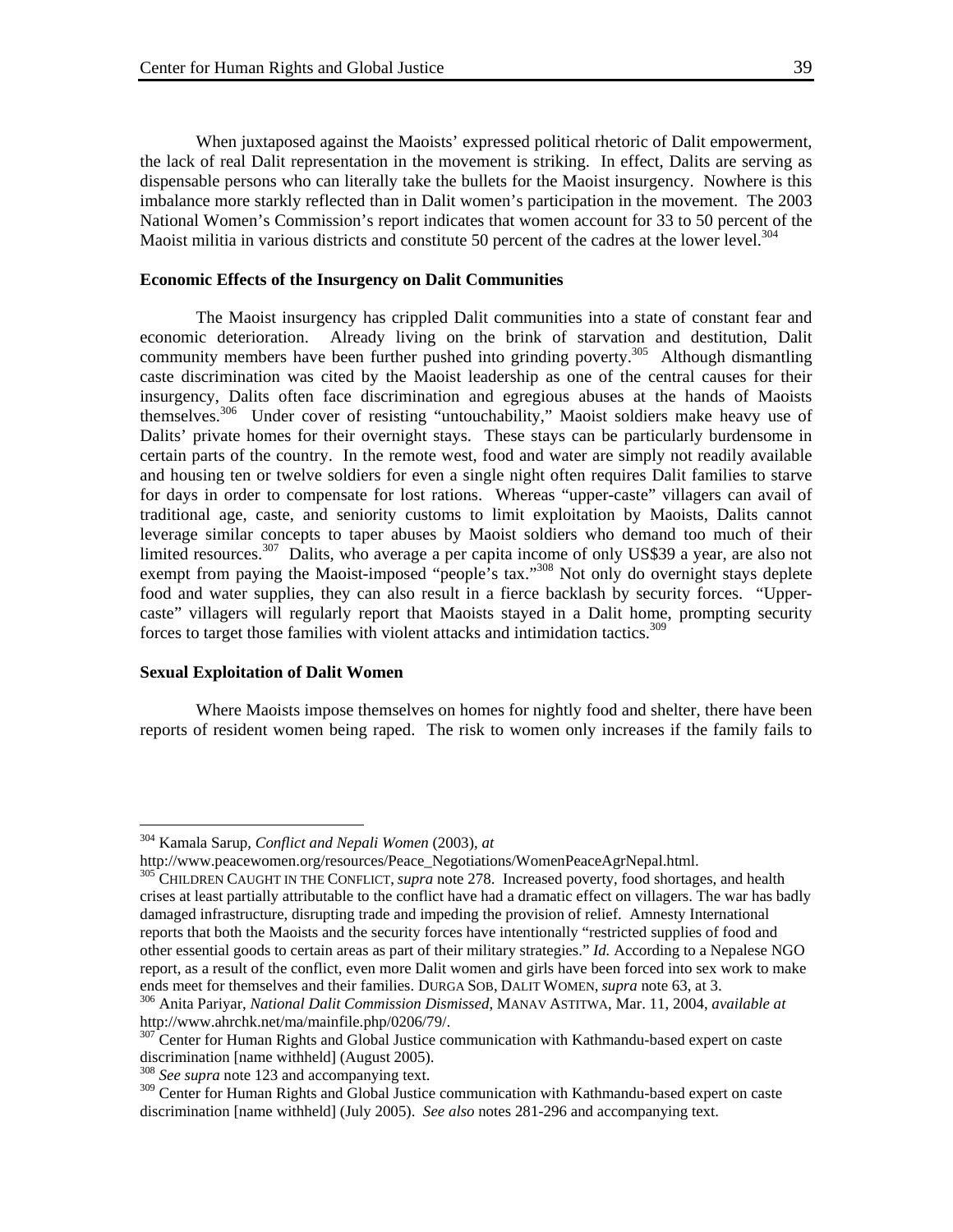When juxtaposed against the Maoists' expressed political rhetoric of Dalit empowerment, the lack of real Dalit representation in the movement is striking. In effect, Dalits are serving as dispensable persons who can literally take the bullets for the Maoist insurgency. Nowhere is this imbalance more starkly reflected than in Dalit women's participation in the movement. The 2003 National Women's Commission's report indicates that women account for 33 to 50 percent of the Maoist militia in various districts and constitute 50 percent of the cadres at the lower level.[304]

**Economic Effects of the Insurgency on Dalit Communities**

The Maoist insurgency has crippled Dalit communities into a state of constant fear and economic deterioration. Already living on the brink of starvation and destitution, Dalit community members have been further pushed into grinding poverty.[305] Although dismantling caste discrimination was cited by the Maoist leadership as one of the central causes for their insurgency, Dalits often face discrimination and egregious abuses at the hands of Maoists themselves.[306] Under cover of resisting "untouchability," Maoist soldiers make heavy use of Dalits' private homes for their overnight stays. These stays can be particularly burdensome in certain parts of the country. In the remote west, food and water are simply not readily available and housing ten or twelve soldiers for even a single night often requires Dalit families to starve for days in order to compensate for lost rations. Whereas "upper-caste" villagers can avail of traditional age, caste, and seniority customs to limit exploitation by Maoists, Dalits cannot leverage similar concepts to taper abuses by Maoist soldiers who demand too much of their limited resources.[307] Dalits, who average a per capita income of only US$39 a year, are also not exempt from paying the Maoist-imposed "people's tax."[308] Not only do overnight stays deplete food and water supplies, they can also result in a fierce backlash by security forces. "Upper-caste" villagers will regularly report that Maoists stayed in a Dalit home, prompting security forces to target those families with violent attacks and intimidation tactics.[309]

**Sexual Exploitation of Dalit Women**

Where Maoists impose themselves on homes for nightly food and shelter, there have been reports of resident women being raped. The risk to women only increases if the family fails to

---

[304] Kamala Sarup, *Conflict and Nepali Women* (2003), *at* http://www.peacewomen.org/resources/Peace_Negotiations/WomenPeaceAgrNepal.html.

[305] CHILDREN CAUGHT IN THE CONFLICT, *supra* note 278. Increased poverty, food shortages, and health crises at least partially attributable to the conflict have had a dramatic effect on villagers. The war has badly damaged infrastructure, disrupting trade and impeding the provision of relief. Amnesty International reports that both the Maoists and the security forces have intentionally "restricted supplies of food and other essential goods to certain areas as part of their military strategies." *Id.* According to a Nepalese NGO report, as a result of the conflict, even more Dalit women and girls have been forced into sex work to make ends meet for themselves and their families. DURGA SOB, DALIT WOMEN, *supra* note 63, at 3.

[306] Anita Pariyar, *National Dalit Commission Dismissed*, MANAV ASTITWA, Mar. 11, 2004, *available at* http://www.ahrchk.net/ma/mainfile.php/0206/79/.

[307] Center for Human Rights and Global Justice communication with Kathmandu-based expert on caste discrimination [name withheld] (August 2005).

[308] *See supra* note 123 and accompanying text.

[309] Center for Human Rights and Global Justice communication with Kathmandu-based expert on caste discrimination [name withheld] (July 2005). *See also* notes 281-296 and accompanying text.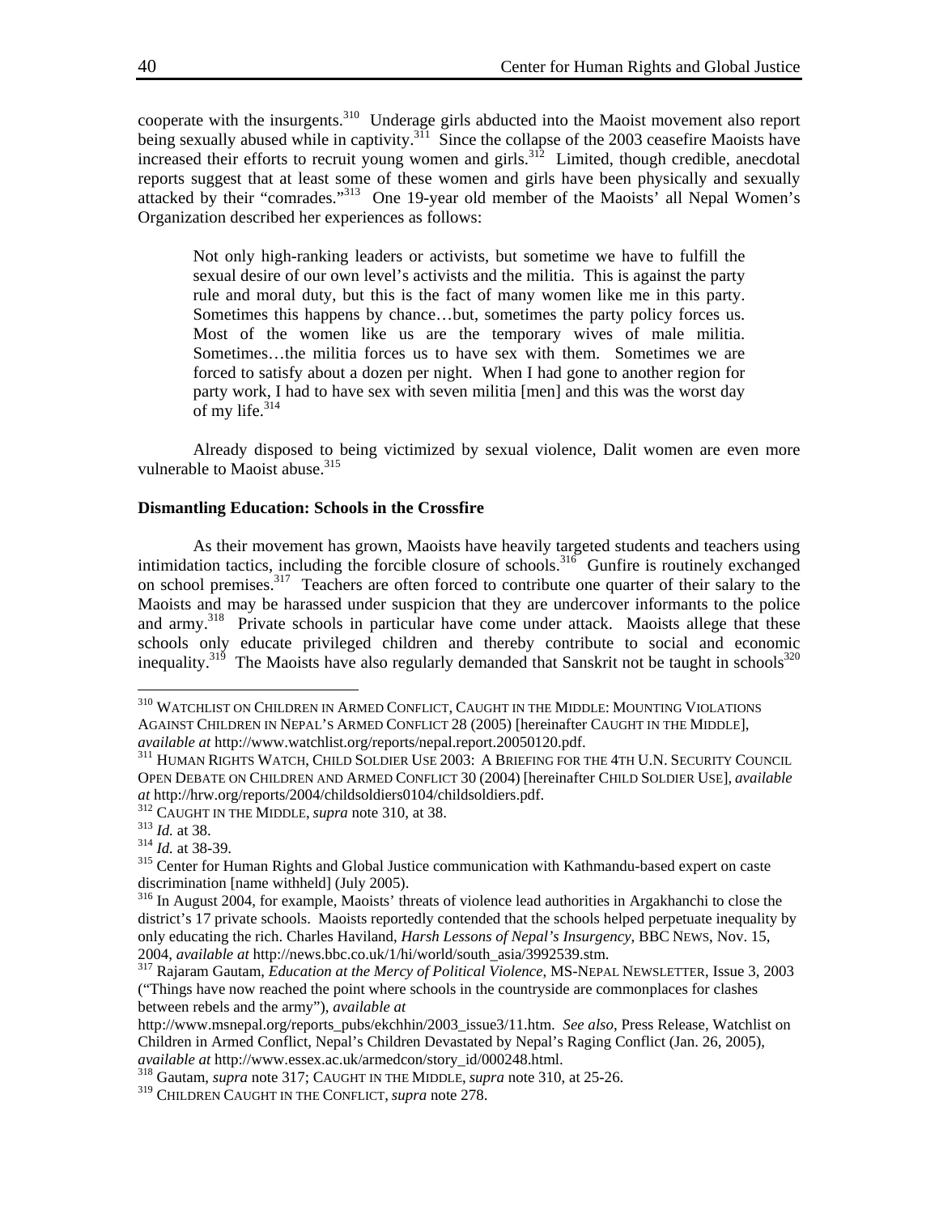cooperate with the insurgents.[310] Underage girls abducted into the Maoist movement also report being sexually abused while in captivity.[311] Since the collapse of the 2003 ceasefire Maoists have increased their efforts to recruit young women and girls.[312] Limited, though credible, anecdotal reports suggest that at least some of these women and girls have been physically and sexually attacked by their "comrades."[313] One 19-year old member of the Maoists' all Nepal Women's Organization described her experiences as follows:

> Not only high-ranking leaders or activists, but sometime we have to fulfill the sexual desire of our own level's activists and the militia. This is against the party rule and moral duty, but this is the fact of many women like me in this party. Sometimes this happens by chance…but, sometimes the party policy forces us. Most of the women like us are the temporary wives of male militia. Sometimes…the militia forces us to have sex with them. Sometimes we are forced to satisfy about a dozen per night. When I had gone to another region for party work, I had to have sex with seven militia [men] and this was the worst day of my life.[314]

Already disposed to being victimized by sexual violence, Dalit women are even more vulnerable to Maoist abuse.[315]

**Dismantling Education: Schools in the Crossfire**

As their movement has grown, Maoists have heavily targeted students and teachers using intimidation tactics, including the forcible closure of schools.[316] Gunfire is routinely exchanged on school premises.[317] Teachers are often forced to contribute one quarter of their salary to the Maoists and may be harassed under suspicion that they are undercover informants to the police and army.[318] Private schools in particular have come under attack. Maoists allege that these schools only educate privileged children and thereby contribute to social and economic inequality.[319] The Maoists have also regularly demanded that Sanskrit not be taught in schools[320]

---

[310] WATCHLIST ON CHILDREN IN ARMED CONFLICT, CAUGHT IN THE MIDDLE: MOUNTING VIOLATIONS AGAINST CHILDREN IN NEPAL'S ARMED CONFLICT 28 (2005) [hereinafter CAUGHT IN THE MIDDLE], *available at* http://www.watchlist.org/reports/nepal.report.20050120.pdf.

[311] HUMAN RIGHTS WATCH, CHILD SOLDIER USE 2003: A BRIEFING FOR THE 4TH U.N. SECURITY COUNCIL OPEN DEBATE ON CHILDREN AND ARMED CONFLICT 30 (2004) [hereinafter CHILD SOLDIER USE], *available at* http://hrw.org/reports/2004/childsoldiers0104/childsoldiers.pdf.

[312] CAUGHT IN THE MIDDLE, *supra* note 310, at 38.

[313] *Id.* at 38.

[314] *Id.* at 38-39.

[315] Center for Human Rights and Global Justice communication with Kathmandu-based expert on caste discrimination [name withheld] (July 2005).

[316] In August 2004, for example, Maoists' threats of violence lead authorities in Argakhanchi to close the district's 17 private schools. Maoists reportedly contended that the schools helped perpetuate inequality by only educating the rich. Charles Haviland, *Harsh Lessons of Nepal's Insurgency*, BBC NEWS, Nov. 15, 2004, *available at* http://news.bbc.co.uk/1/hi/world/south_asia/3992539.stm.

[317] Rajaram Gautam, *Education at the Mercy of Political Violence*, MS-NEPAL NEWSLETTER, Issue 3, 2003 ("Things have now reached the point where schools in the countryside are commonplaces for clashes between rebels and the army"), *available at* http://www.msnepal.org/reports_pubs/ekchhin/2003_issue3/11.htm. *See also*, Press Release, Watchlist on Children in Armed Conflict, Nepal's Children Devastated by Nepal's Raging Conflict (Jan. 26, 2005), *available at* http://www.essex.ac.uk/armedcon/story_id/000248.html.

[318] Gautam, *supra* note 317; CAUGHT IN THE MIDDLE, *supra* note 310, at 25-26.

[319] CHILDREN CAUGHT IN THE CONFLICT, *supra* note 278.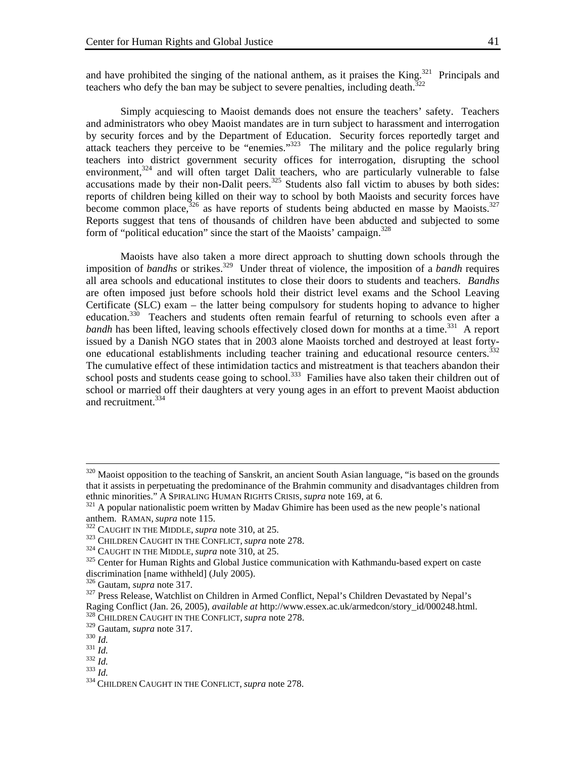and have prohibited the singing of the national anthem, as it praises the King.[321] Principals and teachers who defy the ban may be subject to severe penalties, including death.[322]

Simply acquiescing to Maoist demands does not ensure the teachers' safety. Teachers and administrators who obey Maoist mandates are in turn subject to harassment and interrogation by security forces and by the Department of Education. Security forces reportedly target and attack teachers they perceive to be "enemies."[323] The military and the police regularly bring teachers into district government security offices for interrogation, disrupting the school environment,[324] and will often target Dalit teachers, who are particularly vulnerable to false accusations made by their non-Dalit peers.[325] Students also fall victim to abuses by both sides: reports of children being killed on their way to school by both Maoists and security forces have become common place,[326] as have reports of students being abducted en masse by Maoists.[327] Reports suggest that tens of thousands of children have been abducted and subjected to some form of "political education" since the start of the Maoists' campaign.[328]

Maoists have also taken a more direct approach to shutting down schools through the imposition of *bandhs* or strikes.[329] Under threat of violence, the imposition of a *bandh* requires all area schools and educational institutes to close their doors to students and teachers. *Bandhs* are often imposed just before schools hold their district level exams and the School Leaving Certificate (SLC) exam – the latter being compulsory for students hoping to advance to higher education.[330] Teachers and students often remain fearful of returning to schools even after a *bandh* has been lifted, leaving schools effectively closed down for months at a time.[331] A report issued by a Danish NGO states that in 2003 alone Maoists torched and destroyed at least forty-one educational establishments including teacher training and educational resource centers.[332] The cumulative effect of these intimidation tactics and mistreatment is that teachers abandon their school posts and students cease going to school.[333] Families have also taken their children out of school or married off their daughters at very young ages in an effort to prevent Maoist abduction and recruitment.[334]

---

[320] Maoist opposition to the teaching of Sanskrit, an ancient South Asian language, "is based on the grounds that it assists in perpetuating the predominance of the Brahmin community and disadvantages children from ethnic minorities." A SPIRALING HUMAN RIGHTS CRISIS, *supra* note 169, at 6.

[321] A popular nationalistic poem written by Madav Ghimire has been used as the new people's national anthem. RAMAN, *supra* note 115.

[322] CAUGHT IN THE MIDDLE, *supra* note 310, at 25.

[323] CHILDREN CAUGHT IN THE CONFLICT, *supra* note 278.

[324] CAUGHT IN THE MIDDLE, *supra* note 310, at 25.

[325] Center for Human Rights and Global Justice communication with Kathmandu-based expert on caste discrimination [name withheld] (July 2005).

[326] Gautam, *supra* note 317.

[327] Press Release, Watchlist on Children in Armed Conflict, Nepal's Children Devastated by Nepal's Raging Conflict (Jan. 26, 2005), *available at* http://www.essex.ac.uk/armedcon/story_id/000248.html.

[328] CHILDREN CAUGHT IN THE CONFLICT, *supra* note 278.

[329] Gautam, *supra* note 317.

[330] *Id.*

[331] *Id.*

[332] *Id.*

[333] *Id.*

[334] CHILDREN CAUGHT IN THE CONFLICT, *supra* note 278.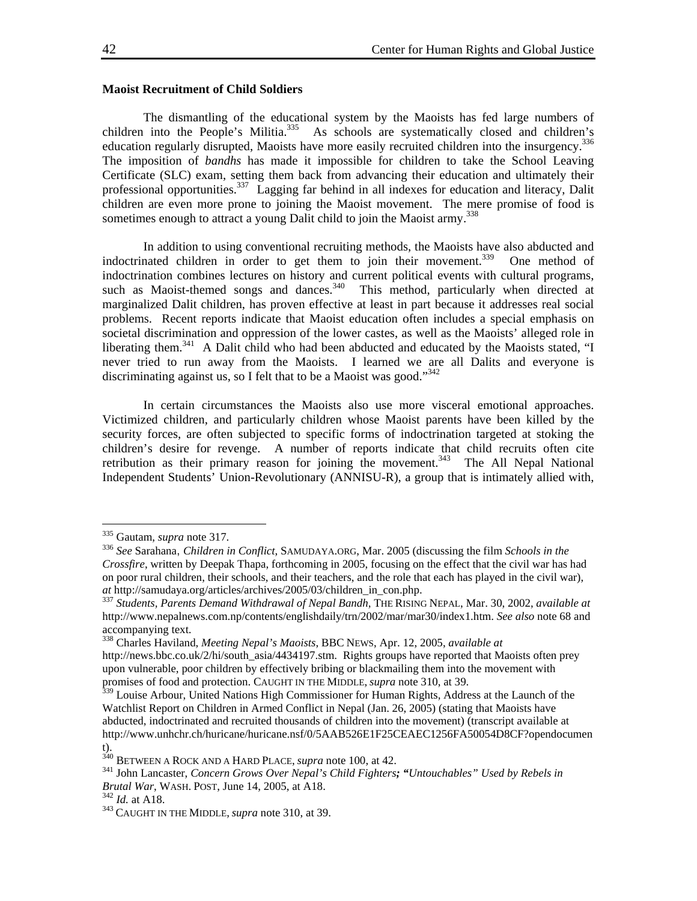**Maoist Recruitment of Child Soldiers**

The dismantling of the educational system by the Maoists has fed large numbers of children into the People's Militia.[335] As schools are systematically closed and children's education regularly disrupted, Maoists have more easily recruited children into the insurgency.[336] The imposition of *bandhs* has made it impossible for children to take the School Leaving Certificate (SLC) exam, setting them back from advancing their education and ultimately their professional opportunities.[337] Lagging far behind in all indexes for education and literacy, Dalit children are even more prone to joining the Maoist movement. The mere promise of food is sometimes enough to attract a young Dalit child to join the Maoist army.[338]

In addition to using conventional recruiting methods, the Maoists have also abducted and indoctrinated children in order to get them to join their movement.[339] One method of indoctrination combines lectures on history and current political events with cultural programs, such as Maoist-themed songs and dances.[340] This method, particularly when directed at marginalized Dalit children, has proven effective at least in part because it addresses real social problems. Recent reports indicate that Maoist education often includes a special emphasis on societal discrimination and oppression of the lower castes, as well as the Maoists' alleged role in liberating them.[341] A Dalit child who had been abducted and educated by the Maoists stated, "I never tried to run away from the Maoists. I learned we are all Dalits and everyone is discriminating against us, so I felt that to be a Maoist was good."[342]

In certain circumstances the Maoists also use more visceral emotional approaches. Victimized children, and particularly children whose Maoist parents have been killed by the security forces, are often subjected to specific forms of indoctrination targeted at stoking the children's desire for revenge. A number of reports indicate that child recruits often cite retribution as their primary reason for joining the movement.[343] The All Nepal National Independent Students' Union-Revolutionary (ANNISU-R), a group that is intimately allied with,

---

[335] Gautam, *supra* note 317.

[336] *See* Sarahana, *Children in Conflict*, SAMUDAYA.ORG, Mar. 2005 (discussing the film *Schools in the Crossfire*, written by Deepak Thapa, forthcoming in 2005, focusing on the effect that the civil war has had on poor rural children, their schools, and their teachers, and the role that each has played in the civil war), *at* http://samudaya.org/articles/archives/2005/03/children_in_con.php.

[337] *Students, Parents Demand Withdrawal of Nepal Bandh*, THE RISING NEPAL, Mar. 30, 2002, *available at* http://www.nepalnews.com.np/contents/englishdaily/trn/2002/mar/mar30/index1.htm. *See also* note 68 and accompanying text.

[338] Charles Haviland, *Meeting Nepal's Maoists*, BBC NEWS, Apr. 12, 2005, *available at* http://news.bbc.co.uk/2/hi/south_asia/4434197.stm. Rights groups have reported that Maoists often prey upon vulnerable, poor children by effectively bribing or blackmailing them into the movement with promises of food and protection. CAUGHT IN THE MIDDLE, *supra* note 310, at 39.

[339] Louise Arbour, United Nations High Commissioner for Human Rights, Address at the Launch of the Watchlist Report on Children in Armed Conflict in Nepal (Jan. 26, 2005) (stating that Maoists have abducted, indoctrinated and recruited thousands of children into the movement) (transcript available at http://www.unhchr.ch/huricane/huricane.nsf/0/5AAB526E1F25CEAEC1256FA50054D8CF?opendocument).

[340] BETWEEN A ROCK AND A HARD PLACE, *supra* note 100, at 42.

[341] John Lancaster, *Concern Grows Over Nepal's Child Fighters; "Untouchables" Used by Rebels in Brutal War*, WASH. POST, June 14, 2005, at A18.

[342] *Id.* at A18.

[343] CAUGHT IN THE MIDDLE, *supra* note 310, at 39.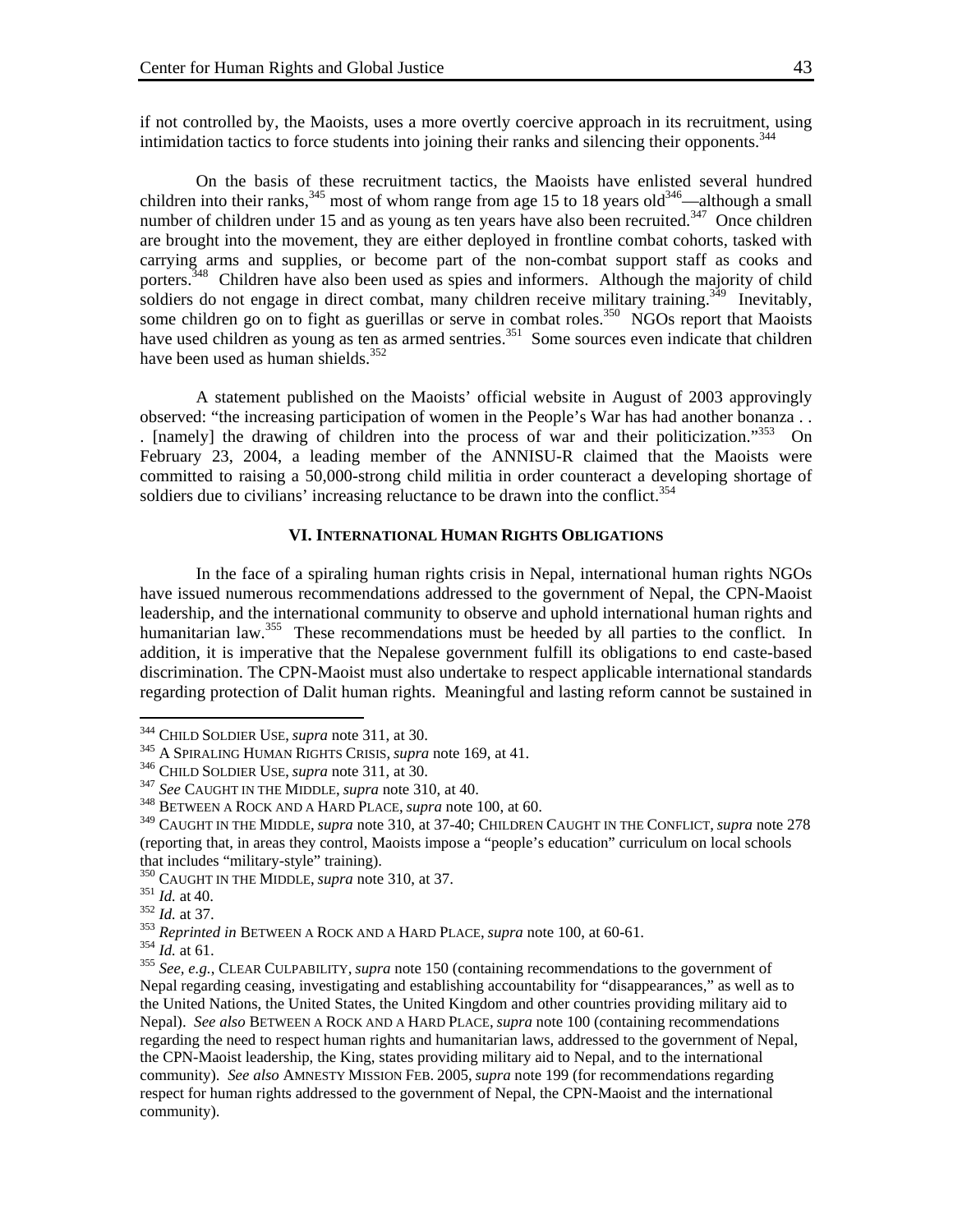if not controlled by, the Maoists, uses a more overtly coercive approach in its recruitment, using intimidation tactics to force students into joining their ranks and silencing their opponents.[344]

On the basis of these recruitment tactics, the Maoists have enlisted several hundred children into their ranks,[345] most of whom range from age 15 to 18 years old[346]—although a small number of children under 15 and as young as ten years have also been recruited.[347] Once children are brought into the movement, they are either deployed in frontline combat cohorts, tasked with carrying arms and supplies, or become part of the non-combat support staff as cooks and porters.[348] Children have also been used as spies and informers. Although the majority of child soldiers do not engage in direct combat, many children receive military training.[349] Inevitably, some children go on to fight as guerillas or serve in combat roles.[350] NGOs report that Maoists have used children as young as ten as armed sentries.[351] Some sources even indicate that children have been used as human shields.[352]

A statement published on the Maoists' official website in August of 2003 approvingly observed: "the increasing participation of women in the People's War has had another bonanza . . . [namely] the drawing of children into the process of war and their politicization."[353] On February 23, 2004, a leading member of the ANNISU-R claimed that the Maoists were committed to raising a 50,000-strong child militia in order counteract a developing shortage of soldiers due to civilians' increasing reluctance to be drawn into the conflict.[354]

## VI. International Human Rights Obligations

In the face of a spiraling human rights crisis in Nepal, international human rights NGOs have issued numerous recommendations addressed to the government of Nepal, the CPN-Maoist leadership, and the international community to observe and uphold international human rights and humanitarian law.[355] These recommendations must be heeded by all parties to the conflict. In addition, it is imperative that the Nepalese government fulfill its obligations to end caste-based discrimination. The CPN-Maoist must also undertake to respect applicable international standards regarding protection of Dalit human rights. Meaningful and lasting reform cannot be sustained in

---

[344] Child Soldier Use, *supra* note 311, at 30.

[345] A Spiraling Human Rights Crisis, *supra* note 169, at 41.

[346] Child Soldier Use, *supra* note 311, at 30.

[347] *See* Caught in the Middle, *supra* note 310, at 40.

[348] Between a Rock and a Hard Place, *supra* note 100, at 60.

[349] Caught in the Middle, *supra* note 310, at 37-40; Children Caught in the Conflict, *supra* note 278 (reporting that, in areas they control, Maoists impose a "people's education" curriculum on local schools that includes "military-style" training).

[350] Caught in the Middle, *supra* note 310, at 37.

[351] *Id.* at 40.

[352] *Id.* at 37.

[353] *Reprinted in* Between a Rock and a Hard Place, *supra* note 100, at 60-61.

[354] *Id.* at 61.

[355] *See, e.g.*, Clear Culpability, *supra* note 150 (containing recommendations to the government of Nepal regarding ceasing, investigating and establishing accountability for "disappearances," as well as to the United Nations, the United States, the United Kingdom and other countries providing military aid to Nepal). *See also* Between a Rock and a Hard Place, *supra* note 100 (containing recommendations regarding the need to respect human rights and humanitarian laws, addressed to the government of Nepal, the CPN-Maoist leadership, the King, states providing military aid to Nepal, and to the international community). *See also* Amnesty Mission Feb. 2005, *supra* note 199 (for recommendations regarding respect for human rights addressed to the government of Nepal, the CPN-Maoist and the international community).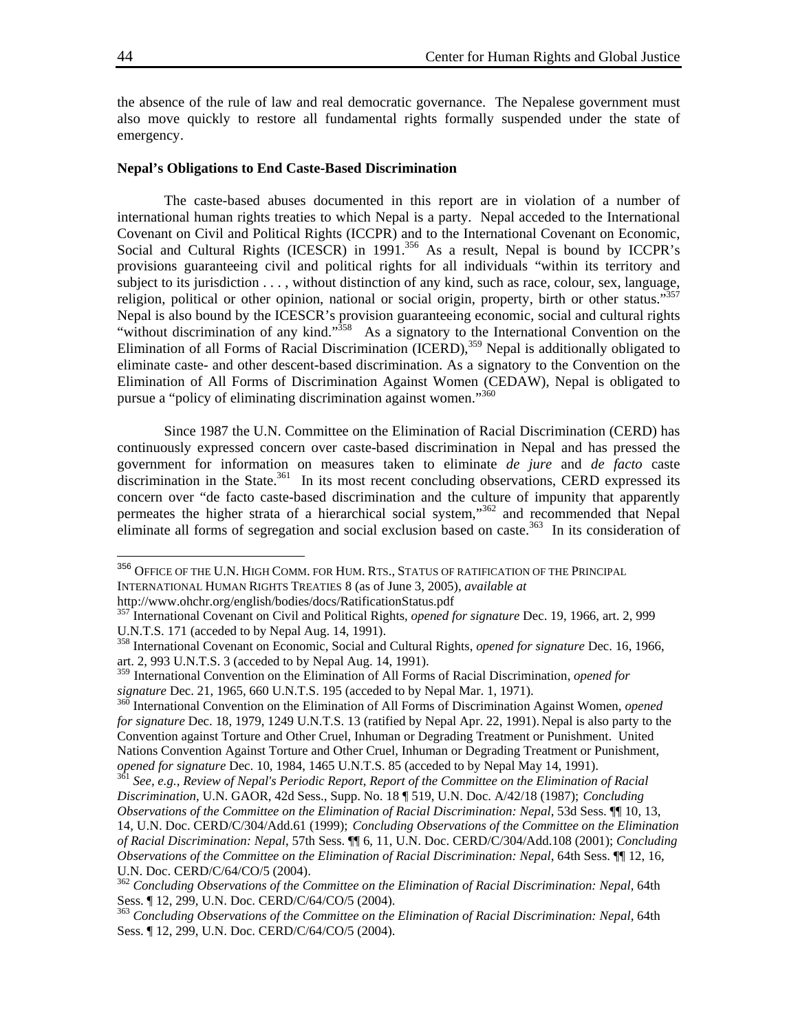the absence of the rule of law and real democratic governance. The Nepalese government must also move quickly to restore all fundamental rights formally suspended under the state of emergency.

**Nepal's Obligations to End Caste-Based Discrimination**

The caste-based abuses documented in this report are in violation of a number of international human rights treaties to which Nepal is a party. Nepal acceded to the International Covenant on Civil and Political Rights (ICCPR) and to the International Covenant on Economic, Social and Cultural Rights (ICESCR) in 1991.[356] As a result, Nepal is bound by ICCPR's provisions guaranteeing civil and political rights for all individuals "within its territory and subject to its jurisdiction . . . , without distinction of any kind, such as race, colour, sex, language, religion, political or other opinion, national or social origin, property, birth or other status."[357] Nepal is also bound by the ICESCR's provision guaranteeing economic, social and cultural rights "without discrimination of any kind."[358] As a signatory to the International Convention on the Elimination of all Forms of Racial Discrimination (ICERD),[359] Nepal is additionally obligated to eliminate caste- and other descent-based discrimination. As a signatory to the Convention on the Elimination of All Forms of Discrimination Against Women (CEDAW), Nepal is obligated to pursue a "policy of eliminating discrimination against women."[360]

Since 1987 the U.N. Committee on the Elimination of Racial Discrimination (CERD) has continuously expressed concern over caste-based discrimination in Nepal and has pressed the government for information on measures taken to eliminate *de jure* and *de facto* caste discrimination in the State.[361] In its most recent concluding observations, CERD expressed its concern over "de facto caste-based discrimination and the culture of impunity that apparently permeates the higher strata of a hierarchical social system,"[362] and recommended that Nepal eliminate all forms of segregation and social exclusion based on caste.[363] In its consideration of

---

[356] OFFICE OF THE U.N. HIGH COMM. FOR HUM. RTS., STATUS OF RATIFICATION OF THE PRINCIPAL INTERNATIONAL HUMAN RIGHTS TREATIES 8 (as of June 3, 2005), *available at* http://www.ohchr.org/english/bodies/docs/RatificationStatus.pdf

[357] International Covenant on Civil and Political Rights, *opened for signature* Dec. 19, 1966, art. 2, 999 U.N.T.S. 171 (acceded to by Nepal Aug. 14, 1991).

[358] International Covenant on Economic, Social and Cultural Rights, *opened for signature* Dec. 16, 1966, art. 2, 993 U.N.T.S. 3 (acceded to by Nepal Aug. 14, 1991).

[359] International Convention on the Elimination of All Forms of Racial Discrimination, *opened for signature* Dec. 21, 1965, 660 U.N.T.S. 195 (acceded to by Nepal Mar. 1, 1971).

[360] International Convention on the Elimination of All Forms of Discrimination Against Women, *opened for signature* Dec. 18, 1979, 1249 U.N.T.S. 13 (ratified by Nepal Apr. 22, 1991). Nepal is also party to the Convention against Torture and Other Cruel, Inhuman or Degrading Treatment or Punishment. United Nations Convention Against Torture and Other Cruel, Inhuman or Degrading Treatment or Punishment, *opened for signature* Dec. 10, 1984, 1465 U.N.T.S. 85 (acceded to by Nepal May 14, 1991).

[361] *See, e.g., Review of Nepal's Periodic Report, Report of the Committee on the Elimination of Racial Discrimination*, U.N. GAOR, 42d Sess., Supp. No. 18 ¶ 519, U.N. Doc. A/42/18 (1987); *Concluding Observations of the Committee on the Elimination of Racial Discrimination: Nepal*, 53d Sess. ¶¶ 10, 13, 14, U.N. Doc. CERD/C/304/Add.61 (1999); *Concluding Observations of the Committee on the Elimination of Racial Discrimination: Nepal*, 57th Sess. ¶¶ 6, 11, U.N. Doc. CERD/C/304/Add.108 (2001); *Concluding Observations of the Committee on the Elimination of Racial Discrimination: Nepal*, 64th Sess. ¶¶ 12, 16, U.N. Doc. CERD/C/64/CO/5 (2004).

[362] *Concluding Observations of the Committee on the Elimination of Racial Discrimination: Nepal*, 64th Sess. ¶ 12, 299, U.N. Doc. CERD/C/64/CO/5 (2004).

[363] *Concluding Observations of the Committee on the Elimination of Racial Discrimination: Nepal*, 64th Sess. ¶ 12, 299, U.N. Doc. CERD/C/64/CO/5 (2004).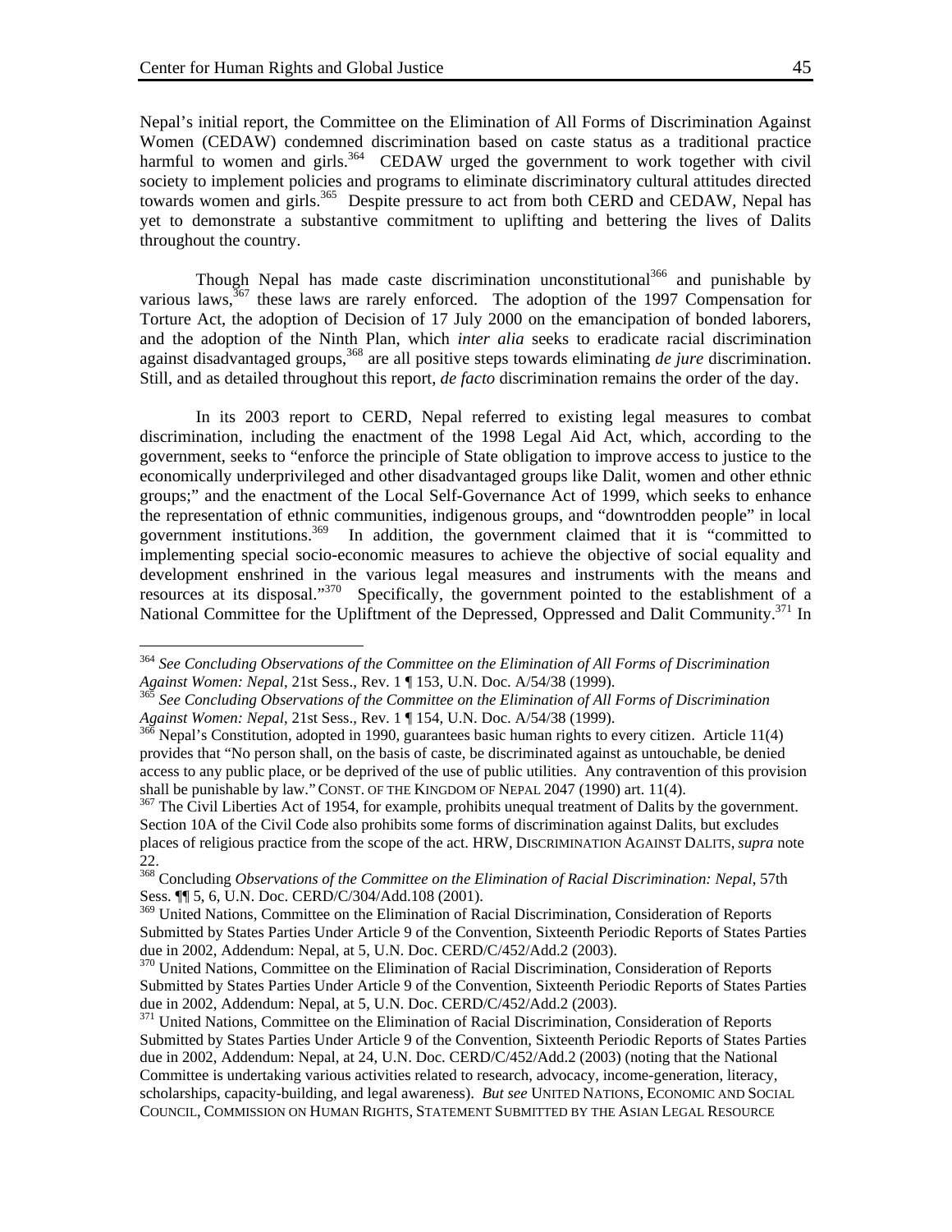Nepal's initial report, the Committee on the Elimination of All Forms of Discrimination Against Women (CEDAW) condemned discrimination based on caste status as a traditional practice harmful to women and girls.[364] CEDAW urged the government to work together with civil society to implement policies and programs to eliminate discriminatory cultural attitudes directed towards women and girls.[365] Despite pressure to act from both CERD and CEDAW, Nepal has yet to demonstrate a substantive commitment to uplifting and bettering the lives of Dalits throughout the country.

Though Nepal has made caste discrimination unconstitutional[366] and punishable by various laws,[367] these laws are rarely enforced. The adoption of the 1997 Compensation for Torture Act, the adoption of Decision of 17 July 2000 on the emancipation of bonded laborers, and the adoption of the Ninth Plan, which *inter alia* seeks to eradicate racial discrimination against disadvantaged groups,[368] are all positive steps towards eliminating *de jure* discrimination. Still, and as detailed throughout this report, *de facto* discrimination remains the order of the day.

In its 2003 report to CERD, Nepal referred to existing legal measures to combat discrimination, including the enactment of the 1998 Legal Aid Act, which, according to the government, seeks to "enforce the principle of State obligation to improve access to justice to the economically underprivileged and other disadvantaged groups like Dalit, women and other ethnic groups;" and the enactment of the Local Self-Governance Act of 1999, which seeks to enhance the representation of ethnic communities, indigenous groups, and "downtrodden people" in local government institutions.[369] In addition, the government claimed that it is "committed to implementing special socio-economic measures to achieve the objective of social equality and development enshrined in the various legal measures and instruments with the means and resources at its disposal."[370] Specifically, the government pointed to the establishment of a National Committee for the Upliftment of the Depressed, Oppressed and Dalit Community.[371] In

---

[364] *See Concluding Observations of the Committee on the Elimination of All Forms of Discrimination Against Women: Nepal*, 21st Sess., Rev. 1 ¶ 153, U.N. Doc. A/54/38 (1999).

[365] *See Concluding Observations of the Committee on the Elimination of All Forms of Discrimination Against Women: Nepal*, 21st Sess., Rev. 1 ¶ 154, U.N. Doc. A/54/38 (1999).

[366] Nepal's Constitution, adopted in 1990, guarantees basic human rights to every citizen. Article 11(4) provides that "No person shall, on the basis of caste, be discriminated against as untouchable, be denied access to any public place, or be deprived of the use of public utilities. Any contravention of this provision shall be punishable by law." CONST. OF THE KINGDOM OF NEPAL 2047 (1990) art. 11(4).

[367] The Civil Liberties Act of 1954, for example, prohibits unequal treatment of Dalits by the government. Section 10A of the Civil Code also prohibits some forms of discrimination against Dalits, but excludes places of religious practice from the scope of the act. HRW, DISCRIMINATION AGAINST DALITS, *supra* note 22.

[368] Concluding *Observations of the Committee on the Elimination of Racial Discrimination: Nepal*, 57th Sess. ¶¶ 5, 6, U.N. Doc. CERD/C/304/Add.108 (2001).

[369] United Nations, Committee on the Elimination of Racial Discrimination, Consideration of Reports Submitted by States Parties Under Article 9 of the Convention, Sixteenth Periodic Reports of States Parties due in 2002, Addendum: Nepal, at 5, U.N. Doc. CERD/C/452/Add.2 (2003).

[370] United Nations, Committee on the Elimination of Racial Discrimination, Consideration of Reports Submitted by States Parties Under Article 9 of the Convention, Sixteenth Periodic Reports of States Parties due in 2002, Addendum: Nepal, at 5, U.N. Doc. CERD/C/452/Add.2 (2003).

[371] United Nations, Committee on the Elimination of Racial Discrimination, Consideration of Reports Submitted by States Parties Under Article 9 of the Convention, Sixteenth Periodic Reports of States Parties due in 2002, Addendum: Nepal, at 24, U.N. Doc. CERD/C/452/Add.2 (2003) (noting that the National Committee is undertaking various activities related to research, advocacy, income-generation, literacy, scholarships, capacity-building, and legal awareness). *But see* UNITED NATIONS, ECONOMIC AND SOCIAL COUNCIL, COMMISSION ON HUMAN RIGHTS, STATEMENT SUBMITTED BY THE ASIAN LEGAL RESOURCE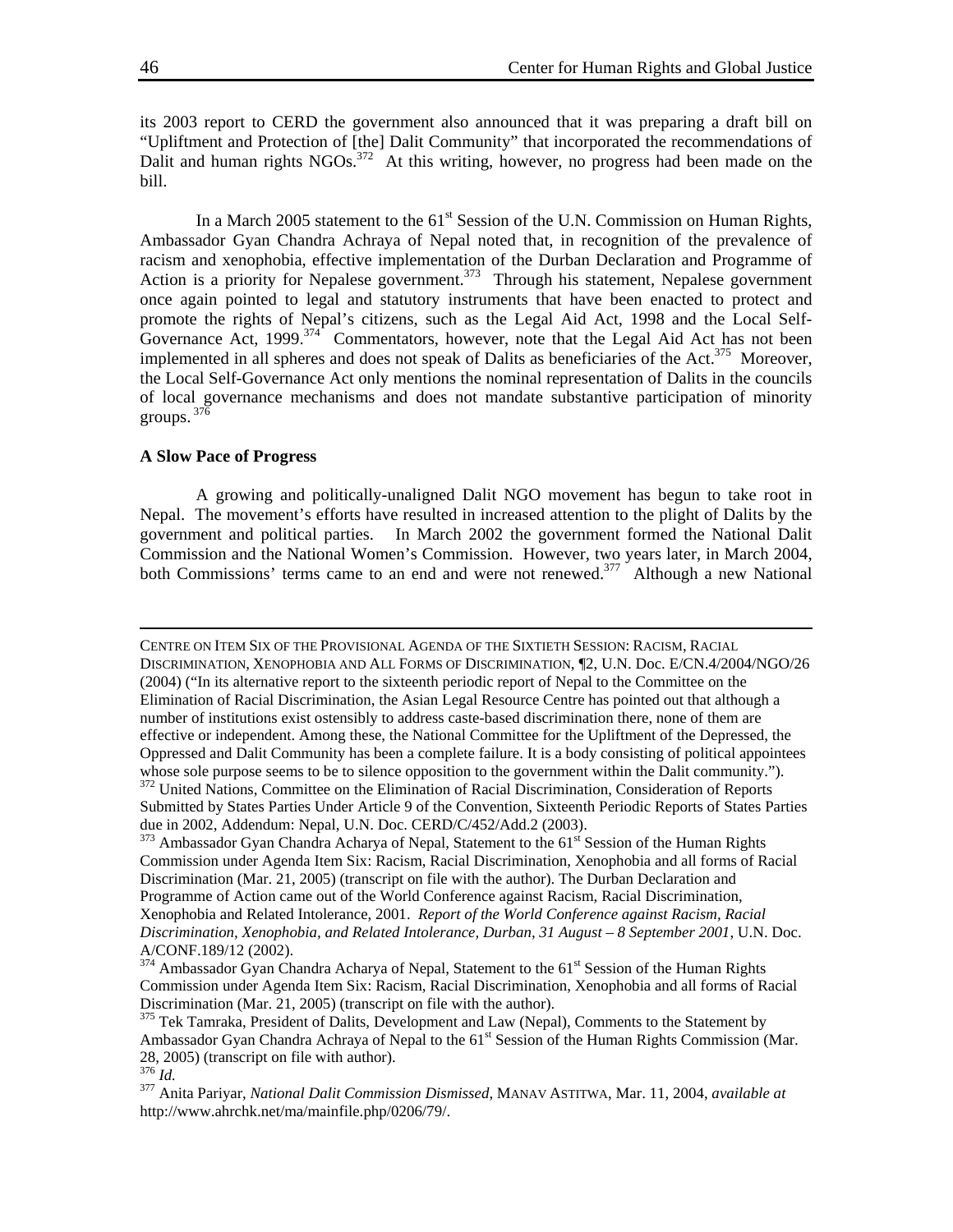its 2003 report to CERD the government also announced that it was preparing a draft bill on "Upliftment and Protection of [the] Dalit Community" that incorporated the recommendations of Dalit and human rights NGOs.[372] At this writing, however, no progress had been made on the bill.

In a March 2005 statement to the 61st Session of the U.N. Commission on Human Rights, Ambassador Gyan Chandra Achraya of Nepal noted that, in recognition of the prevalence of racism and xenophobia, effective implementation of the Durban Declaration and Programme of Action is a priority for Nepalese government.[373] Through his statement, Nepalese government once again pointed to legal and statutory instruments that have been enacted to protect and promote the rights of Nepal's citizens, such as the Legal Aid Act, 1998 and the Local Self-Governance Act, 1999.[374] Commentators, however, note that the Legal Aid Act has not been implemented in all spheres and does not speak of Dalits as beneficiaries of the Act.[375] Moreover, the Local Self-Governance Act only mentions the nominal representation of Dalits in the councils of local governance mechanisms and does not mandate substantive participation of minority groups.[376]

**A Slow Pace of Progress**

A growing and politically-unaligned Dalit NGO movement has begun to take root in Nepal. The movement's efforts have resulted in increased attention to the plight of Dalits by the government and political parties. In March 2002 the government formed the National Dalit Commission and the National Women's Commission. However, two years later, in March 2004, both Commissions' terms came to an end and were not renewed.[377] Although a new National

---

CENTRE ON ITEM SIX OF THE PROVISIONAL AGENDA OF THE SIXTIETH SESSION: RACISM, RACIAL DISCRIMINATION, XENOPHOBIA AND ALL FORMS OF DISCRIMINATION, ¶2, U.N. Doc. E/CN.4/2004/NGO/26 (2004) ("In its alternative report to the sixteenth periodic report of Nepal to the Committee on the Elimination of Racial Discrimination, the Asian Legal Resource Centre has pointed out that although a number of institutions exist ostensibly to address caste-based discrimination there, none of them are effective or independent. Among these, the National Committee for the Upliftment of the Depressed, the Oppressed and Dalit Community has been a complete failure. It is a body consisting of political appointees whose sole purpose seems to be to silence opposition to the government within the Dalit community.").

[372] United Nations, Committee on the Elimination of Racial Discrimination, Consideration of Reports Submitted by States Parties Under Article 9 of the Convention, Sixteenth Periodic Reports of States Parties due in 2002, Addendum: Nepal, U.N. Doc. CERD/C/452/Add.2 (2003).

[373] Ambassador Gyan Chandra Acharya of Nepal, Statement to the 61st Session of the Human Rights Commission under Agenda Item Six: Racism, Racial Discrimination, Xenophobia and all forms of Racial Discrimination (Mar. 21, 2005) (transcript on file with the author). The Durban Declaration and Programme of Action came out of the World Conference against Racism, Racial Discrimination, Xenophobia and Related Intolerance, 2001. *Report of the World Conference against Racism, Racial Discrimination, Xenophobia, and Related Intolerance, Durban, 31 August – 8 September 2001*, U.N. Doc. A/CONF.189/12 (2002).

[374] Ambassador Gyan Chandra Acharya of Nepal, Statement to the 61st Session of the Human Rights Commission under Agenda Item Six: Racism, Racial Discrimination, Xenophobia and all forms of Racial Discrimination (Mar. 21, 2005) (transcript on file with the author).

[375] Tek Tamraka, President of Dalits, Development and Law (Nepal), Comments to the Statement by Ambassador Gyan Chandra Achraya of Nepal to the 61st Session of the Human Rights Commission (Mar. 28, 2005) (transcript on file with author).

[376] *Id.*

[377] Anita Pariyar, *National Dalit Commission Dismissed*, MANAV ASTITWA, Mar. 11, 2004, *available at* http://www.ahrchk.net/ma/mainfile.php/0206/79/.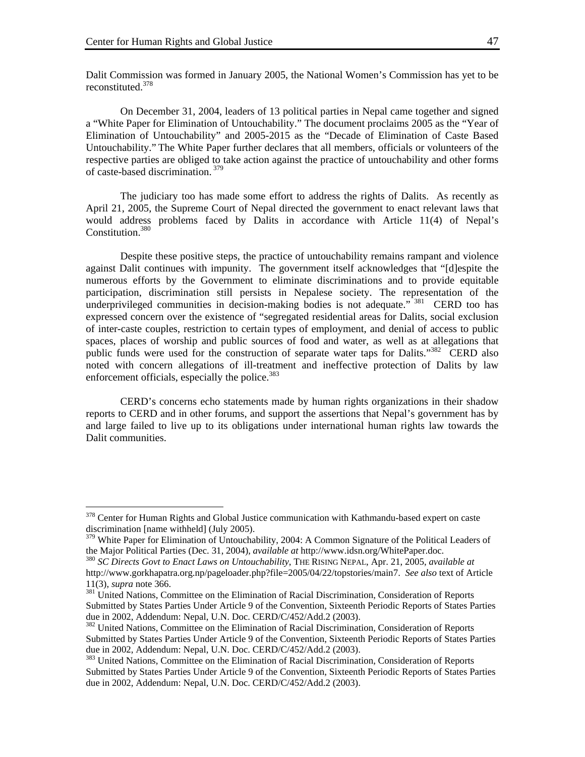Dalit Commission was formed in January 2005, the National Women's Commission has yet to be reconstituted.[378]

On December 31, 2004, leaders of 13 political parties in Nepal came together and signed a "White Paper for Elimination of Untouchability." The document proclaims 2005 as the "Year of Elimination of Untouchability" and 2005-2015 as the "Decade of Elimination of Caste Based Untouchability." The White Paper further declares that all members, officials or volunteers of the respective parties are obliged to take action against the practice of untouchability and other forms of caste-based discrimination.[379]

The judiciary too has made some effort to address the rights of Dalits. As recently as April 21, 2005, the Supreme Court of Nepal directed the government to enact relevant laws that would address problems faced by Dalits in accordance with Article 11(4) of Nepal's Constitution.[380]

Despite these positive steps, the practice of untouchability remains rampant and violence against Dalit continues with impunity. The government itself acknowledges that "[d]espite the numerous efforts by the Government to eliminate discriminations and to provide equitable participation, discrimination still persists in Nepalese society. The representation of the underprivileged communities in decision-making bodies is not adequate."[381] CERD too has expressed concern over the existence of "segregated residential areas for Dalits, social exclusion of inter-caste couples, restriction to certain types of employment, and denial of access to public spaces, places of worship and public sources of food and water, as well as at allegations that public funds were used for the construction of separate water taps for Dalits."[382] CERD also noted with concern allegations of ill-treatment and ineffective protection of Dalits by law enforcement officials, especially the police.[383]

CERD's concerns echo statements made by human rights organizations in their shadow reports to CERD and in other forums, and support the assertions that Nepal's government has by and large failed to live up to its obligations under international human rights law towards the Dalit communities.

---

[378] Center for Human Rights and Global Justice communication with Kathmandu-based expert on caste discrimination [name withheld] (July 2005).

[379] White Paper for Elimination of Untouchability, 2004: A Common Signature of the Political Leaders of the Major Political Parties (Dec. 31, 2004), *available at* http://www.idsn.org/WhitePaper.doc.

[380] *SC Directs Govt to Enact Laws on Untouchability*, THE RISING NEPAL, Apr. 21, 2005, *available at* http://www.gorkhapatra.org.np/pageloader.php?file=2005/04/22/topstories/main7. *See also* text of Article 11(3), *supra* note 366.

[381] United Nations, Committee on the Elimination of Racial Discrimination, Consideration of Reports Submitted by States Parties Under Article 9 of the Convention, Sixteenth Periodic Reports of States Parties due in 2002, Addendum: Nepal, U.N. Doc. CERD/C/452/Add.2 (2003).

[382] United Nations, Committee on the Elimination of Racial Discrimination, Consideration of Reports Submitted by States Parties Under Article 9 of the Convention, Sixteenth Periodic Reports of States Parties due in 2002, Addendum: Nepal, U.N. Doc. CERD/C/452/Add.2 (2003).

[383] United Nations, Committee on the Elimination of Racial Discrimination, Consideration of Reports Submitted by States Parties Under Article 9 of the Convention, Sixteenth Periodic Reports of States Parties due in 2002, Addendum: Nepal, U.N. Doc. CERD/C/452/Add.2 (2003).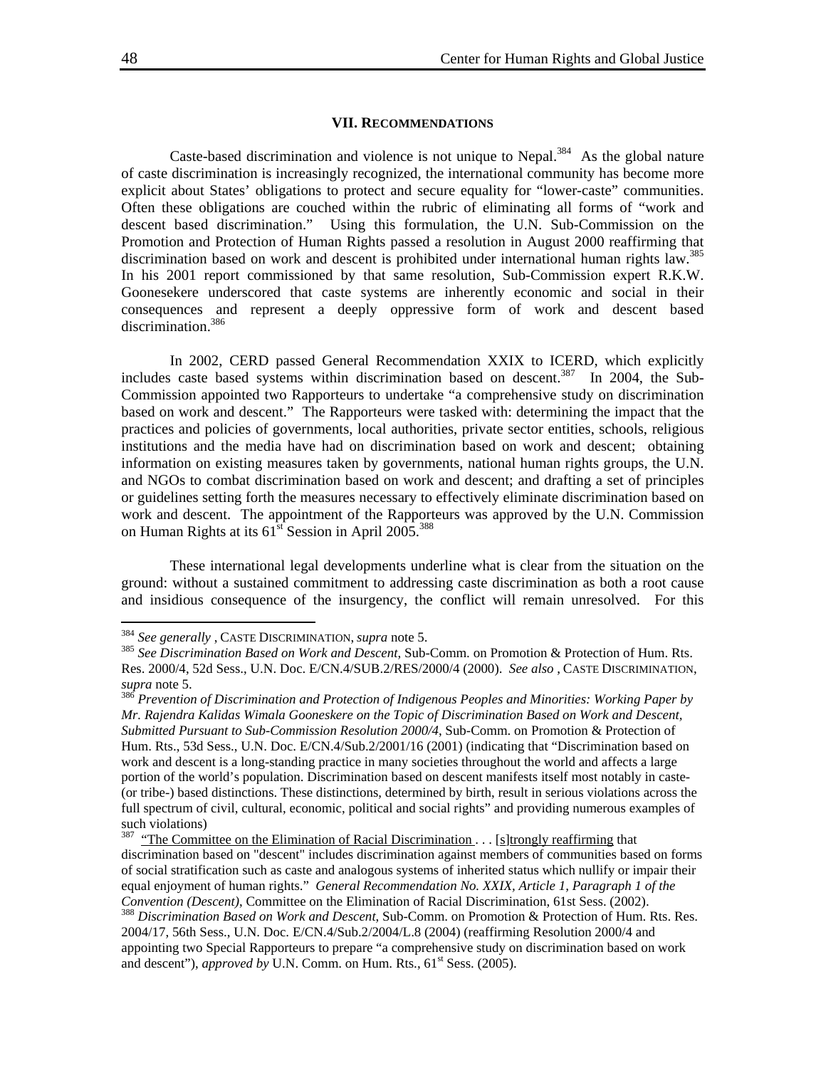## VII. RECOMMENDATIONS

Caste-based discrimination and violence is not unique to Nepal.[384] As the global nature of caste discrimination is increasingly recognized, the international community has become more explicit about States' obligations to protect and secure equality for "lower-caste" communities. Often these obligations are couched within the rubric of eliminating all forms of "work and descent based discrimination." Using this formulation, the U.N. Sub-Commission on the Promotion and Protection of Human Rights passed a resolution in August 2000 reaffirming that discrimination based on work and descent is prohibited under international human rights law.[385] In his 2001 report commissioned by that same resolution, Sub-Commission expert R.K.W. Goonesekere underscored that caste systems are inherently economic and social in their consequences and represent a deeply oppressive form of work and descent based discrimination.[386]

In 2002, CERD passed General Recommendation XXIX to ICERD, which explicitly includes caste based systems within discrimination based on descent.[387] In 2004, the Sub-Commission appointed two Rapporteurs to undertake "a comprehensive study on discrimination based on work and descent." The Rapporteurs were tasked with: determining the impact that the practices and policies of governments, local authorities, private sector entities, schools, religious institutions and the media have had on discrimination based on work and descent; obtaining information on existing measures taken by governments, national human rights groups, the U.N. and NGOs to combat discrimination based on work and descent; and drafting a set of principles or guidelines setting forth the measures necessary to effectively eliminate discrimination based on work and descent. The appointment of the Rapporteurs was approved by the U.N. Commission on Human Rights at its 61st Session in April 2005.[388]

These international legal developments underline what is clear from the situation on the ground: without a sustained commitment to addressing caste discrimination as both a root cause and insidious consequence of the insurgency, the conflict will remain unresolved. For this

---

[384] *See generally* , CASTE DISCRIMINATION, *supra* note 5.

[385] *See Discrimination Based on Work and Descent*, Sub-Comm. on Promotion & Protection of Hum. Rts. Res. 2000/4, 52d Sess., U.N. Doc. E/CN.4/SUB.2/RES/2000/4 (2000). *See also* , CASTE DISCRIMINATION, *supra* note 5.

[386] *Prevention of Discrimination and Protection of Indigenous Peoples and Minorities: Working Paper by Mr. Rajendra Kalidas Wimala Gooneskere on the Topic of Discrimination Based on Work and Descent, Submitted Pursuant to Sub-Commission Resolution 2000/4*, Sub-Comm. on Promotion & Protection of Hum. Rts., 53d Sess., U.N. Doc. E/CN.4/Sub.2/2001/16 (2001) (indicating that "Discrimination based on work and descent is a long-standing practice in many societies throughout the world and affects a large portion of the world's population. Discrimination based on descent manifests itself most notably in caste- (or tribe-) based distinctions. These distinctions, determined by birth, result in serious violations across the full spectrum of civil, cultural, economic, political and social rights" and providing numerous examples of such violations)

[387] "The Committee on the Elimination of Racial Discrimination . . . [s]trongly reaffirming that discrimination based on "descent" includes discrimination against members of communities based on forms of social stratification such as caste and analogous systems of inherited status which nullify or impair their equal enjoyment of human rights." *General Recommendation No. XXIX, Article 1, Paragraph 1 of the Convention (Descent)*, Committee on the Elimination of Racial Discrimination, 61st Sess. (2002).

[388] *Discrimination Based on Work and Descent*, Sub-Comm. on Promotion & Protection of Hum. Rts. Res. 2004/17, 56th Sess., U.N. Doc. E/CN.4/Sub.2/2004/L.8 (2004) (reaffirming Resolution 2000/4 and appointing two Special Rapporteurs to prepare "a comprehensive study on discrimination based on work and descent"), *approved by* U.N. Comm. on Hum. Rts., 61st Sess. (2005).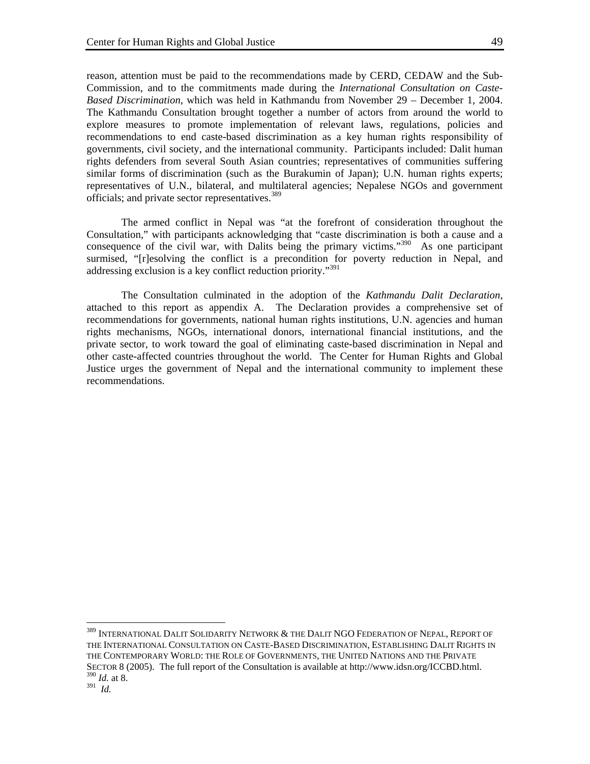reason, attention must be paid to the recommendations made by CERD, CEDAW and the Sub-Commission, and to the commitments made during the *International Consultation on Caste-Based Discrimination*, which was held in Kathmandu from November 29 – December 1, 2004. The Kathmandu Consultation brought together a number of actors from around the world to explore measures to promote implementation of relevant laws, regulations, policies and recommendations to end caste-based discrimination as a key human rights responsibility of governments, civil society, and the international community. Participants included: Dalit human rights defenders from several South Asian countries; representatives of communities suffering similar forms of discrimination (such as the Burakumin of Japan); U.N. human rights experts; representatives of U.N., bilateral, and multilateral agencies; Nepalese NGOs and government officials; and private sector representatives.[389]

The armed conflict in Nepal was "at the forefront of consideration throughout the Consultation," with participants acknowledging that "caste discrimination is both a cause and a consequence of the civil war, with Dalits being the primary victims."[390] As one participant surmised, "[r]esolving the conflict is a precondition for poverty reduction in Nepal, and addressing exclusion is a key conflict reduction priority."[391]

The Consultation culminated in the adoption of the *Kathmandu Dalit Declaration*, attached to this report as appendix A. The Declaration provides a comprehensive set of recommendations for governments, national human rights institutions, U.N. agencies and human rights mechanisms, NGOs, international donors, international financial institutions, and the private sector, to work toward the goal of eliminating caste-based discrimination in Nepal and other caste-affected countries throughout the world. The Center for Human Rights and Global Justice urges the government of Nepal and the international community to implement these recommendations.

---

[389] INTERNATIONAL DALIT SOLIDARITY NETWORK & THE DALIT NGO FEDERATION OF NEPAL, REPORT OF THE INTERNATIONAL CONSULTATION ON CASTE-BASED DISCRIMINATION, ESTABLISHING DALIT RIGHTS IN THE CONTEMPORARY WORLD: THE ROLE OF GOVERNMENTS, THE UNITED NATIONS AND THE PRIVATE SECTOR 8 (2005). The full report of the Consultation is available at http://www.idsn.org/ICCBD.html.

[390] *Id.* at 8.

[391] *Id.*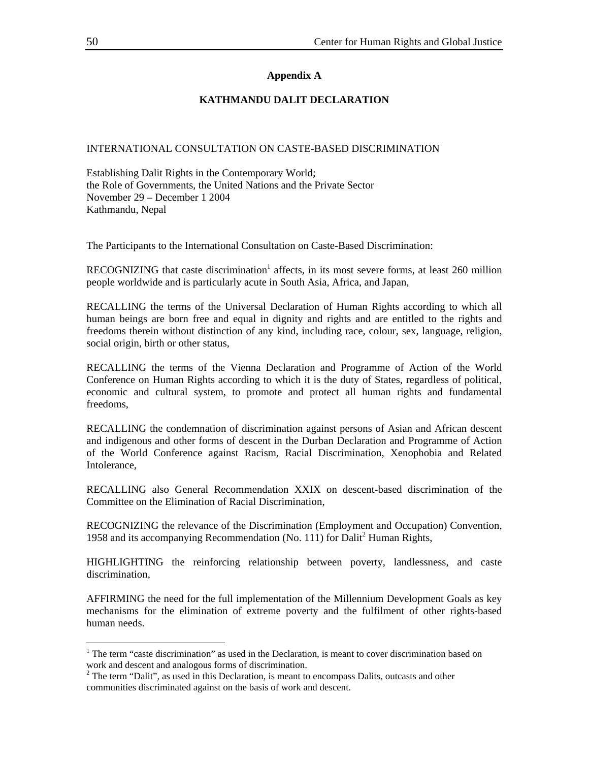## Appendix A

## KATHMANDU DALIT DECLARATION

INTERNATIONAL CONSULTATION ON CASTE-BASED DISCRIMINATION

Establishing Dalit Rights in the Contemporary World;
the Role of Governments, the United Nations and the Private Sector
November 29 – December 1 2004
Kathmandu, Nepal

The Participants to the International Consultation on Caste-Based Discrimination:

RECOGNIZING that caste discrimination[1] affects, in its most severe forms, at least 260 million people worldwide and is particularly acute in South Asia, Africa, and Japan,

RECALLING the terms of the Universal Declaration of Human Rights according to which all human beings are born free and equal in dignity and rights and are entitled to the rights and freedoms therein without distinction of any kind, including race, colour, sex, language, religion, social origin, birth or other status,

RECALLING the terms of the Vienna Declaration and Programme of Action of the World Conference on Human Rights according to which it is the duty of States, regardless of political, economic and cultural system, to promote and protect all human rights and fundamental freedoms,

RECALLING the condemnation of discrimination against persons of Asian and African descent and indigenous and other forms of descent in the Durban Declaration and Programme of Action of the World Conference against Racism, Racial Discrimination, Xenophobia and Related Intolerance,

RECALLING also General Recommendation XXIX on descent-based discrimination of the Committee on the Elimination of Racial Discrimination,

RECOGNIZING the relevance of the Discrimination (Employment and Occupation) Convention, 1958 and its accompanying Recommendation (No. 111) for Dalit[2] Human Rights,

HIGHLIGHTING the reinforcing relationship between poverty, landlessness, and caste discrimination,

AFFIRMING the need for the full implementation of the Millennium Development Goals as key mechanisms for the elimination of extreme poverty and the fulfilment of other rights-based human needs.

[1] The term "caste discrimination" as used in the Declaration, is meant to cover discrimination based on work and descent and analogous forms of discrimination.

[2] The term "Dalit", as used in this Declaration, is meant to encompass Dalits, outcasts and other communities discriminated against on the basis of work and descent.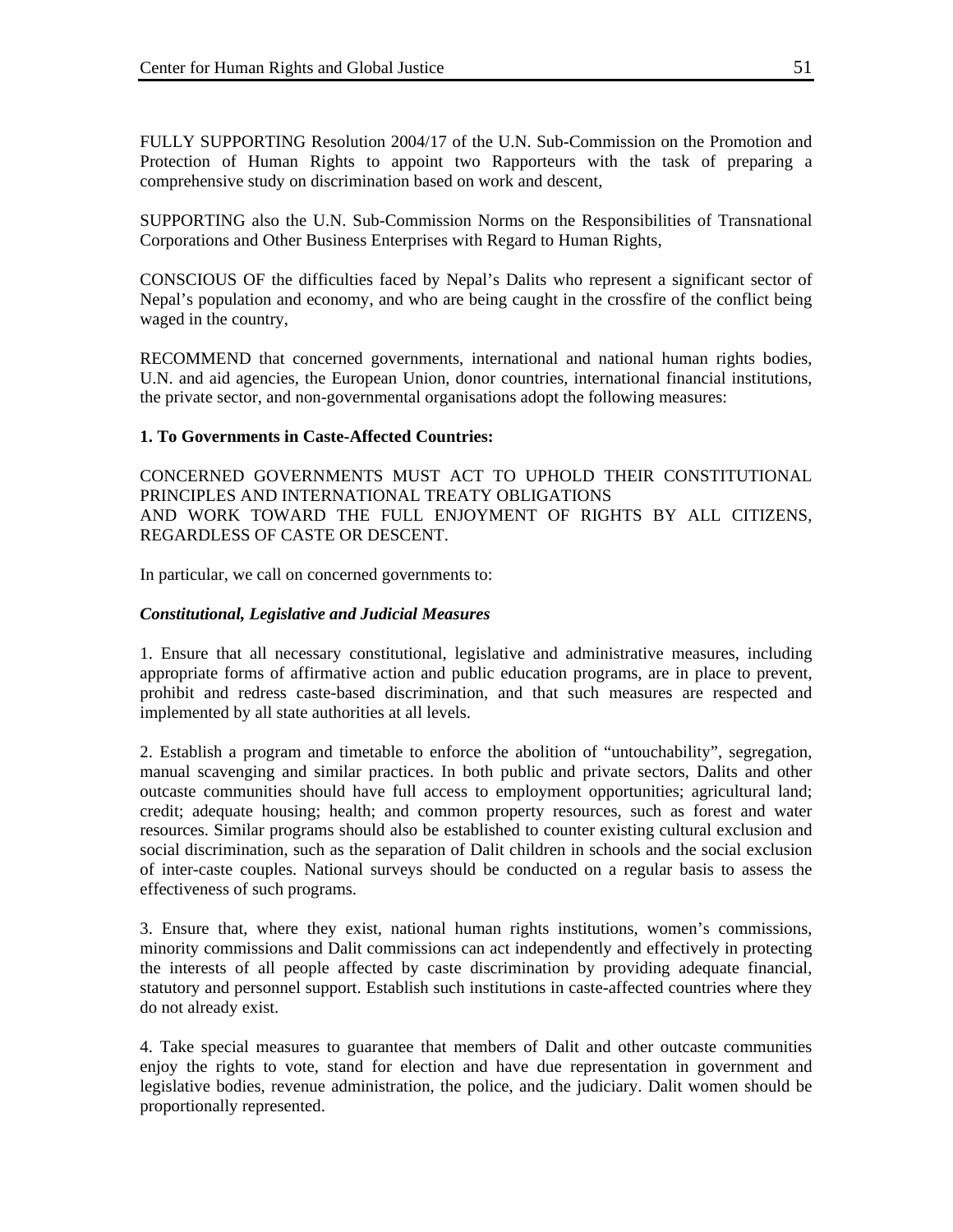FULLY SUPPORTING Resolution 2004/17 of the U.N. Sub-Commission on the Promotion and Protection of Human Rights to appoint two Rapporteurs with the task of preparing a comprehensive study on discrimination based on work and descent,

SUPPORTING also the U.N. Sub-Commission Norms on the Responsibilities of Transnational Corporations and Other Business Enterprises with Regard to Human Rights,

CONSCIOUS OF the difficulties faced by Nepal's Dalits who represent a significant sector of Nepal's population and economy, and who are being caught in the crossfire of the conflict being waged in the country,

RECOMMEND that concerned governments, international and national human rights bodies, U.N. and aid agencies, the European Union, donor countries, international financial institutions, the private sector, and non-governmental organisations adopt the following measures:

**1. To Governments in Caste-Affected Countries:**

CONCERNED GOVERNMENTS MUST ACT TO UPHOLD THEIR CONSTITUTIONAL PRINCIPLES AND INTERNATIONAL TREATY OBLIGATIONS
AND WORK TOWARD THE FULL ENJOYMENT OF RIGHTS BY ALL CITIZENS, REGARDLESS OF CASTE OR DESCENT.

In particular, we call on concerned governments to:

***Constitutional, Legislative and Judicial Measures***

1. Ensure that all necessary constitutional, legislative and administrative measures, including appropriate forms of affirmative action and public education programs, are in place to prevent, prohibit and redress caste-based discrimination, and that such measures are respected and implemented by all state authorities at all levels.

2. Establish a program and timetable to enforce the abolition of "untouchability", segregation, manual scavenging and similar practices. In both public and private sectors, Dalits and other outcaste communities should have full access to employment opportunities; agricultural land; credit; adequate housing; health; and common property resources, such as forest and water resources. Similar programs should also be established to counter existing cultural exclusion and social discrimination, such as the separation of Dalit children in schools and the social exclusion of inter-caste couples. National surveys should be conducted on a regular basis to assess the effectiveness of such programs.

3. Ensure that, where they exist, national human rights institutions, women's commissions, minority commissions and Dalit commissions can act independently and effectively in protecting the interests of all people affected by caste discrimination by providing adequate financial, statutory and personnel support. Establish such institutions in caste-affected countries where they do not already exist.

4. Take special measures to guarantee that members of Dalit and other outcaste communities enjoy the rights to vote, stand for election and have due representation in government and legislative bodies, revenue administration, the police, and the judiciary. Dalit women should be proportionally represented.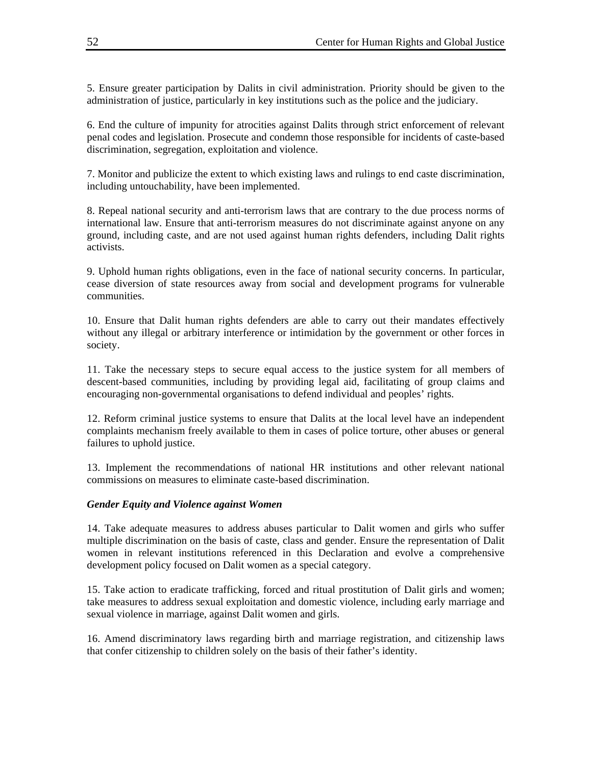5. Ensure greater participation by Dalits in civil administration. Priority should be given to the administration of justice, particularly in key institutions such as the police and the judiciary.

6. End the culture of impunity for atrocities against Dalits through strict enforcement of relevant penal codes and legislation. Prosecute and condemn those responsible for incidents of caste-based discrimination, segregation, exploitation and violence.

7. Monitor and publicize the extent to which existing laws and rulings to end caste discrimination, including untouchability, have been implemented.

8. Repeal national security and anti-terrorism laws that are contrary to the due process norms of international law. Ensure that anti-terrorism measures do not discriminate against anyone on any ground, including caste, and are not used against human rights defenders, including Dalit rights activists.

9. Uphold human rights obligations, even in the face of national security concerns. In particular, cease diversion of state resources away from social and development programs for vulnerable communities.

10. Ensure that Dalit human rights defenders are able to carry out their mandates effectively without any illegal or arbitrary interference or intimidation by the government or other forces in society.

11. Take the necessary steps to secure equal access to the justice system for all members of descent-based communities, including by providing legal aid, facilitating of group claims and encouraging non-governmental organisations to defend individual and peoples' rights.

12. Reform criminal justice systems to ensure that Dalits at the local level have an independent complaints mechanism freely available to them in cases of police torture, other abuses or general failures to uphold justice.

13. Implement the recommendations of national HR institutions and other relevant national commissions on measures to eliminate caste-based discrimination.

***Gender Equity and Violence against Women***

14. Take adequate measures to address abuses particular to Dalit women and girls who suffer multiple discrimination on the basis of caste, class and gender. Ensure the representation of Dalit women in relevant institutions referenced in this Declaration and evolve a comprehensive development policy focused on Dalit women as a special category.

15. Take action to eradicate trafficking, forced and ritual prostitution of Dalit girls and women; take measures to address sexual exploitation and domestic violence, including early marriage and sexual violence in marriage, against Dalit women and girls.

16. Amend discriminatory laws regarding birth and marriage registration, and citizenship laws that confer citizenship to children solely on the basis of their father's identity.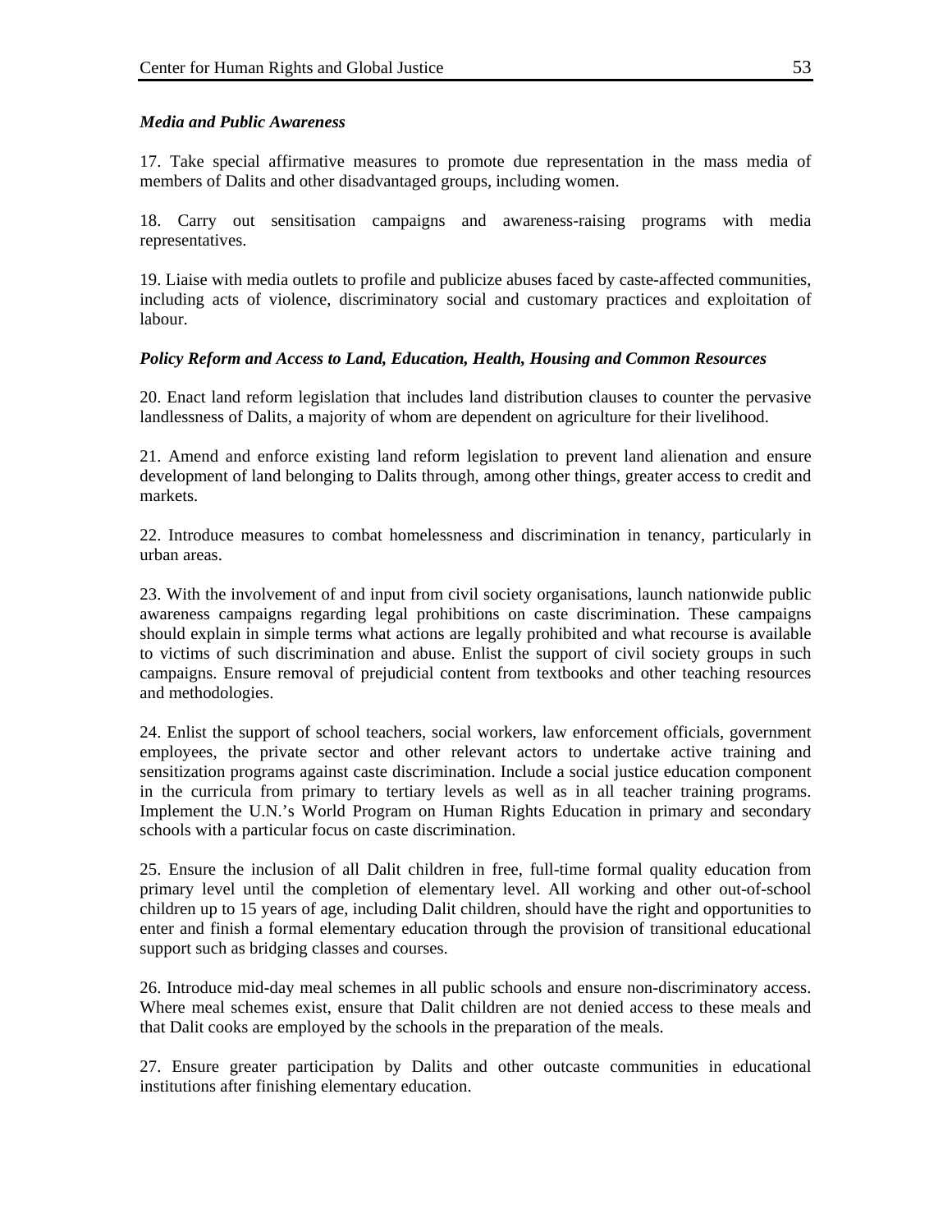### *Media and Public Awareness*

17. Take special affirmative measures to promote due representation in the mass media of members of Dalits and other disadvantaged groups, including women.

18. Carry out sensitisation campaigns and awareness-raising programs with media representatives.

19. Liaise with media outlets to profile and publicize abuses faced by caste-affected communities, including acts of violence, discriminatory social and customary practices and exploitation of labour.

### *Policy Reform and Access to Land, Education, Health, Housing and Common Resources*

20. Enact land reform legislation that includes land distribution clauses to counter the pervasive landlessness of Dalits, a majority of whom are dependent on agriculture for their livelihood.

21. Amend and enforce existing land reform legislation to prevent land alienation and ensure development of land belonging to Dalits through, among other things, greater access to credit and markets.

22. Introduce measures to combat homelessness and discrimination in tenancy, particularly in urban areas.

23. With the involvement of and input from civil society organisations, launch nationwide public awareness campaigns regarding legal prohibitions on caste discrimination. These campaigns should explain in simple terms what actions are legally prohibited and what recourse is available to victims of such discrimination and abuse. Enlist the support of civil society groups in such campaigns. Ensure removal of prejudicial content from textbooks and other teaching resources and methodologies.

24. Enlist the support of school teachers, social workers, law enforcement officials, government employees, the private sector and other relevant actors to undertake active training and sensitization programs against caste discrimination. Include a social justice education component in the curricula from primary to tertiary levels as well as in all teacher training programs. Implement the U.N.'s World Program on Human Rights Education in primary and secondary schools with a particular focus on caste discrimination.

25. Ensure the inclusion of all Dalit children in free, full-time formal quality education from primary level until the completion of elementary level. All working and other out-of-school children up to 15 years of age, including Dalit children, should have the right and opportunities to enter and finish a formal elementary education through the provision of transitional educational support such as bridging classes and courses.

26. Introduce mid-day meal schemes in all public schools and ensure non-discriminatory access. Where meal schemes exist, ensure that Dalit children are not denied access to these meals and that Dalit cooks are employed by the schools in the preparation of the meals.

27. Ensure greater participation by Dalits and other outcaste communities in educational institutions after finishing elementary education.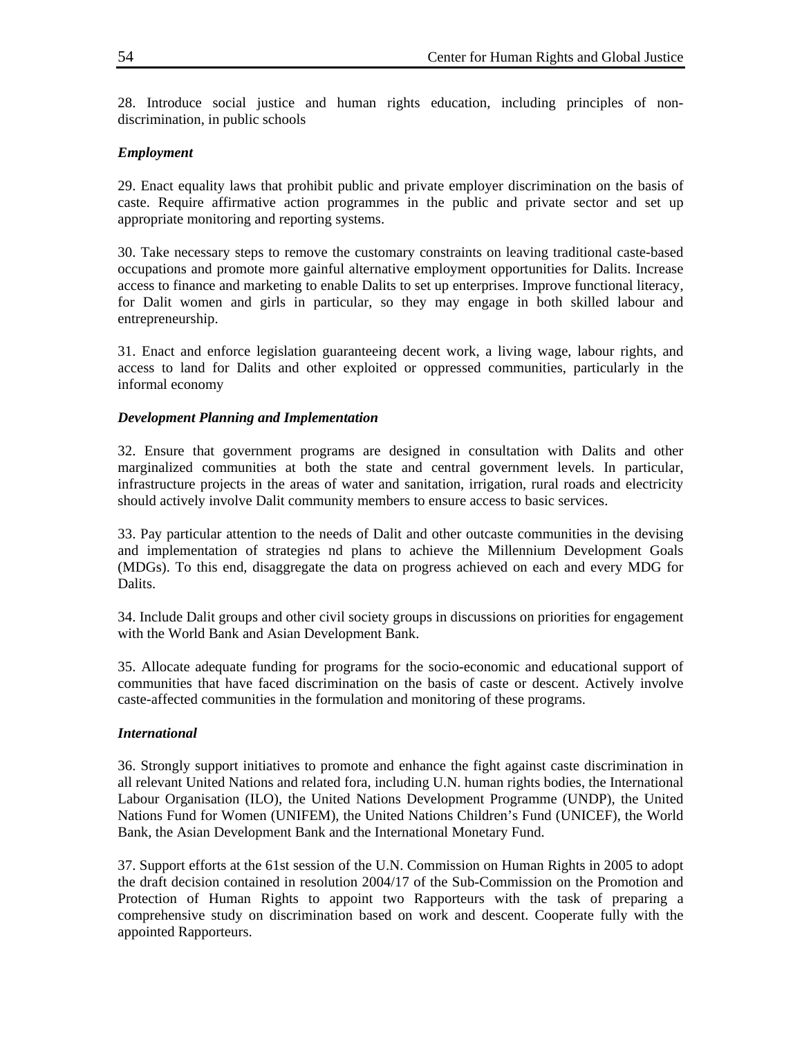28. Introduce social justice and human rights education, including principles of non-discrimination, in public schools

***Employment***

29. Enact equality laws that prohibit public and private employer discrimination on the basis of caste. Require affirmative action programmes in the public and private sector and set up appropriate monitoring and reporting systems.

30. Take necessary steps to remove the customary constraints on leaving traditional caste-based occupations and promote more gainful alternative employment opportunities for Dalits. Increase access to finance and marketing to enable Dalits to set up enterprises. Improve functional literacy, for Dalit women and girls in particular, so they may engage in both skilled labour and entrepreneurship.

31. Enact and enforce legislation guaranteeing decent work, a living wage, labour rights, and access to land for Dalits and other exploited or oppressed communities, particularly in the informal economy

***Development Planning and Implementation***

32. Ensure that government programs are designed in consultation with Dalits and other marginalized communities at both the state and central government levels. In particular, infrastructure projects in the areas of water and sanitation, irrigation, rural roads and electricity should actively involve Dalit community members to ensure access to basic services.

33. Pay particular attention to the needs of Dalit and other outcaste communities in the devising and implementation of strategies nd plans to achieve the Millennium Development Goals (MDGs). To this end, disaggregate the data on progress achieved on each and every MDG for Dalits.

34. Include Dalit groups and other civil society groups in discussions on priorities for engagement with the World Bank and Asian Development Bank.

35. Allocate adequate funding for programs for the socio-economic and educational support of communities that have faced discrimination on the basis of caste or descent. Actively involve caste-affected communities in the formulation and monitoring of these programs.

***International***

36. Strongly support initiatives to promote and enhance the fight against caste discrimination in all relevant United Nations and related fora, including U.N. human rights bodies, the International Labour Organisation (ILO), the United Nations Development Programme (UNDP), the United Nations Fund for Women (UNIFEM), the United Nations Children's Fund (UNICEF), the World Bank, the Asian Development Bank and the International Monetary Fund.

37. Support efforts at the 61st session of the U.N. Commission on Human Rights in 2005 to adopt the draft decision contained in resolution 2004/17 of the Sub-Commission on the Promotion and Protection of Human Rights to appoint two Rapporteurs with the task of preparing a comprehensive study on discrimination based on work and descent. Cooperate fully with the appointed Rapporteurs.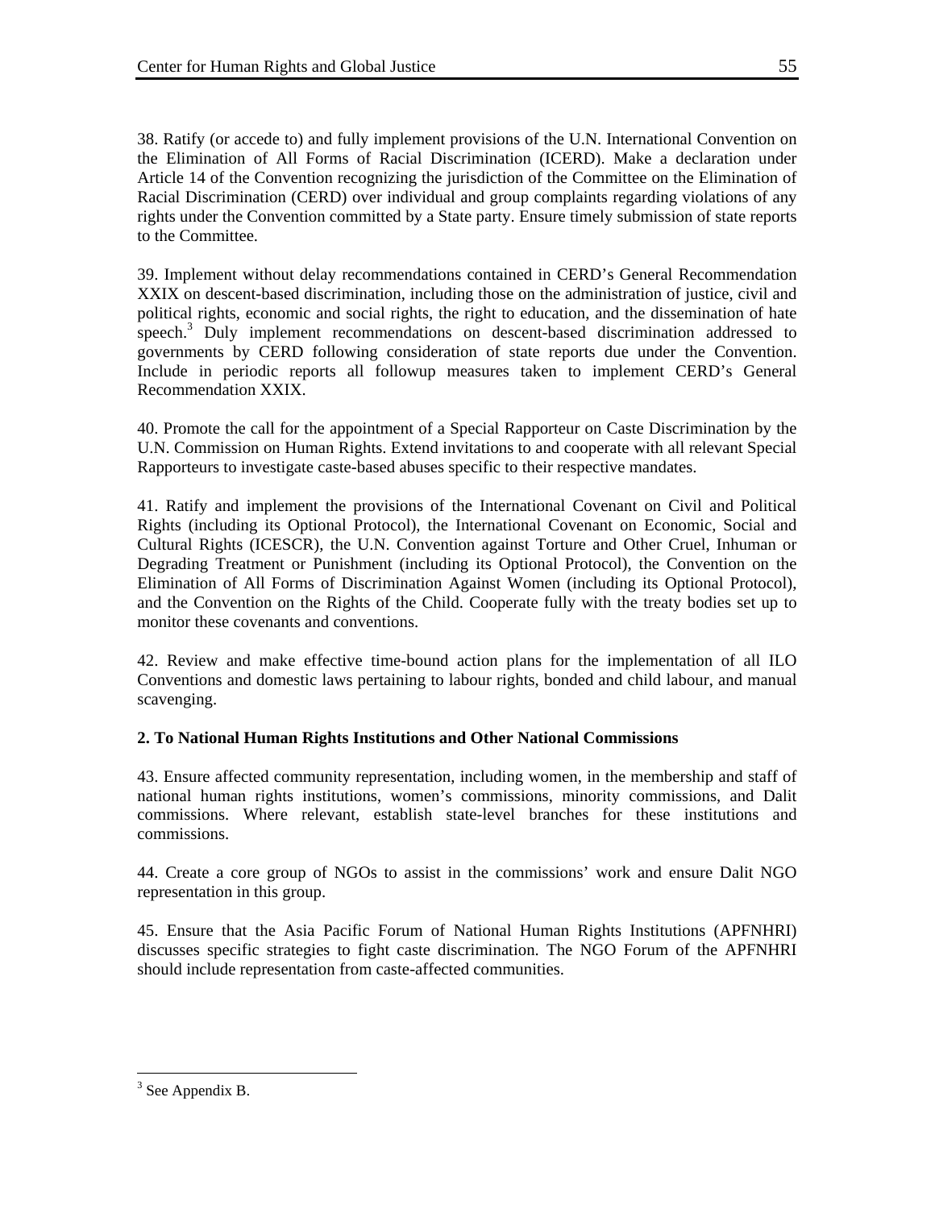38. Ratify (or accede to) and fully implement provisions of the U.N. International Convention on the Elimination of All Forms of Racial Discrimination (ICERD). Make a declaration under Article 14 of the Convention recognizing the jurisdiction of the Committee on the Elimination of Racial Discrimination (CERD) over individual and group complaints regarding violations of any rights under the Convention committed by a State party. Ensure timely submission of state reports to the Committee.

39. Implement without delay recommendations contained in CERD's General Recommendation XXIX on descent-based discrimination, including those on the administration of justice, civil and political rights, economic and social rights, the right to education, and the dissemination of hate speech.[3] Duly implement recommendations on descent-based discrimination addressed to governments by CERD following consideration of state reports due under the Convention. Include in periodic reports all followup measures taken to implement CERD's General Recommendation XXIX.

40. Promote the call for the appointment of a Special Rapporteur on Caste Discrimination by the U.N. Commission on Human Rights. Extend invitations to and cooperate with all relevant Special Rapporteurs to investigate caste-based abuses specific to their respective mandates.

41. Ratify and implement the provisions of the International Covenant on Civil and Political Rights (including its Optional Protocol), the International Covenant on Economic, Social and Cultural Rights (ICESCR), the U.N. Convention against Torture and Other Cruel, Inhuman or Degrading Treatment or Punishment (including its Optional Protocol), the Convention on the Elimination of All Forms of Discrimination Against Women (including its Optional Protocol), and the Convention on the Rights of the Child. Cooperate fully with the treaty bodies set up to monitor these covenants and conventions.

42. Review and make effective time-bound action plans for the implementation of all ILO Conventions and domestic laws pertaining to labour rights, bonded and child labour, and manual scavenging.

**2. To National Human Rights Institutions and Other National Commissions**

43. Ensure affected community representation, including women, in the membership and staff of national human rights institutions, women's commissions, minority commissions, and Dalit commissions. Where relevant, establish state-level branches for these institutions and commissions.

44. Create a core group of NGOs to assist in the commissions' work and ensure Dalit NGO representation in this group.

45. Ensure that the Asia Pacific Forum of National Human Rights Institutions (APFNHRI) discusses specific strategies to fight caste discrimination. The NGO Forum of the APFNHRI should include representation from caste-affected communities.

---

[3] See Appendix B.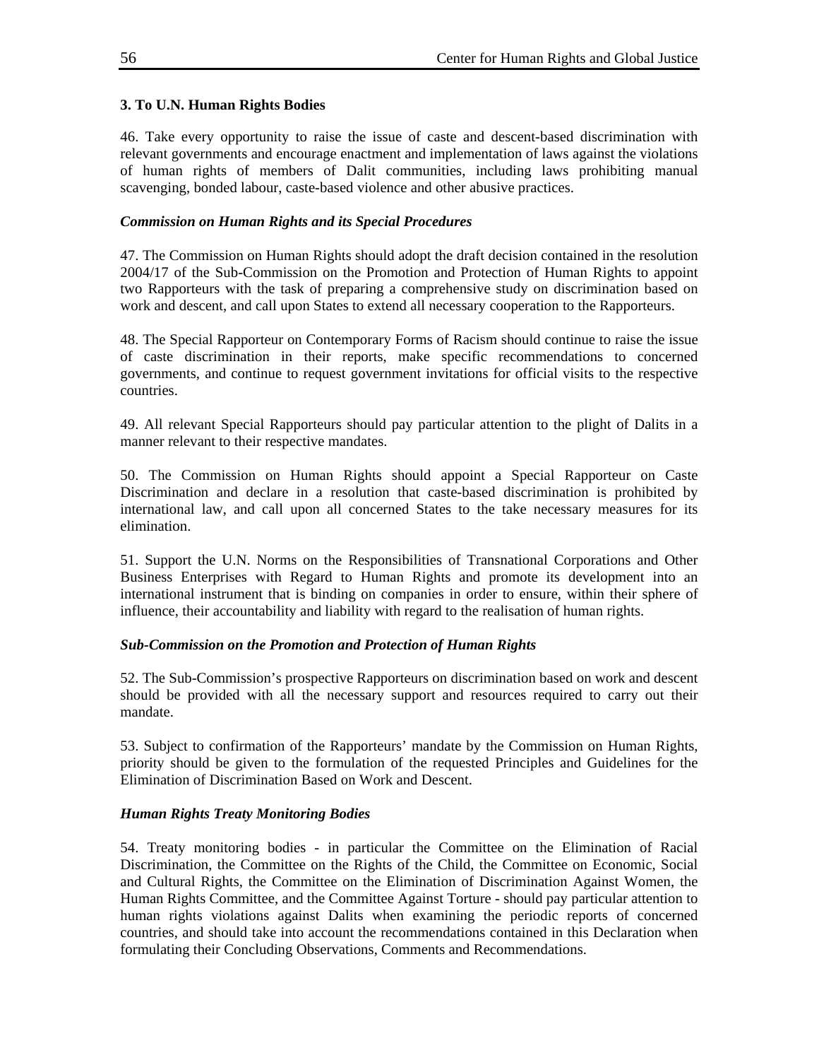### 3. To U.N. Human Rights Bodies

46. Take every opportunity to raise the issue of caste and descent-based discrimination with relevant governments and encourage enactment and implementation of laws against the violations of human rights of members of Dalit communities, including laws prohibiting manual scavenging, bonded labour, caste-based violence and other abusive practices.

#### *Commission on Human Rights and its Special Procedures*

47. The Commission on Human Rights should adopt the draft decision contained in the resolution 2004/17 of the Sub-Commission on the Promotion and Protection of Human Rights to appoint two Rapporteurs with the task of preparing a comprehensive study on discrimination based on work and descent, and call upon States to extend all necessary cooperation to the Rapporteurs.

48. The Special Rapporteur on Contemporary Forms of Racism should continue to raise the issue of caste discrimination in their reports, make specific recommendations to concerned governments, and continue to request government invitations for official visits to the respective countries.

49. All relevant Special Rapporteurs should pay particular attention to the plight of Dalits in a manner relevant to their respective mandates.

50. The Commission on Human Rights should appoint a Special Rapporteur on Caste Discrimination and declare in a resolution that caste-based discrimination is prohibited by international law, and call upon all concerned States to the take necessary measures for its elimination.

51. Support the U.N. Norms on the Responsibilities of Transnational Corporations and Other Business Enterprises with Regard to Human Rights and promote its development into an international instrument that is binding on companies in order to ensure, within their sphere of influence, their accountability and liability with regard to the realisation of human rights.

#### *Sub-Commission on the Promotion and Protection of Human Rights*

52. The Sub-Commission's prospective Rapporteurs on discrimination based on work and descent should be provided with all the necessary support and resources required to carry out their mandate.

53. Subject to confirmation of the Rapporteurs' mandate by the Commission on Human Rights, priority should be given to the formulation of the requested Principles and Guidelines for the Elimination of Discrimination Based on Work and Descent.

#### *Human Rights Treaty Monitoring Bodies*

54. Treaty monitoring bodies - in particular the Committee on the Elimination of Racial Discrimination, the Committee on the Rights of the Child, the Committee on Economic, Social and Cultural Rights, the Committee on the Elimination of Discrimination Against Women, the Human Rights Committee, and the Committee Against Torture - should pay particular attention to human rights violations against Dalits when examining the periodic reports of concerned countries, and should take into account the recommendations contained in this Declaration when formulating their Concluding Observations, Comments and Recommendations.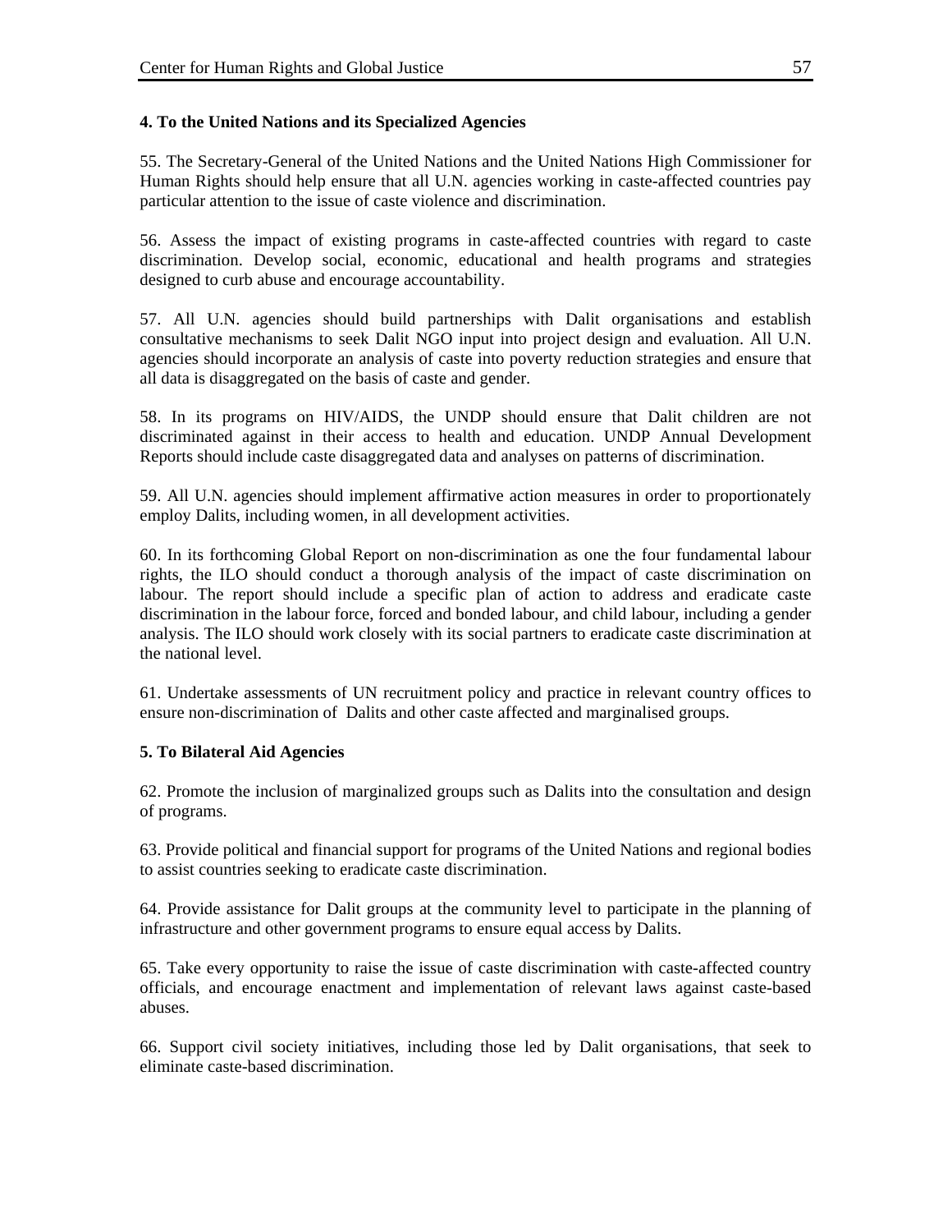**4. To the United Nations and its Specialized Agencies**

55. The Secretary-General of the United Nations and the United Nations High Commissioner for Human Rights should help ensure that all U.N. agencies working in caste-affected countries pay particular attention to the issue of caste violence and discrimination.

56. Assess the impact of existing programs in caste-affected countries with regard to caste discrimination. Develop social, economic, educational and health programs and strategies designed to curb abuse and encourage accountability.

57. All U.N. agencies should build partnerships with Dalit organisations and establish consultative mechanisms to seek Dalit NGO input into project design and evaluation. All U.N. agencies should incorporate an analysis of caste into poverty reduction strategies and ensure that all data is disaggregated on the basis of caste and gender.

58. In its programs on HIV/AIDS, the UNDP should ensure that Dalit children are not discriminated against in their access to health and education. UNDP Annual Development Reports should include caste disaggregated data and analyses on patterns of discrimination.

59. All U.N. agencies should implement affirmative action measures in order to proportionately employ Dalits, including women, in all development activities.

60. In its forthcoming Global Report on non-discrimination as one the four fundamental labour rights, the ILO should conduct a thorough analysis of the impact of caste discrimination on labour. The report should include a specific plan of action to address and eradicate caste discrimination in the labour force, forced and bonded labour, and child labour, including a gender analysis. The ILO should work closely with its social partners to eradicate caste discrimination at the national level.

61. Undertake assessments of UN recruitment policy and practice in relevant country offices to ensure non-discrimination of Dalits and other caste affected and marginalised groups.

**5. To Bilateral Aid Agencies**

62. Promote the inclusion of marginalized groups such as Dalits into the consultation and design of programs.

63. Provide political and financial support for programs of the United Nations and regional bodies to assist countries seeking to eradicate caste discrimination.

64. Provide assistance for Dalit groups at the community level to participate in the planning of infrastructure and other government programs to ensure equal access by Dalits.

65. Take every opportunity to raise the issue of caste discrimination with caste-affected country officials, and encourage enactment and implementation of relevant laws against caste-based abuses.

66. Support civil society initiatives, including those led by Dalit organisations, that seek to eliminate caste-based discrimination.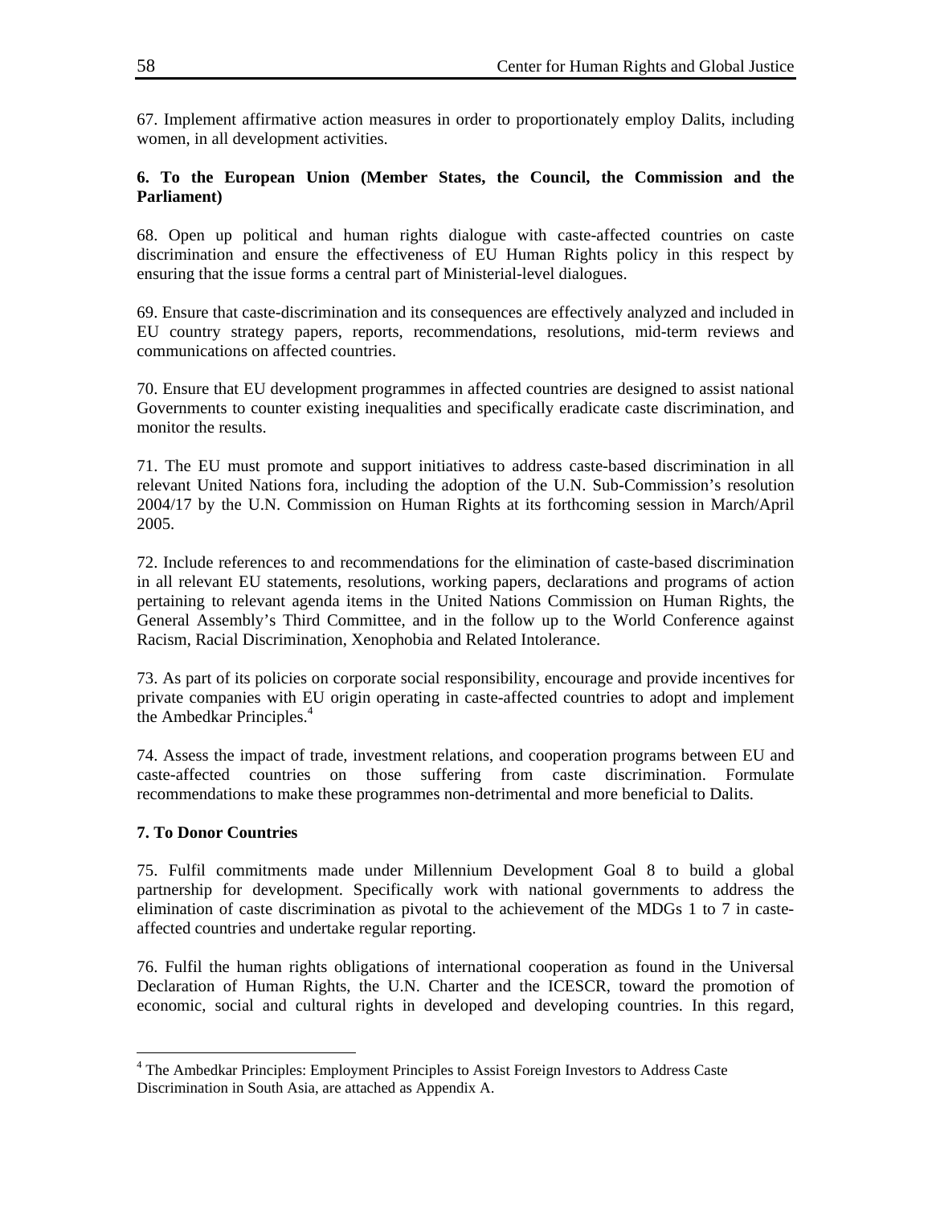67. Implement affirmative action measures in order to proportionately employ Dalits, including women, in all development activities.

**6. To the European Union (Member States, the Council, the Commission and the Parliament)**

68. Open up political and human rights dialogue with caste-affected countries on caste discrimination and ensure the effectiveness of EU Human Rights policy in this respect by ensuring that the issue forms a central part of Ministerial-level dialogues.

69. Ensure that caste-discrimination and its consequences are effectively analyzed and included in EU country strategy papers, reports, recommendations, resolutions, mid-term reviews and communications on affected countries.

70. Ensure that EU development programmes in affected countries are designed to assist national Governments to counter existing inequalities and specifically eradicate caste discrimination, and monitor the results.

71. The EU must promote and support initiatives to address caste-based discrimination in all relevant United Nations fora, including the adoption of the U.N. Sub-Commission's resolution 2004/17 by the U.N. Commission on Human Rights at its forthcoming session in March/April 2005.

72. Include references to and recommendations for the elimination of caste-based discrimination in all relevant EU statements, resolutions, working papers, declarations and programs of action pertaining to relevant agenda items in the United Nations Commission on Human Rights, the General Assembly's Third Committee, and in the follow up to the World Conference against Racism, Racial Discrimination, Xenophobia and Related Intolerance.

73. As part of its policies on corporate social responsibility, encourage and provide incentives for private companies with EU origin operating in caste-affected countries to adopt and implement the Ambedkar Principles.[4]

74. Assess the impact of trade, investment relations, and cooperation programs between EU and caste-affected countries on those suffering from caste discrimination. Formulate recommendations to make these programmes non-detrimental and more beneficial to Dalits.

**7. To Donor Countries**

75. Fulfil commitments made under Millennium Development Goal 8 to build a global partnership for development. Specifically work with national governments to address the elimination of caste discrimination as pivotal to the achievement of the MDGs 1 to 7 in caste-affected countries and undertake regular reporting.

76. Fulfil the human rights obligations of international cooperation as found in the Universal Declaration of Human Rights, the U.N. Charter and the ICESCR, toward the promotion of economic, social and cultural rights in developed and developing countries. In this regard,

[4] The Ambedkar Principles: Employment Principles to Assist Foreign Investors to Address Caste Discrimination in South Asia, are attached as Appendix A.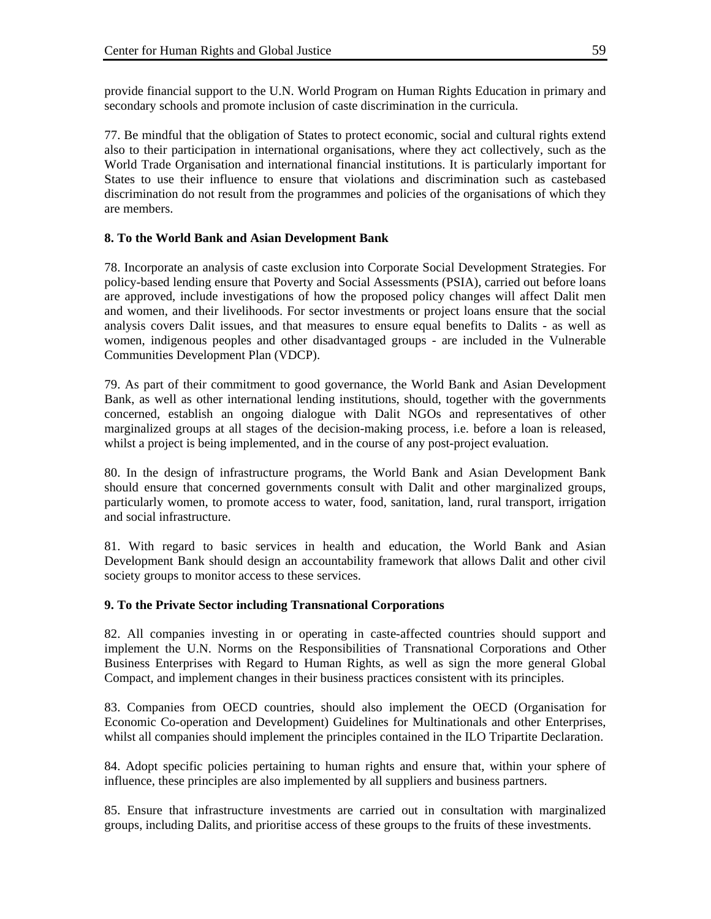provide financial support to the U.N. World Program on Human Rights Education in primary and secondary schools and promote inclusion of caste discrimination in the curricula.

77. Be mindful that the obligation of States to protect economic, social and cultural rights extend also to their participation in international organisations, where they act collectively, such as the World Trade Organisation and international financial institutions. It is particularly important for States to use their influence to ensure that violations and discrimination such as castebased discrimination do not result from the programmes and policies of the organisations of which they are members.

**8. To the World Bank and Asian Development Bank**

78. Incorporate an analysis of caste exclusion into Corporate Social Development Strategies. For policy-based lending ensure that Poverty and Social Assessments (PSIA), carried out before loans are approved, include investigations of how the proposed policy changes will affect Dalit men and women, and their livelihoods. For sector investments or project loans ensure that the social analysis covers Dalit issues, and that measures to ensure equal benefits to Dalits - as well as women, indigenous peoples and other disadvantaged groups - are included in the Vulnerable Communities Development Plan (VDCP).

79. As part of their commitment to good governance, the World Bank and Asian Development Bank, as well as other international lending institutions, should, together with the governments concerned, establish an ongoing dialogue with Dalit NGOs and representatives of other marginalized groups at all stages of the decision-making process, i.e. before a loan is released, whilst a project is being implemented, and in the course of any post-project evaluation.

80. In the design of infrastructure programs, the World Bank and Asian Development Bank should ensure that concerned governments consult with Dalit and other marginalized groups, particularly women, to promote access to water, food, sanitation, land, rural transport, irrigation and social infrastructure.

81. With regard to basic services in health and education, the World Bank and Asian Development Bank should design an accountability framework that allows Dalit and other civil society groups to monitor access to these services.

**9. To the Private Sector including Transnational Corporations**

82. All companies investing in or operating in caste-affected countries should support and implement the U.N. Norms on the Responsibilities of Transnational Corporations and Other Business Enterprises with Regard to Human Rights, as well as sign the more general Global Compact, and implement changes in their business practices consistent with its principles.

83. Companies from OECD countries, should also implement the OECD (Organisation for Economic Co-operation and Development) Guidelines for Multinationals and other Enterprises, whilst all companies should implement the principles contained in the ILO Tripartite Declaration.

84. Adopt specific policies pertaining to human rights and ensure that, within your sphere of influence, these principles are also implemented by all suppliers and business partners.

85. Ensure that infrastructure investments are carried out in consultation with marginalized groups, including Dalits, and prioritise access of these groups to the fruits of these investments.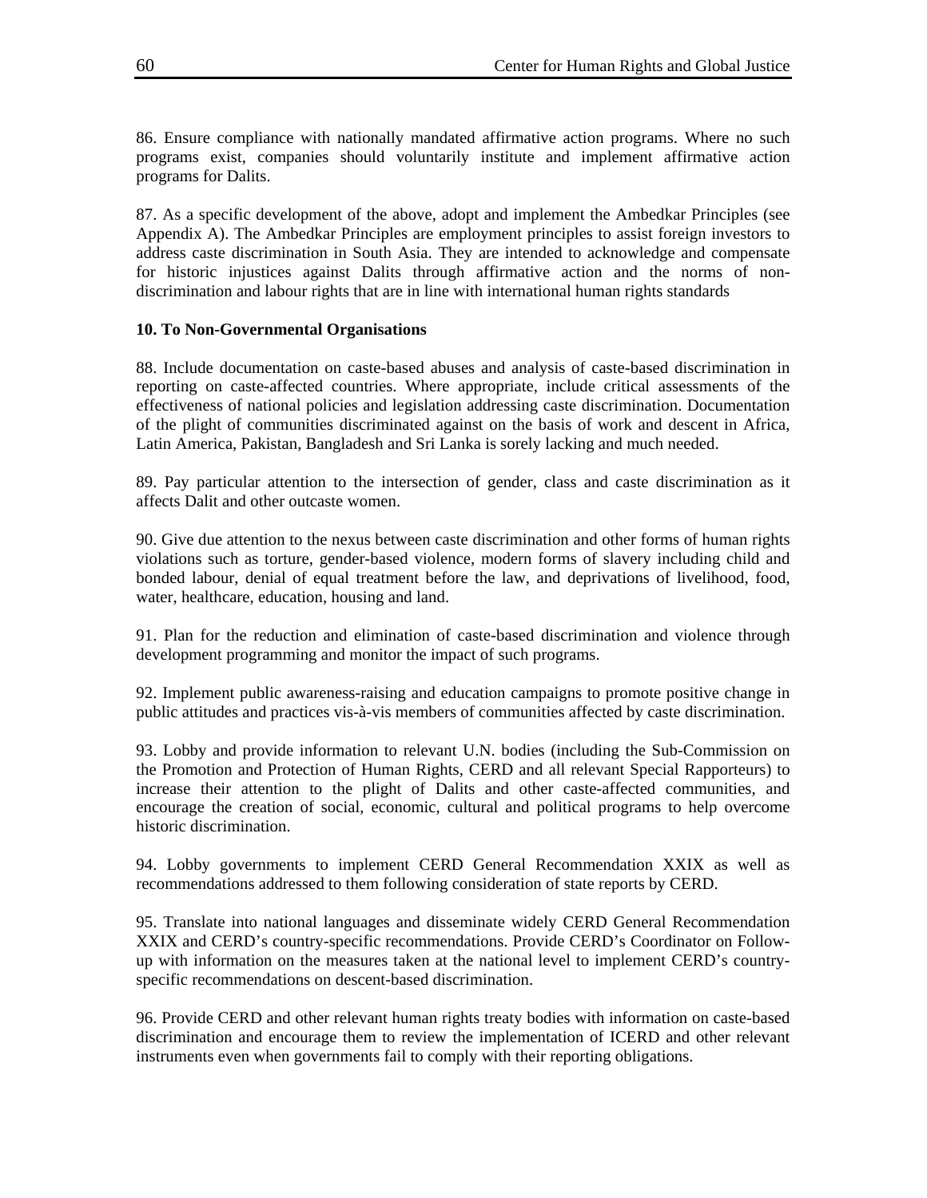86. Ensure compliance with nationally mandated affirmative action programs. Where no such programs exist, companies should voluntarily institute and implement affirmative action programs for Dalits.

87. As a specific development of the above, adopt and implement the Ambedkar Principles (see Appendix A). The Ambedkar Principles are employment principles to assist foreign investors to address caste discrimination in South Asia. They are intended to acknowledge and compensate for historic injustices against Dalits through affirmative action and the norms of non-discrimination and labour rights that are in line with international human rights standards

**10. To Non-Governmental Organisations**

88. Include documentation on caste-based abuses and analysis of caste-based discrimination in reporting on caste-affected countries. Where appropriate, include critical assessments of the effectiveness of national policies and legislation addressing caste discrimination. Documentation of the plight of communities discriminated against on the basis of work and descent in Africa, Latin America, Pakistan, Bangladesh and Sri Lanka is sorely lacking and much needed.

89. Pay particular attention to the intersection of gender, class and caste discrimination as it affects Dalit and other outcaste women.

90. Give due attention to the nexus between caste discrimination and other forms of human rights violations such as torture, gender-based violence, modern forms of slavery including child and bonded labour, denial of equal treatment before the law, and deprivations of livelihood, food, water, healthcare, education, housing and land.

91. Plan for the reduction and elimination of caste-based discrimination and violence through development programming and monitor the impact of such programs.

92. Implement public awareness-raising and education campaigns to promote positive change in public attitudes and practices vis-à-vis members of communities affected by caste discrimination.

93. Lobby and provide information to relevant U.N. bodies (including the Sub-Commission on the Promotion and Protection of Human Rights, CERD and all relevant Special Rapporteurs) to increase their attention to the plight of Dalits and other caste-affected communities, and encourage the creation of social, economic, cultural and political programs to help overcome historic discrimination.

94. Lobby governments to implement CERD General Recommendation XXIX as well as recommendations addressed to them following consideration of state reports by CERD.

95. Translate into national languages and disseminate widely CERD General Recommendation XXIX and CERD's country-specific recommendations. Provide CERD's Coordinator on Follow-up with information on the measures taken at the national level to implement CERD's country-specific recommendations on descent-based discrimination.

96. Provide CERD and other relevant human rights treaty bodies with information on caste-based discrimination and encourage them to review the implementation of ICERD and other relevant instruments even when governments fail to comply with their reporting obligations.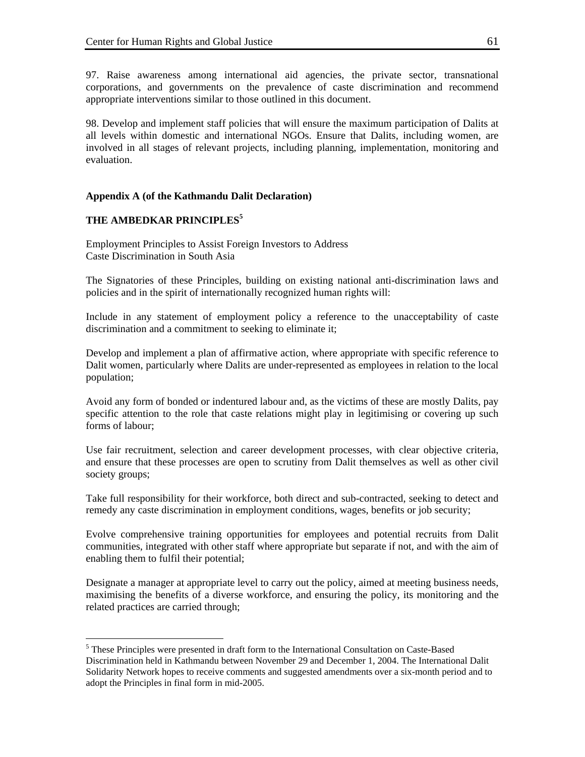97. Raise awareness among international aid agencies, the private sector, transnational corporations, and governments on the prevalence of caste discrimination and recommend appropriate interventions similar to those outlined in this document.

98. Develop and implement staff policies that will ensure the maximum participation of Dalits at all levels within domestic and international NGOs. Ensure that Dalits, including women, are involved in all stages of relevant projects, including planning, implementation, monitoring and evaluation.

**Appendix A (of the Kathmandu Dalit Declaration)**

**THE AMBEDKAR PRINCIPLES**[5]

Employment Principles to Assist Foreign Investors to Address
Caste Discrimination in South Asia

The Signatories of these Principles, building on existing national anti-discrimination laws and policies and in the spirit of internationally recognized human rights will:

Include in any statement of employment policy a reference to the unacceptability of caste discrimination and a commitment to seeking to eliminate it;

Develop and implement a plan of affirmative action, where appropriate with specific reference to Dalit women, particularly where Dalits are under-represented as employees in relation to the local population;

Avoid any form of bonded or indentured labour and, as the victims of these are mostly Dalits, pay specific attention to the role that caste relations might play in legitimising or covering up such forms of labour;

Use fair recruitment, selection and career development processes, with clear objective criteria, and ensure that these processes are open to scrutiny from Dalit themselves as well as other civil society groups;

Take full responsibility for their workforce, both direct and sub-contracted, seeking to detect and remedy any caste discrimination in employment conditions, wages, benefits or job security;

Evolve comprehensive training opportunities for employees and potential recruits from Dalit communities, integrated with other staff where appropriate but separate if not, and with the aim of enabling them to fulfil their potential;

Designate a manager at appropriate level to carry out the policy, aimed at meeting business needs, maximising the benefits of a diverse workforce, and ensuring the policy, its monitoring and the related practices are carried through;

---

[5] These Principles were presented in draft form to the International Consultation on Caste-Based Discrimination held in Kathmandu between November 29 and December 1, 2004. The International Dalit Solidarity Network hopes to receive comments and suggested amendments over a six-month period and to adopt the Principles in final form in mid-2005.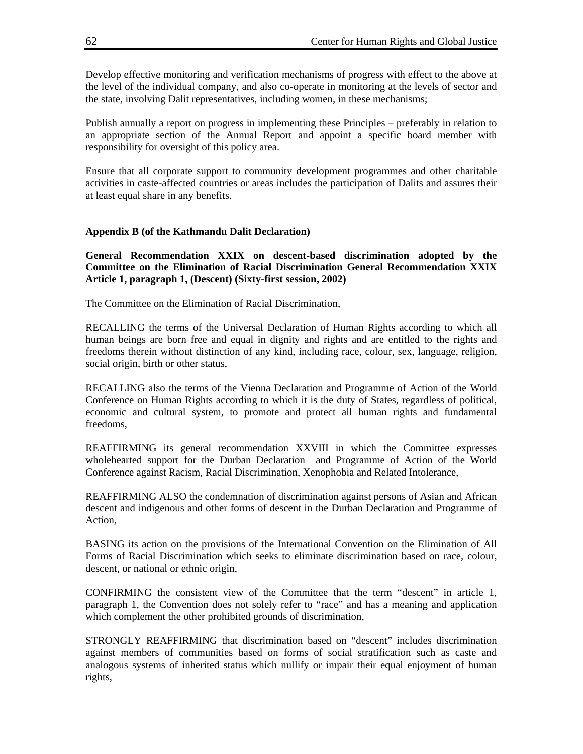Develop effective monitoring and verification mechanisms of progress with effect to the above at the level of the individual company, and also co-operate in monitoring at the levels of sector and the state, involving Dalit representatives, including women, in these mechanisms;

Publish annually a report on progress in implementing these Principles – preferably in relation to an appropriate section of the Annual Report and appoint a specific board member with responsibility for oversight of this policy area.

Ensure that all corporate support to community development programmes and other charitable activities in caste-affected countries or areas includes the participation of Dalits and assures their at least equal share in any benefits.

**Appendix B (of the Kathmandu Dalit Declaration)**

**General Recommendation XXIX on descent-based discrimination adopted by the Committee on the Elimination of Racial Discrimination General Recommendation XXIX Article 1, paragraph 1, (Descent) (Sixty-first session, 2002)**

The Committee on the Elimination of Racial Discrimination,

RECALLING the terms of the Universal Declaration of Human Rights according to which all human beings are born free and equal in dignity and rights and are entitled to the rights and freedoms therein without distinction of any kind, including race, colour, sex, language, religion, social origin, birth or other status,

RECALLING also the terms of the Vienna Declaration and Programme of Action of the World Conference on Human Rights according to which it is the duty of States, regardless of political, economic and cultural system, to promote and protect all human rights and fundamental freedoms,

REAFFIRMING its general recommendation XXVIII in which the Committee expresses wholehearted support for the Durban Declaration and Programme of Action of the World Conference against Racism, Racial Discrimination, Xenophobia and Related Intolerance,

REAFFIRMING ALSO the condemnation of discrimination against persons of Asian and African descent and indigenous and other forms of descent in the Durban Declaration and Programme of Action,

BASING its action on the provisions of the International Convention on the Elimination of All Forms of Racial Discrimination which seeks to eliminate discrimination based on race, colour, descent, or national or ethnic origin,

CONFIRMING the consistent view of the Committee that the term "descent" in article 1, paragraph 1, the Convention does not solely refer to "race" and has a meaning and application which complement the other prohibited grounds of discrimination,

STRONGLY REAFFIRMING that discrimination based on "descent" includes discrimination against members of communities based on forms of social stratification such as caste and analogous systems of inherited status which nullify or impair their equal enjoyment of human rights,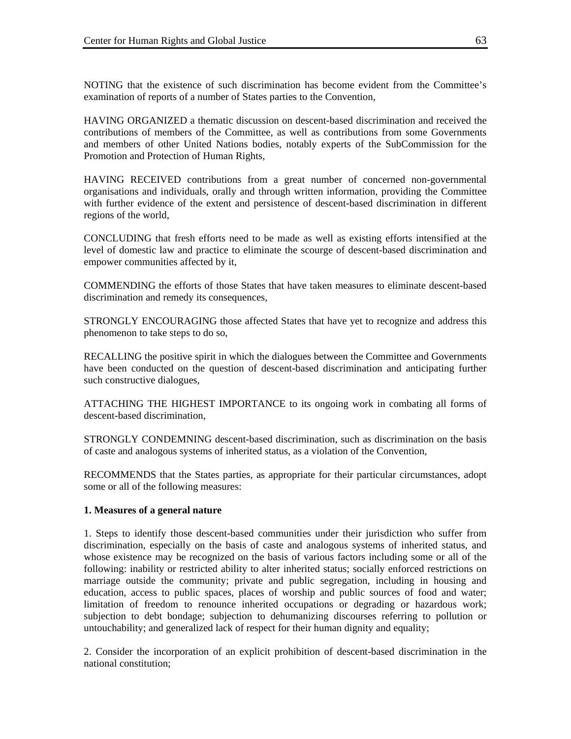NOTING that the existence of such discrimination has become evident from the Committee's examination of reports of a number of States parties to the Convention,

HAVING ORGANIZED a thematic discussion on descent-based discrimination and received the contributions of members of the Committee, as well as contributions from some Governments and members of other United Nations bodies, notably experts of the SubCommission for the Promotion and Protection of Human Rights,

HAVING RECEIVED contributions from a great number of concerned non-governmental organisations and individuals, orally and through written information, providing the Committee with further evidence of the extent and persistence of descent-based discrimination in different regions of the world,

CONCLUDING that fresh efforts need to be made as well as existing efforts intensified at the level of domestic law and practice to eliminate the scourge of descent-based discrimination and empower communities affected by it,

COMMENDING the efforts of those States that have taken measures to eliminate descent-based discrimination and remedy its consequences,

STRONGLY ENCOURAGING those affected States that have yet to recognize and address this phenomenon to take steps to do so,

RECALLING the positive spirit in which the dialogues between the Committee and Governments have been conducted on the question of descent-based discrimination and anticipating further such constructive dialogues,

ATTACHING THE HIGHEST IMPORTANCE to its ongoing work in combating all forms of descent-based discrimination,

STRONGLY CONDEMNING descent-based discrimination, such as discrimination on the basis of caste and analogous systems of inherited status, as a violation of the Convention,

RECOMMENDS that the States parties, as appropriate for their particular circumstances, adopt some or all of the following measures:

**1. Measures of a general nature**

1. Steps to identify those descent-based communities under their jurisdiction who suffer from discrimination, especially on the basis of caste and analogous systems of inherited status, and whose existence may be recognized on the basis of various factors including some or all of the following: inability or restricted ability to alter inherited status; socially enforced restrictions on marriage outside the community; private and public segregation, including in housing and education, access to public spaces, places of worship and public sources of food and water; limitation of freedom to renounce inherited occupations or degrading or hazardous work; subjection to debt bondage; subjection to dehumanizing discourses referring to pollution or untouchability; and generalized lack of respect for their human dignity and equality;

2. Consider the incorporation of an explicit prohibition of descent-based discrimination in the national constitution;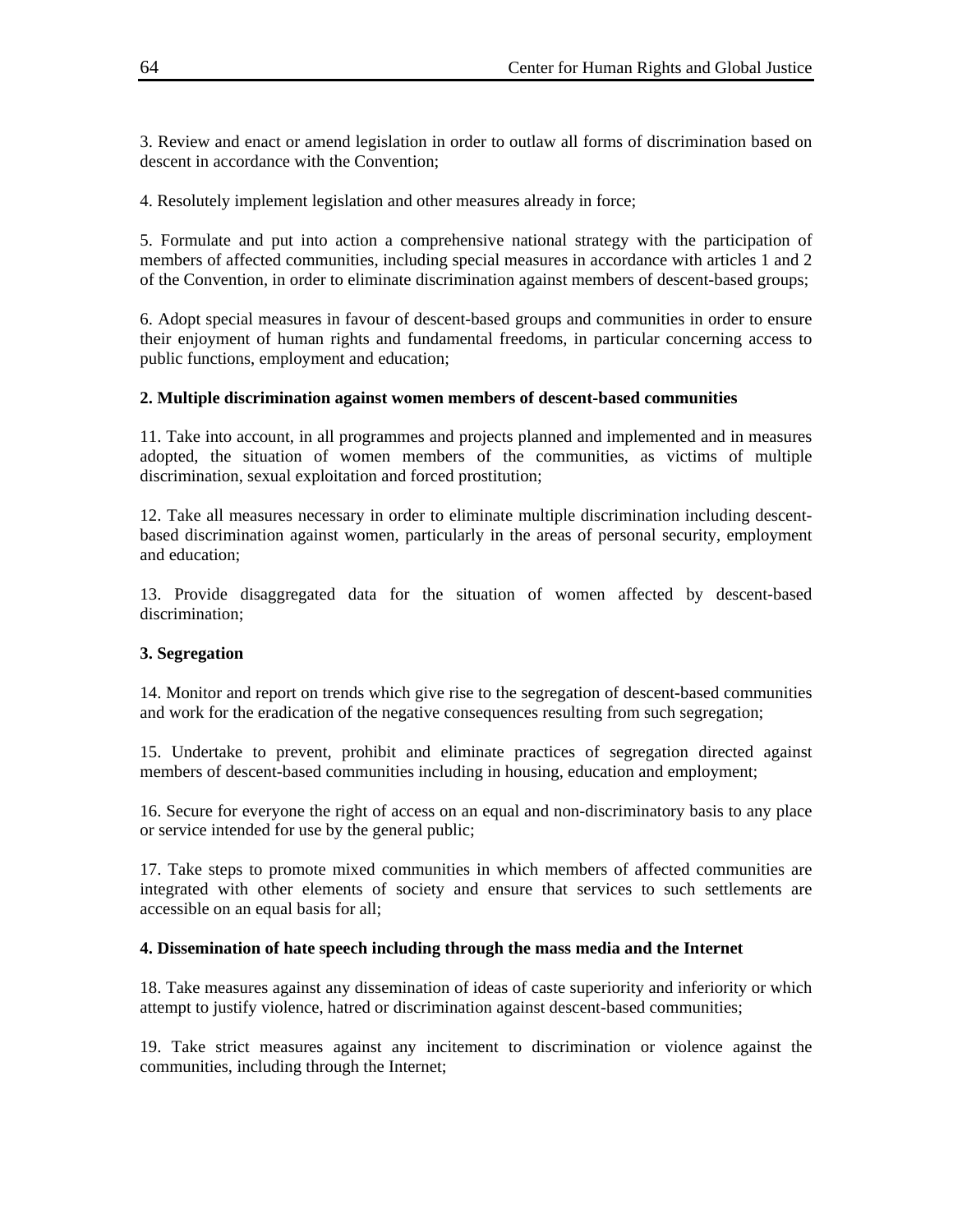3. Review and enact or amend legislation in order to outlaw all forms of discrimination based on descent in accordance with the Convention;

4. Resolutely implement legislation and other measures already in force;

5. Formulate and put into action a comprehensive national strategy with the participation of members of affected communities, including special measures in accordance with articles 1 and 2 of the Convention, in order to eliminate discrimination against members of descent-based groups;

6. Adopt special measures in favour of descent-based groups and communities in order to ensure their enjoyment of human rights and fundamental freedoms, in particular concerning access to public functions, employment and education;

**2. Multiple discrimination against women members of descent-based communities**

11. Take into account, in all programmes and projects planned and implemented and in measures adopted, the situation of women members of the communities, as victims of multiple discrimination, sexual exploitation and forced prostitution;

12. Take all measures necessary in order to eliminate multiple discrimination including descent-based discrimination against women, particularly in the areas of personal security, employment and education;

13. Provide disaggregated data for the situation of women affected by descent-based discrimination;

**3. Segregation**

14. Monitor and report on trends which give rise to the segregation of descent-based communities and work for the eradication of the negative consequences resulting from such segregation;

15. Undertake to prevent, prohibit and eliminate practices of segregation directed against members of descent-based communities including in housing, education and employment;

16. Secure for everyone the right of access on an equal and non-discriminatory basis to any place or service intended for use by the general public;

17. Take steps to promote mixed communities in which members of affected communities are integrated with other elements of society and ensure that services to such settlements are accessible on an equal basis for all;

**4. Dissemination of hate speech including through the mass media and the Internet**

18. Take measures against any dissemination of ideas of caste superiority and inferiority or which attempt to justify violence, hatred or discrimination against descent-based communities;

19. Take strict measures against any incitement to discrimination or violence against the communities, including through the Internet;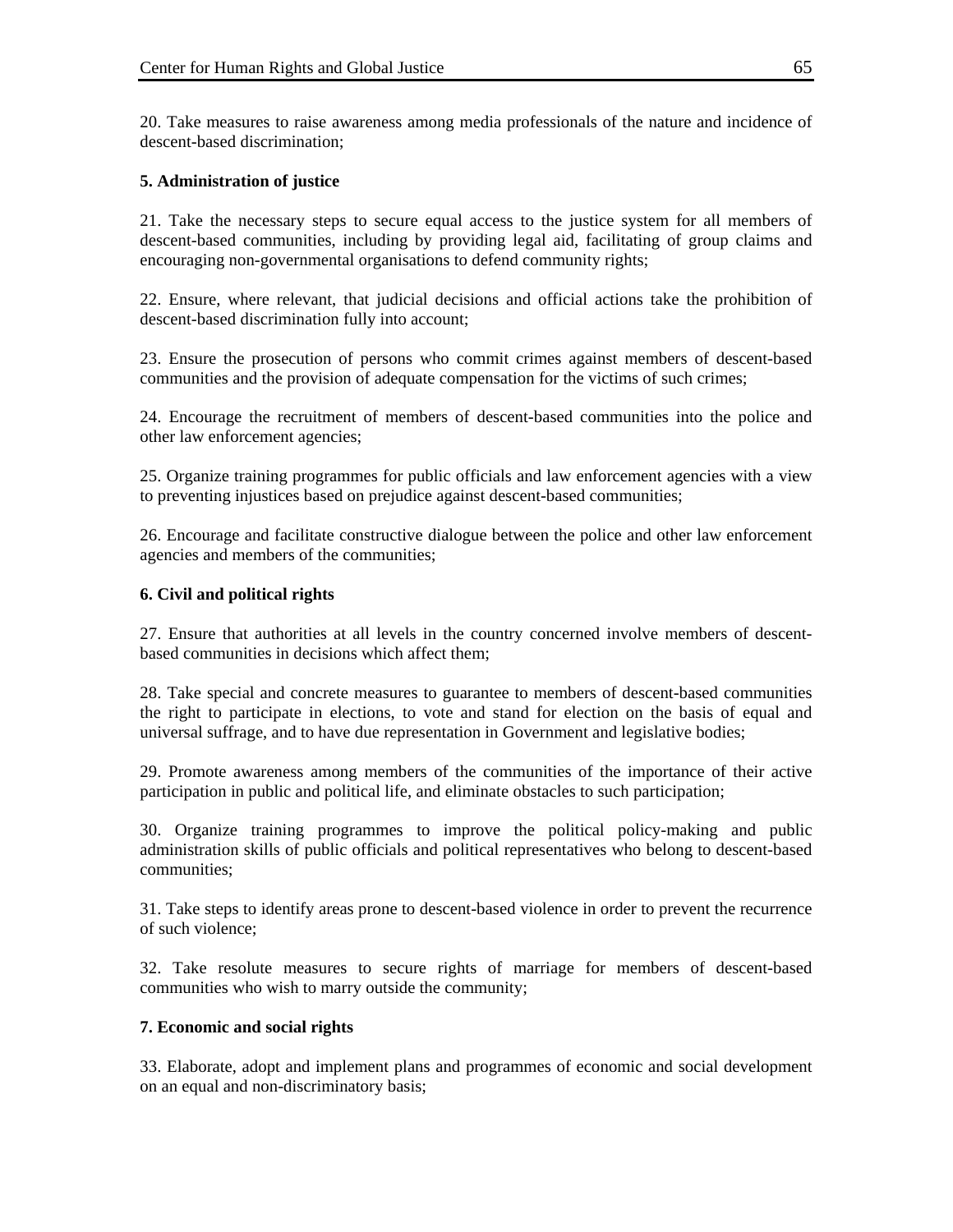20. Take measures to raise awareness among media professionals of the nature and incidence of descent-based discrimination;

**5. Administration of justice**

21. Take the necessary steps to secure equal access to the justice system for all members of descent-based communities, including by providing legal aid, facilitating of group claims and encouraging non-governmental organisations to defend community rights;

22. Ensure, where relevant, that judicial decisions and official actions take the prohibition of descent-based discrimination fully into account;

23. Ensure the prosecution of persons who commit crimes against members of descent-based communities and the provision of adequate compensation for the victims of such crimes;

24. Encourage the recruitment of members of descent-based communities into the police and other law enforcement agencies;

25. Organize training programmes for public officials and law enforcement agencies with a view to preventing injustices based on prejudice against descent-based communities;

26. Encourage and facilitate constructive dialogue between the police and other law enforcement agencies and members of the communities;

**6. Civil and political rights**

27. Ensure that authorities at all levels in the country concerned involve members of descent-based communities in decisions which affect them;

28. Take special and concrete measures to guarantee to members of descent-based communities the right to participate in elections, to vote and stand for election on the basis of equal and universal suffrage, and to have due representation in Government and legislative bodies;

29. Promote awareness among members of the communities of the importance of their active participation in public and political life, and eliminate obstacles to such participation;

30. Organize training programmes to improve the political policy-making and public administration skills of public officials and political representatives who belong to descent-based communities;

31. Take steps to identify areas prone to descent-based violence in order to prevent the recurrence of such violence;

32. Take resolute measures to secure rights of marriage for members of descent-based communities who wish to marry outside the community;

**7. Economic and social rights**

33. Elaborate, adopt and implement plans and programmes of economic and social development on an equal and non-discriminatory basis;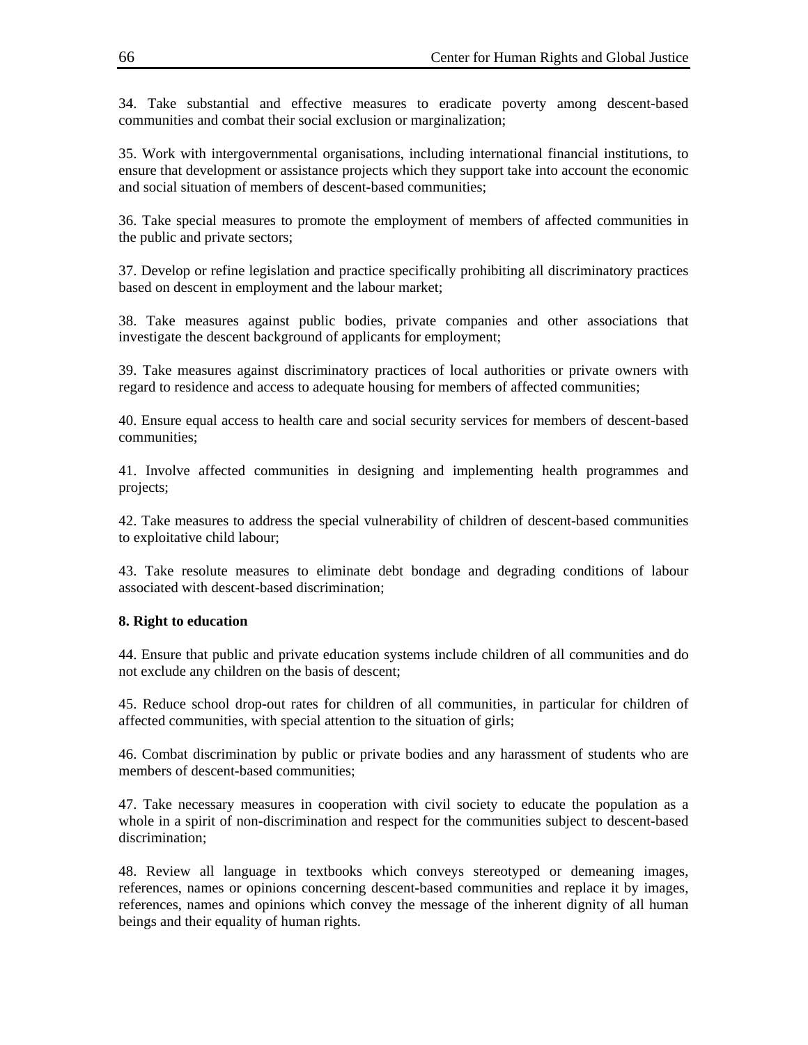34. Take substantial and effective measures to eradicate poverty among descent-based communities and combat their social exclusion or marginalization;

35. Work with intergovernmental organisations, including international financial institutions, to ensure that development or assistance projects which they support take into account the economic and social situation of members of descent-based communities;

36. Take special measures to promote the employment of members of affected communities in the public and private sectors;

37. Develop or refine legislation and practice specifically prohibiting all discriminatory practices based on descent in employment and the labour market;

38. Take measures against public bodies, private companies and other associations that investigate the descent background of applicants for employment;

39. Take measures against discriminatory practices of local authorities or private owners with regard to residence and access to adequate housing for members of affected communities;

40. Ensure equal access to health care and social security services for members of descent-based communities;

41. Involve affected communities in designing and implementing health programmes and projects;

42. Take measures to address the special vulnerability of children of descent-based communities to exploitative child labour;

43. Take resolute measures to eliminate debt bondage and degrading conditions of labour associated with descent-based discrimination;

**8. Right to education**

44. Ensure that public and private education systems include children of all communities and do not exclude any children on the basis of descent;

45. Reduce school drop-out rates for children of all communities, in particular for children of affected communities, with special attention to the situation of girls;

46. Combat discrimination by public or private bodies and any harassment of students who are members of descent-based communities;

47. Take necessary measures in cooperation with civil society to educate the population as a whole in a spirit of non-discrimination and respect for the communities subject to descent-based discrimination;

48. Review all language in textbooks which conveys stereotyped or demeaning images, references, names or opinions concerning descent-based communities and replace it by images, references, names and opinions which convey the message of the inherent dignity of all human beings and their equality of human rights.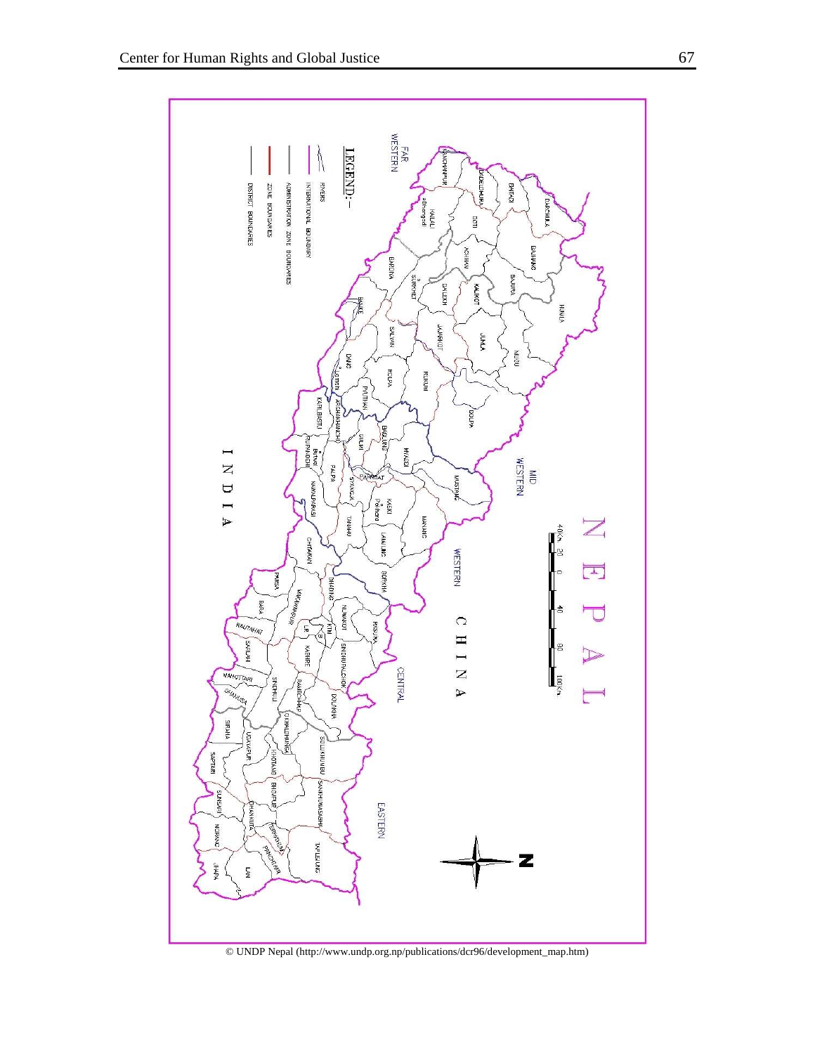NEPAL

CHINA

INDIA

FAR WESTERN

MID WESTERN

WESTERN

CENTRAL

EASTERN

LEGEND:-

RIVERS

INTERNATIONAL BOUNDARY

ADMINISTRATION ZONE BOUNDARIES

ZONE BOUNDARIES

DISTRICT BOUNDARIES

40Km 20 0 40 80 100Km

N

DARCHULA

BAITADI

DADELDHURA

KANCHANPUR

KAILALI

Dhangadi

DOTI

ACHHAM

BAJHANG

BAJURA

HUMLA

KALIKOT

DAILEKH

SURKHET

BARDIYA

BANKE

JAJARKOT

JUMLA

MUGU

DOLPA

SALYAN

DANG

Tulsipur

ROLPA

RUKUM

PYUTHAN

ARGHAKHANCHI

KAPILBASTU

RUPANDEHI

Butwal

GULMI

PALPA

BAGLUNG

MYAGDI

MUSTANG

PARBAT

SYANGJA

KASKI

Pokhara

MANANG

LAMJUNG

TANAHU

GORKHA

NAWALPARASI

CHITAWAN

DHADING

NUWAKOT

RASUWA

PARSA

BARA

MAKWANPUR

KTM

LP

BT

SINDHUPALCHOK

KABHRE

RAUTAHAT

SARLAHI

SINDHULI

DOLAKHA

RAMECHHAP

MAHOTTARI

DHANUSA

OKHALDHUNGA

SOLUKHUMBU

SIRAHA

UDAYAPUR

KHOTANG

SAPTARI

SUNSARI

BHOJPUR

SANKHUWASABHA

DHANKUTA

TERHATHUM

TAPLEJUNG

MORANG

PANCHTHAR

ILAM

JHAPA

© UNDP Nepal (http://www.undp.org.np/publications/dcr96/development_map.htm)